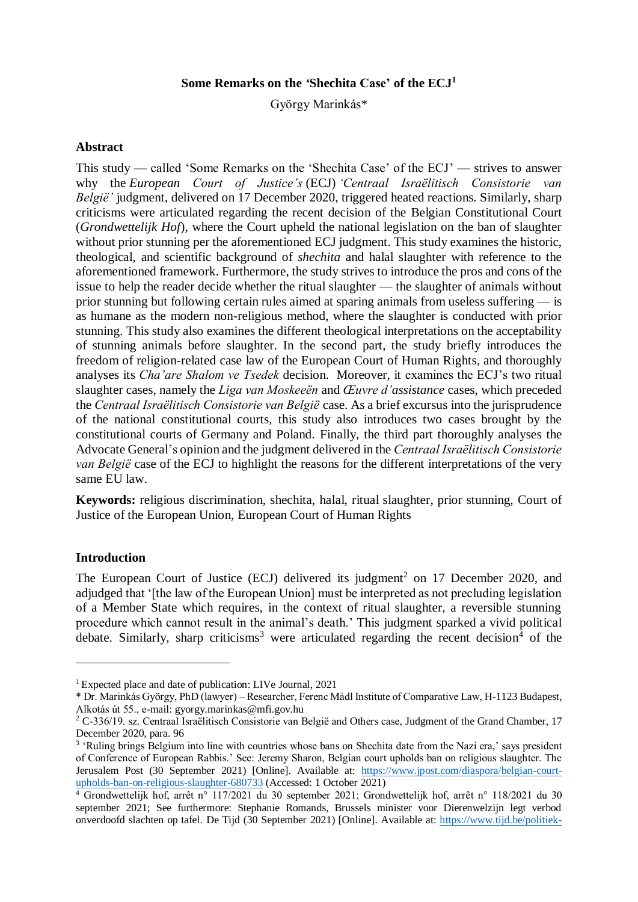**Some Remarks on the 'Shechita Case' of the ECJ[1]**

György Marinkás*

## Abstract

This study — called 'Some Remarks on the 'Shechita Case' of the ECJ' — strives to answer why the *European Court of Justice's* (ECJ) *'Centraal Israëlitisch Consistorie van België'* judgment, delivered on 17 December 2020, triggered heated reactions. Similarly, sharp criticisms were articulated regarding the recent decision of the Belgian Constitutional Court (*Grondwettelijk Hof*), where the Court upheld the national legislation on the ban of slaughter without prior stunning per the aforementioned ECJ judgment. This study examines the historic, theological, and scientific background of *shechita* and halal slaughter with reference to the aforementioned framework. Furthermore, the study strives to introduce the pros and cons of the issue to help the reader decide whether the ritual slaughter — the slaughter of animals without prior stunning but following certain rules aimed at sparing animals from useless suffering — is as humane as the modern non-religious method, where the slaughter is conducted with prior stunning. This study also examines the different theological interpretations on the acceptability of stunning animals before slaughter. In the second part, the study briefly introduces the freedom of religion-related case law of the European Court of Human Rights, and thoroughly analyses its *Cha'are Shalom ve Tsedek* decision. Moreover, it examines the ECJ's two ritual slaughter cases, namely the *Liga van Moskeeën* and *Œuvre d'assistance* cases, which preceded the *Centraal Israëlitisch Consistorie van België* case. As a brief excursus into the jurisprudence of the national constitutional courts, this study also introduces two cases brought by the constitutional courts of Germany and Poland. Finally, the third part thoroughly analyses the Advocate General's opinion and the judgment delivered in the *Centraal Israëlitisch Consistorie van België* case of the ECJ to highlight the reasons for the different interpretations of the very same EU law.

**Keywords:** religious discrimination, shechita, halal, ritual slaughter, prior stunning, Court of Justice of the European Union, European Court of Human Rights

## Introduction

The European Court of Justice (ECJ) delivered its judgment[2] on 17 December 2020, and adjudged that '[the law of the European Union] must be interpreted as not precluding legislation of a Member State which requires, in the context of ritual slaughter, a reversible stunning procedure which cannot result in the animal's death.' This judgment sparked a vivid political debate. Similarly, sharp criticisms[3] were articulated regarding the recent decision[4] of the

---

[1] Expected place and date of publication: LIVe Journal, 2021

\* Dr. Marinkás György, PhD (lawyer) – Researcher, Ferenc Mádl Institute of Comparative Law, H-1123 Budapest, Alkotás út 55., e-mail: gyorgy.marinkas@mfi.gov.hu

[2] C-336/19. sz. Centraal Israëlitisch Consistorie van België and Others case, Judgment of the Grand Chamber, 17 December 2020, para. 96

[3] 'Ruling brings Belgium into line with countries whose bans on Shechita date from the Nazi era,' says president of Conference of European Rabbis.' See: Jeremy Sharon, Belgian court upholds ban on religious slaughter. The Jerusalem Post (30 September 2021) [Online]. Available at: https://www.jpost.com/diaspora/belgian-court-upholds-ban-on-religious-slaughter-680733 (Accessed: 1 October 2021)

[4] Grondwettelijk hof, arrêt n° 117/2021 du 30 september 2021; Grondwettelijk hof, arrêt n° 118/2021 du 30 september 2021; See furthermore: Stephanie Romands, Brussels minister voor Dierenwelzijn legt verbod onverdoofd slachten op tafel. De Tijd (30 September 2021) [Online]. Available at: https://www.tijd.be/politiek-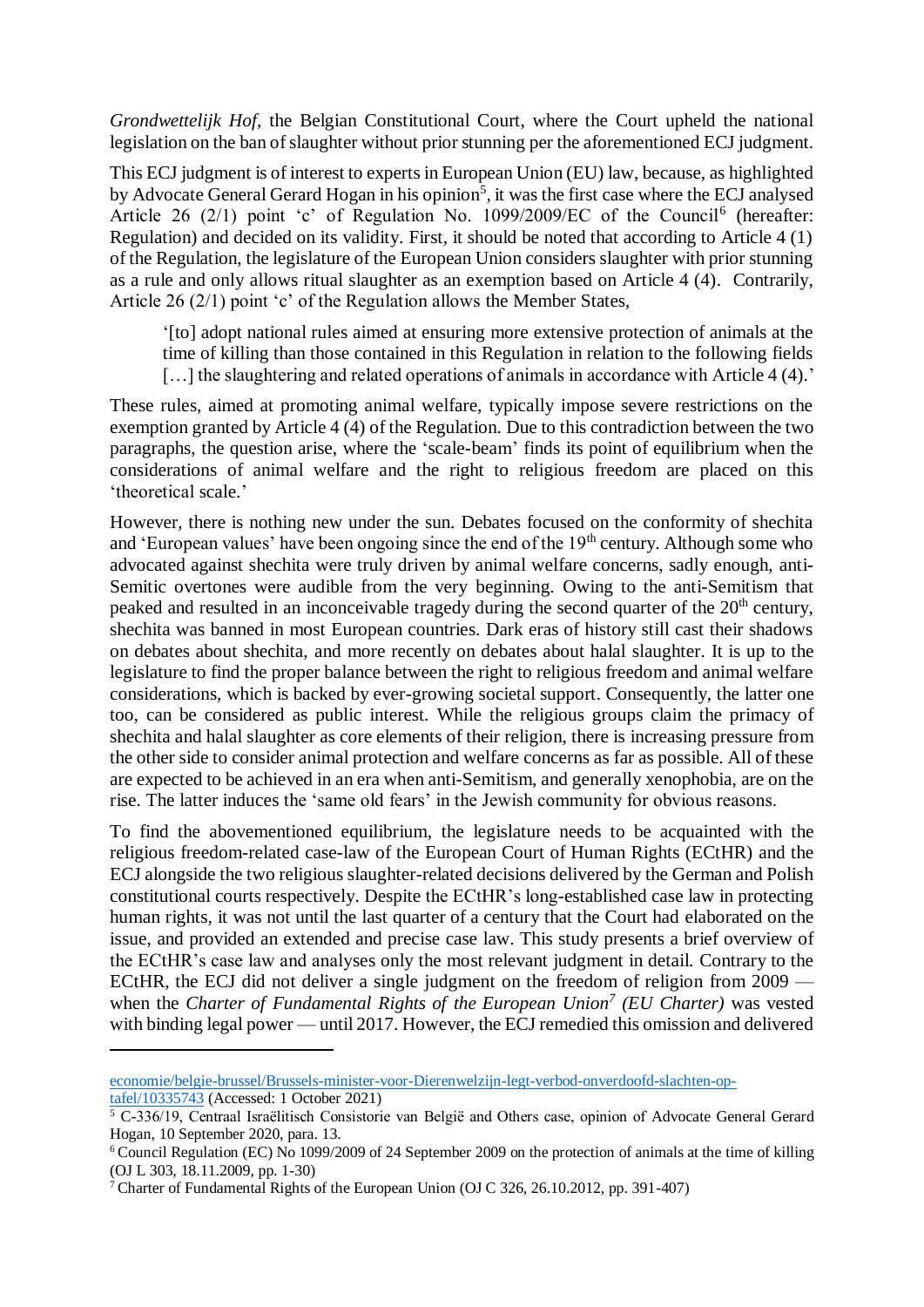*Grondwettelijk Hof*, the Belgian Constitutional Court, where the Court upheld the national legislation on the ban of slaughter without prior stunning per the aforementioned ECJ judgment.

This ECJ judgment is of interest to experts in European Union (EU) law, because, as highlighted by Advocate General Gerard Hogan in his opinion[5], it was the first case where the ECJ analysed Article 26 (2/1) point 'c' of Regulation No. 1099/2009/EC of the Council[6] (hereafter: Regulation) and decided on its validity. First, it should be noted that according to Article 4 (1) of the Regulation, the legislature of the European Union considers slaughter with prior stunning as a rule and only allows ritual slaughter as an exemption based on Article 4 (4). Contrarily, Article 26 (2/1) point 'c' of the Regulation allows the Member States,

> '[to] adopt national rules aimed at ensuring more extensive protection of animals at the time of killing than those contained in this Regulation in relation to the following fields […] the slaughtering and related operations of animals in accordance with Article 4 (4).'

These rules, aimed at promoting animal welfare, typically impose severe restrictions on the exemption granted by Article 4 (4) of the Regulation. Due to this contradiction between the two paragraphs, the question arise, where the 'scale-beam' finds its point of equilibrium when the considerations of animal welfare and the right to religious freedom are placed on this 'theoretical scale.'

However, there is nothing new under the sun. Debates focused on the conformity of shechita and 'European values' have been ongoing since the end of the 19th century. Although some who advocated against shechita were truly driven by animal welfare concerns, sadly enough, anti-Semitic overtones were audible from the very beginning. Owing to the anti-Semitism that peaked and resulted in an inconceivable tragedy during the second quarter of the 20th century, shechita was banned in most European countries. Dark eras of history still cast their shadows on debates about shechita, and more recently on debates about halal slaughter. It is up to the legislature to find the proper balance between the right to religious freedom and animal welfare considerations, which is backed by ever-growing societal support. Consequently, the latter one too, can be considered as public interest. While the religious groups claim the primacy of shechita and halal slaughter as core elements of their religion, there is increasing pressure from the other side to consider animal protection and welfare concerns as far as possible. All of these are expected to be achieved in an era when anti-Semitism, and generally xenophobia, are on the rise. The latter induces the 'same old fears' in the Jewish community for obvious reasons.

To find the abovementioned equilibrium, the legislature needs to be acquainted with the religious freedom-related case-law of the European Court of Human Rights (ECtHR) and the ECJ alongside the two religious slaughter-related decisions delivered by the German and Polish constitutional courts respectively. Despite the ECtHR's long-established case law in protecting human rights, it was not until the last quarter of a century that the Court had elaborated on the issue, and provided an extended and precise case law. This study presents a brief overview of the ECtHR's case law and analyses only the most relevant judgment in detail. Contrary to the ECtHR, the ECJ did not deliver a single judgment on the freedom of religion from 2009 — when the *Charter of Fundamental Rights of the European Union*[7] *(EU Charter)* was vested with binding legal power — until 2017. However, the ECJ remedied this omission and delivered

---

economie/belgie-brussel/Brussels-minister-voor-Dierenwelzijn-legt-verbod-onverdoofd-slachten-op-tafel/10335743 (Accessed: 1 October 2021)

[5] C-336/19, Centraal Israëlitisch Consistorie van België and Others case, opinion of Advocate General Gerard Hogan, 10 September 2020, para. 13.

[6] Council Regulation (EC) No 1099/2009 of 24 September 2009 on the protection of animals at the time of killing (OJ L 303, 18.11.2009, pp. 1-30)

[7] Charter of Fundamental Rights of the European Union (OJ C 326, 26.10.2012, pp. 391-407)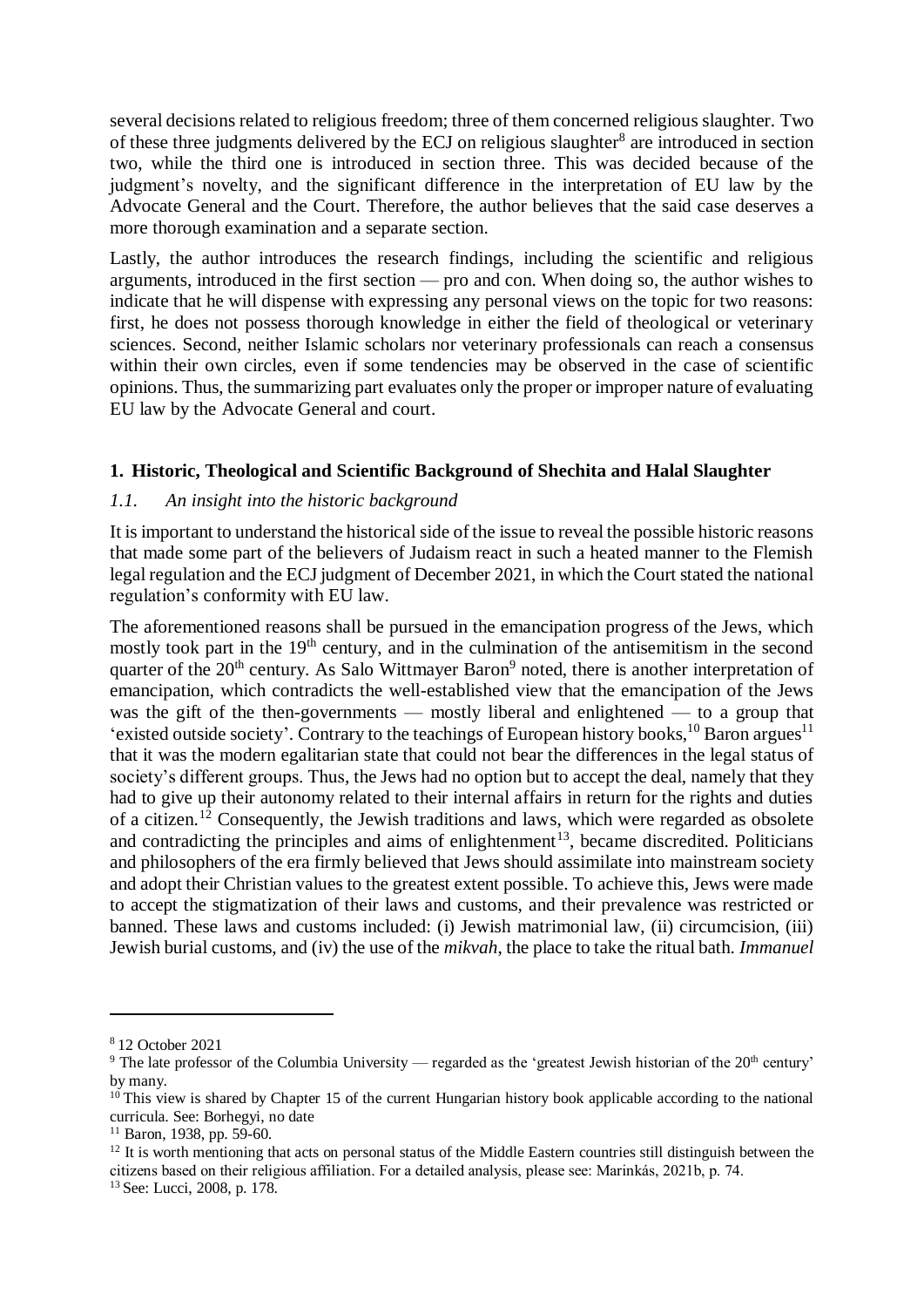several decisions related to religious freedom; three of them concerned religious slaughter. Two of these three judgments delivered by the ECJ on religious slaughter[8] are introduced in section two, while the third one is introduced in section three. This was decided because of the judgment's novelty, and the significant difference in the interpretation of EU law by the Advocate General and the Court. Therefore, the author believes that the said case deserves a more thorough examination and a separate section.

Lastly, the author introduces the research findings, including the scientific and religious arguments, introduced in the first section — pro and con. When doing so, the author wishes to indicate that he will dispense with expressing any personal views on the topic for two reasons: first, he does not possess thorough knowledge in either the field of theological or veterinary sciences. Second, neither Islamic scholars nor veterinary professionals can reach a consensus within their own circles, even if some tendencies may be observed in the case of scientific opinions. Thus, the summarizing part evaluates only the proper or improper nature of evaluating EU law by the Advocate General and court.

## 1. Historic, Theological and Scientific Background of Shechita and Halal Slaughter

### *1.1. An insight into the historic background*

It is important to understand the historical side of the issue to reveal the possible historic reasons that made some part of the believers of Judaism react in such a heated manner to the Flemish legal regulation and the ECJ judgment of December 2021, in which the Court stated the national regulation's conformity with EU law.

The aforementioned reasons shall be pursued in the emancipation progress of the Jews, which mostly took part in the 19th century, and in the culmination of the antisemitism in the second quarter of the 20th century. As Salo Wittmayer Baron[9] noted, there is another interpretation of emancipation, which contradicts the well-established view that the emancipation of the Jews was the gift of the then-governments — mostly liberal and enlightened — to a group that 'existed outside society'. Contrary to the teachings of European history books,[10] Baron argues[11] that it was the modern egalitarian state that could not bear the differences in the legal status of society's different groups. Thus, the Jews had no option but to accept the deal, namely that they had to give up their autonomy related to their internal affairs in return for the rights and duties of a citizen.[12] Consequently, the Jewish traditions and laws, which were regarded as obsolete and contradicting the principles and aims of enlightenment[13], became discredited. Politicians and philosophers of the era firmly believed that Jews should assimilate into mainstream society and adopt their Christian values to the greatest extent possible. To achieve this, Jews were made to accept the stigmatization of their laws and customs, and their prevalence was restricted or banned. These laws and customs included: (i) Jewish matrimonial law, (ii) circumcision, (iii) Jewish burial customs, and (iv) the use of the *mikvah*, the place to take the ritual bath. *Immanuel*

---

[8] 12 October 2021

[9] The late professor of the Columbia University — regarded as the 'greatest Jewish historian of the 20th century' by many.

[10] This view is shared by Chapter 15 of the current Hungarian history book applicable according to the national curricula. See: Borhegyi, no date

[11] Baron, 1938, pp. 59-60.

[12] It is worth mentioning that acts on personal status of the Middle Eastern countries still distinguish between the citizens based on their religious affiliation. For a detailed analysis, please see: Marinkás, 2021b, p. 74.

[13] See: Lucci, 2008, p. 178.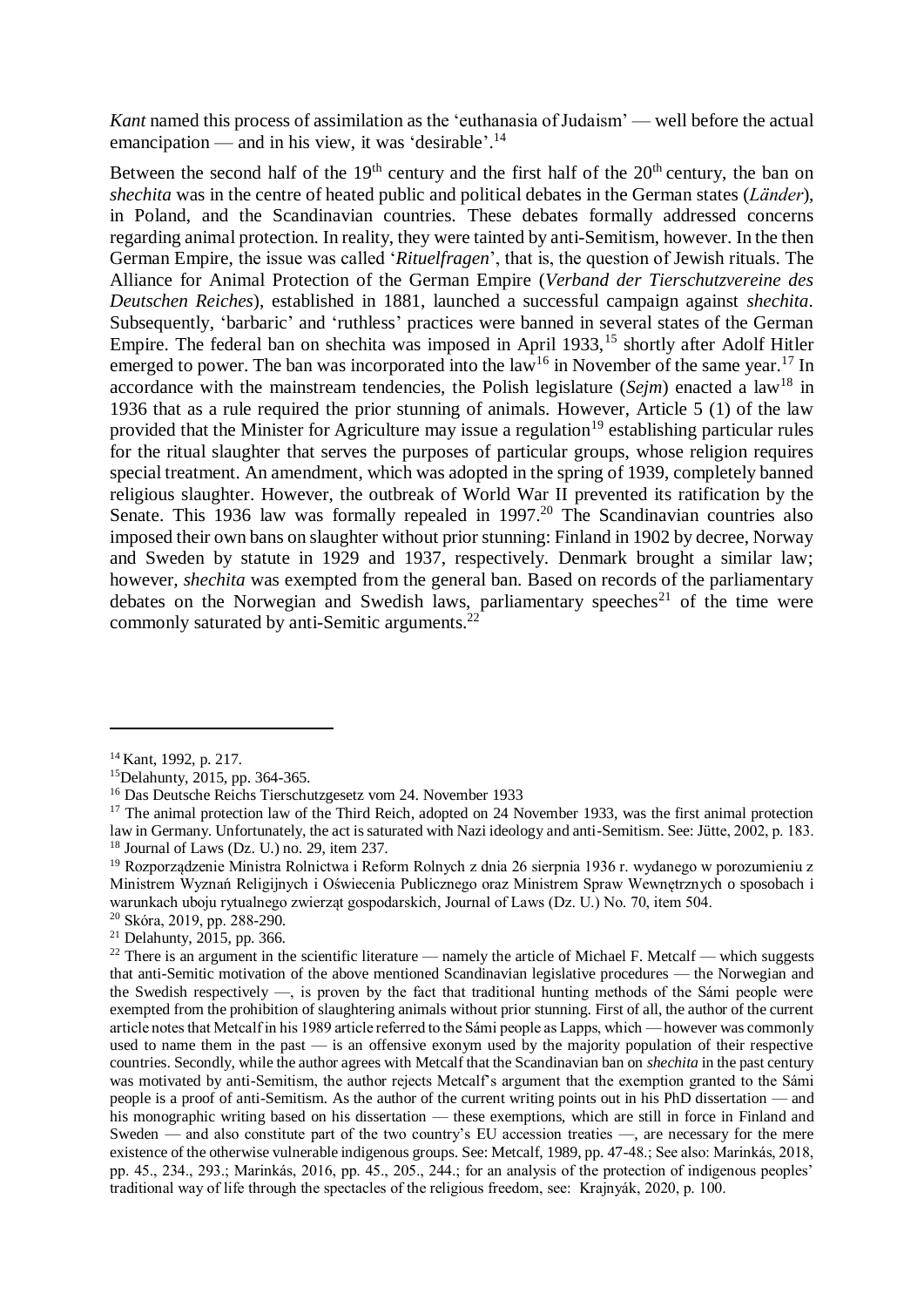*Kant* named this process of assimilation as the 'euthanasia of Judaism' — well before the actual emancipation — and in his view, it was 'desirable'.[14]

Between the second half of the 19[th] century and the first half of the 20[th] century, the ban on *shechita* was in the centre of heated public and political debates in the German states (*Länder*), in Poland, and the Scandinavian countries. These debates formally addressed concerns regarding animal protection. In reality, they were tainted by anti-Semitism, however. In the then German Empire, the issue was called '*Rituelfragen*', that is, the question of Jewish rituals. The Alliance for Animal Protection of the German Empire (*Verband der Tierschutzvereine des Deutschen Reiches*), established in 1881, launched a successful campaign against *shechita*. Subsequently, 'barbaric' and 'ruthless' practices were banned in several states of the German Empire. The federal ban on shechita was imposed in April 1933,[15] shortly after Adolf Hitler emerged to power. The ban was incorporated into the law[16] in November of the same year.[17] In accordance with the mainstream tendencies, the Polish legislature (*Sejm*) enacted a law[18] in 1936 that as a rule required the prior stunning of animals. However, Article 5 (1) of the law provided that the Minister for Agriculture may issue a regulation[19] establishing particular rules for the ritual slaughter that serves the purposes of particular groups, whose religion requires special treatment. An amendment, which was adopted in the spring of 1939, completely banned religious slaughter. However, the outbreak of World War II prevented its ratification by the Senate. This 1936 law was formally repealed in 1997.[20] The Scandinavian countries also imposed their own bans on slaughter without prior stunning: Finland in 1902 by decree, Norway and Sweden by statute in 1929 and 1937, respectively. Denmark brought a similar law; however, *shechita* was exempted from the general ban. Based on records of the parliamentary debates on the Norwegian and Swedish laws, parliamentary speeches[21] of the time were commonly saturated by anti-Semitic arguments.[22]

---

[14] Kant, 1992, p. 217.

[15] Delahunty, 2015, pp. 364-365.

[16] Das Deutsche Reichs Tierschutzgesetz vom 24. November 1933

[17] The animal protection law of the Third Reich, adopted on 24 November 1933, was the first animal protection law in Germany. Unfortunately, the act is saturated with Nazi ideology and anti-Semitism. See: Jütte, 2002, p. 183.

[18] Journal of Laws (Dz. U.) no. 29, item 237.

[19] Rozporządzenie Ministra Rolnictwa i Reform Rolnych z dnia 26 sierpnia 1936 r. wydanego w porozumieniu z Ministrem Wyznań Religijnych i Oświecenia Publicznego oraz Ministrem Spraw Wewnętrznych o sposobach i warunkach uboju rytualnego zwierząt gospodarskich, Journal of Laws (Dz. U.) No. 70, item 504.

[20] Skóra, 2019, pp. 288-290.

[21] Delahunty, 2015, pp. 366.

[22] There is an argument in the scientific literature — namely the article of Michael F. Metcalf — which suggests that anti-Semitic motivation of the above mentioned Scandinavian legislative procedures — the Norwegian and the Swedish respectively —, is proven by the fact that traditional hunting methods of the Sámi people were exempted from the prohibition of slaughtering animals without prior stunning. First of all, the author of the current article notes that Metcalf in his 1989 article referred to the Sámi people as Lapps, which — however was commonly used to name them in the past — is an offensive exonym used by the majority population of their respective countries. Secondly, while the author agrees with Metcalf that the Scandinavian ban on *shechita* in the past century was motivated by anti-Semitism, the author rejects Metcalf's argument that the exemption granted to the Sámi people is a proof of anti-Semitism. As the author of the current writing points out in his PhD dissertation — and his monographic writing based on his dissertation — these exemptions, which are still in force in Finland and Sweden — and also constitute part of the two country's EU accession treaties —, are necessary for the mere existence of the otherwise vulnerable indigenous groups. See: Metcalf, 1989, pp. 47-48.; See also: Marinkás, 2018, pp. 45., 234., 293.; Marinkás, 2016, pp. 45., 205., 244.; for an analysis of the protection of indigenous peoples' traditional way of life through the spectacles of the religious freedom, see: Krajnyák, 2020, p. 100.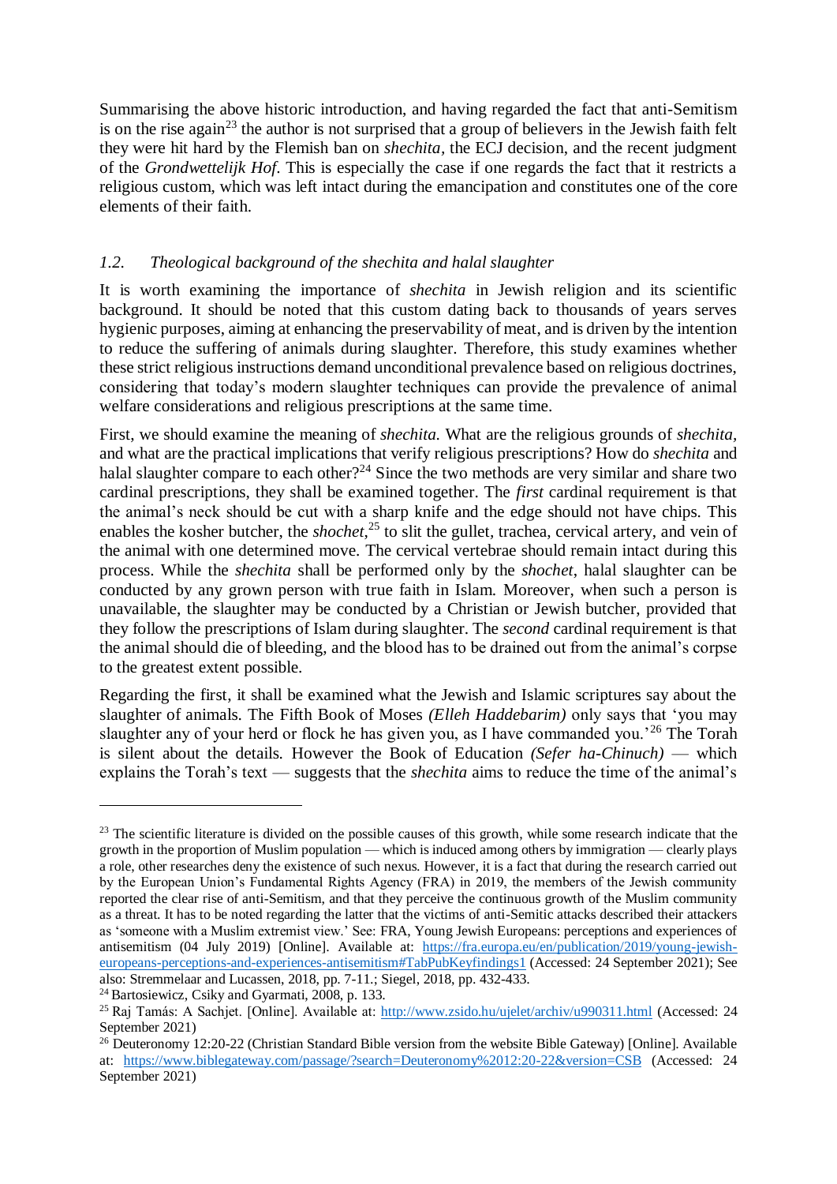Summarising the above historic introduction, and having regarded the fact that anti-Semitism is on the rise again[23] the author is not surprised that a group of believers in the Jewish faith felt they were hit hard by the Flemish ban on *shechita*, the ECJ decision, and the recent judgment of the *Grondwettelijk Hof*. This is especially the case if one regards the fact that it restricts a religious custom, which was left intact during the emancipation and constitutes one of the core elements of their faith.

### *1.2. Theological background of the shechita and halal slaughter*

It is worth examining the importance of *shechita* in Jewish religion and its scientific background. It should be noted that this custom dating back to thousands of years serves hygienic purposes, aiming at enhancing the preservability of meat, and is driven by the intention to reduce the suffering of animals during slaughter. Therefore, this study examines whether these strict religious instructions demand unconditional prevalence based on religious doctrines, considering that today's modern slaughter techniques can provide the prevalence of animal welfare considerations and religious prescriptions at the same time.

First, we should examine the meaning of *shechita*. What are the religious grounds of *shechita*, and what are the practical implications that verify religious prescriptions? How do *shechita* and halal slaughter compare to each other?[24] Since the two methods are very similar and share two cardinal prescriptions, they shall be examined together. The *first* cardinal requirement is that the animal's neck should be cut with a sharp knife and the edge should not have chips. This enables the kosher butcher, the *shochet*,[25] to slit the gullet, trachea, cervical artery, and vein of the animal with one determined move. The cervical vertebrae should remain intact during this process. While the *shechita* shall be performed only by the *shochet*, halal slaughter can be conducted by any grown person with true faith in Islam. Moreover, when such a person is unavailable, the slaughter may be conducted by a Christian or Jewish butcher, provided that they follow the prescriptions of Islam during slaughter. The *second* cardinal requirement is that the animal should die of bleeding, and the blood has to be drained out from the animal's corpse to the greatest extent possible.

Regarding the first, it shall be examined what the Jewish and Islamic scriptures say about the slaughter of animals. The Fifth Book of Moses *(Elleh Haddebarim)* only says that 'you may slaughter any of your herd or flock he has given you, as I have commanded you.'[26] The Torah is silent about the details. However the Book of Education *(Sefer ha-Chinuch)* — which explains the Torah's text — suggests that the *shechita* aims to reduce the time of the animal's

---

[23] The scientific literature is divided on the possible causes of this growth, while some research indicate that the growth in the proportion of Muslim population — which is induced among others by immigration — clearly plays a role, other researches deny the existence of such nexus. However, it is a fact that during the research carried out by the European Union's Fundamental Rights Agency (FRA) in 2019, the members of the Jewish community reported the clear rise of anti-Semitism, and that they perceive the continuous growth of the Muslim community as a threat. It has to be noted regarding the latter that the victims of anti-Semitic attacks described their attackers as 'someone with a Muslim extremist view.' See: FRA, Young Jewish Europeans: perceptions and experiences of antisemitism (04 July 2019) [Online]. Available at: https://fra.europa.eu/en/publication/2019/young-jewish-europeans-perceptions-and-experiences-antisemitism#TabPubKeyfindings1 (Accessed: 24 September 2021); See also: Stremmelaar and Lucassen, 2018, pp. 7-11.; Siegel, 2018, pp. 432-433.

[24] Bartosiewicz, Csiky and Gyarmati, 2008, p. 133.

[25] Raj Tamás: A Sachjet. [Online]. Available at: http://www.zsido.hu/ujelet/archiv/u990311.html (Accessed: 24 September 2021)

[26] Deuteronomy 12:20-22 (Christian Standard Bible version from the website Bible Gateway) [Online]. Available at: https://www.biblegateway.com/passage/?search=Deuteronomy%2012:20-22&version=CSB (Accessed: 24 September 2021)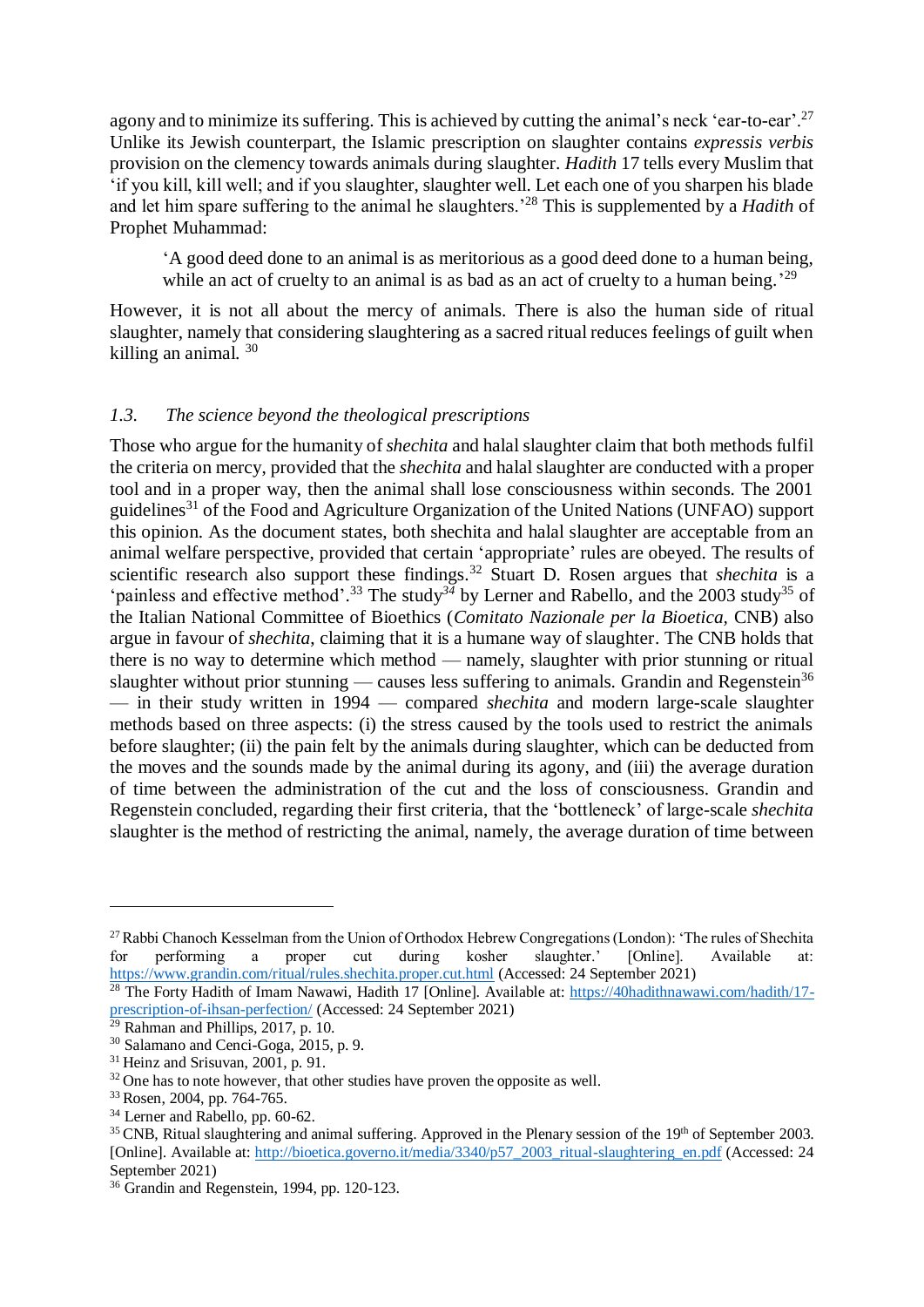agony and to minimize its suffering. This is achieved by cutting the animal's neck 'ear-to-ear'.[27] Unlike its Jewish counterpart, the Islamic prescription on slaughter contains *expressis verbis* provision on the clemency towards animals during slaughter. *Hadith* 17 tells every Muslim that 'if you kill, kill well; and if you slaughter, slaughter well. Let each one of you sharpen his blade and let him spare suffering to the animal he slaughters.'[28] This is supplemented by a *Hadith* of Prophet Muhammad:

> 'A good deed done to an animal is as meritorious as a good deed done to a human being, while an act of cruelty to an animal is as bad as an act of cruelty to a human being.'[29]

However, it is not all about the mercy of animals. There is also the human side of ritual slaughter, namely that considering slaughtering as a sacred ritual reduces feelings of guilt when killing an animal. [30]

### *1.3. The science beyond the theological prescriptions*

Those who argue for the humanity of *shechita* and halal slaughter claim that both methods fulfil the criteria on mercy, provided that the *shechita* and halal slaughter are conducted with a proper tool and in a proper way, then the animal shall lose consciousness within seconds. The 2001 guidelines[31] of the Food and Agriculture Organization of the United Nations (UNFAO) support this opinion. As the document states, both shechita and halal slaughter are acceptable from an animal welfare perspective, provided that certain 'appropriate' rules are obeyed. The results of scientific research also support these findings.[32] Stuart D. Rosen argues that *shechita* is a 'painless and effective method'.[33] The study[34] by Lerner and Rabello, and the 2003 study[35] of the Italian National Committee of Bioethics (*Comitato Nazionale per la Bioetica*, CNB) also argue in favour of *shechita*, claiming that it is a humane way of slaughter. The CNB holds that there is no way to determine which method — namely, slaughter with prior stunning or ritual slaughter without prior stunning — causes less suffering to animals. Grandin and Regenstein[36] — in their study written in 1994 — compared *shechita* and modern large-scale slaughter methods based on three aspects: (i) the stress caused by the tools used to restrict the animals before slaughter; (ii) the pain felt by the animals during slaughter, which can be deducted from the moves and the sounds made by the animal during its agony, and (iii) the average duration of time between the administration of the cut and the loss of consciousness. Grandin and Regenstein concluded, regarding their first criteria, that the 'bottleneck' of large-scale *shechita* slaughter is the method of restricting the animal, namely, the average duration of time between

---

[27] Rabbi Chanoch Kesselman from the Union of Orthodox Hebrew Congregations (London): 'The rules of Shechita for performing a proper cut during kosher slaughter.' [Online]. Available at: https://www.grandin.com/ritual/rules.shechita.proper.cut.html (Accessed: 24 September 2021)

[28] The Forty Hadith of Imam Nawawi, Hadith 17 [Online]. Available at: https://40hadithnawawi.com/hadith/17-prescription-of-ihsan-perfection/ (Accessed: 24 September 2021)

[29] Rahman and Phillips, 2017, p. 10.

[30] Salamano and Cenci-Goga, 2015, p. 9.

[31] Heinz and Srisuvan, 2001, p. 91.

[32] One has to note however, that other studies have proven the opposite as well.

[33] Rosen, 2004, pp. 764-765.

[34] Lerner and Rabello, pp. 60-62.

[35] CNB, Ritual slaughtering and animal suffering. Approved in the Plenary session of the 19th of September 2003. [Online]. Available at: http://bioetica.governo.it/media/3340/p57_2003_ritual-slaughtering_en.pdf (Accessed: 24 September 2021)

[36] Grandin and Regenstein, 1994, pp. 120-123.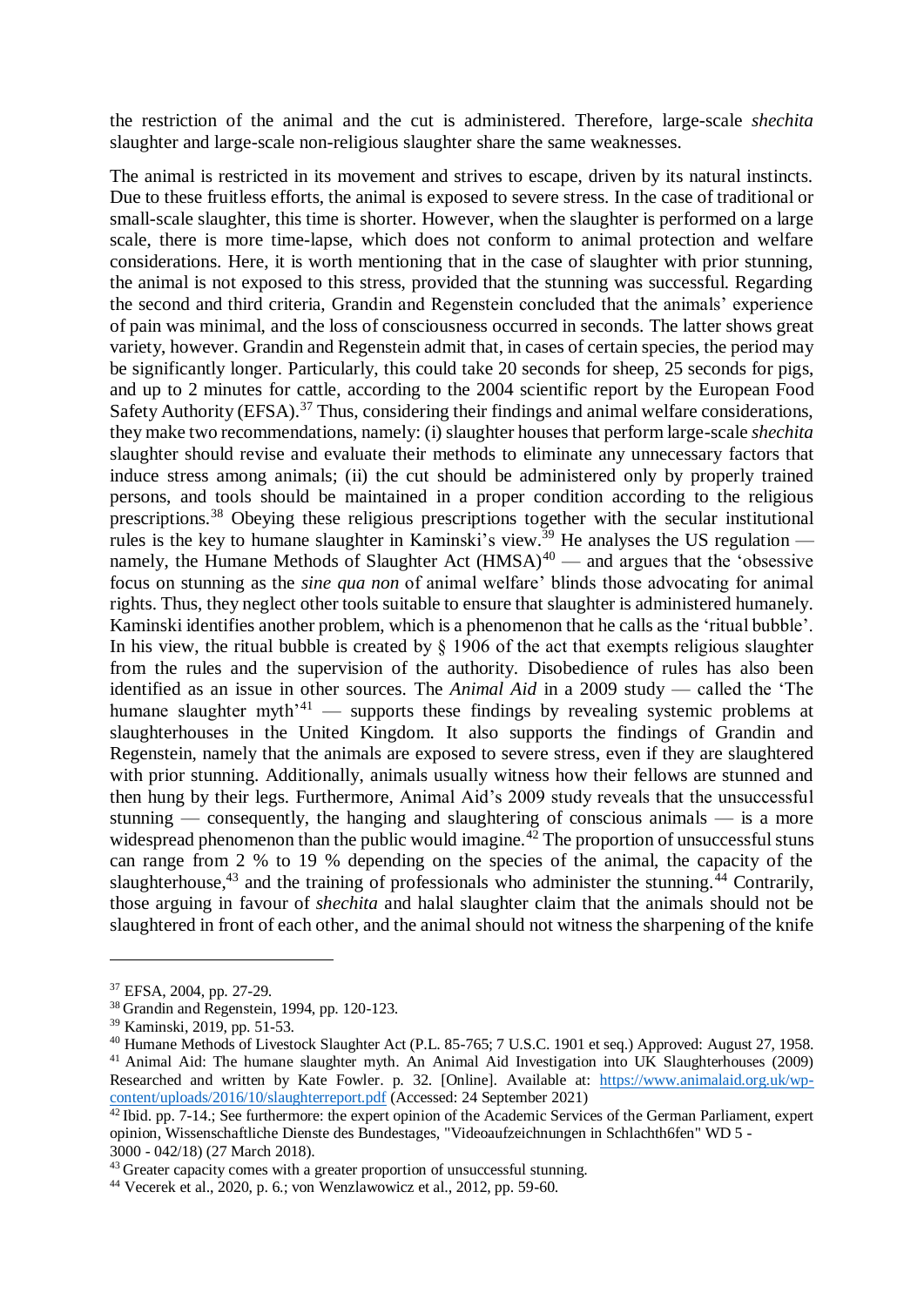the restriction of the animal and the cut is administered. Therefore, large-scale *shechita* slaughter and large-scale non-religious slaughter share the same weaknesses.

The animal is restricted in its movement and strives to escape, driven by its natural instincts. Due to these fruitless efforts, the animal is exposed to severe stress. In the case of traditional or small-scale slaughter, this time is shorter. However, when the slaughter is performed on a large scale, there is more time-lapse, which does not conform to animal protection and welfare considerations. Here, it is worth mentioning that in the case of slaughter with prior stunning, the animal is not exposed to this stress, provided that the stunning was successful. Regarding the second and third criteria, Grandin and Regenstein concluded that the animals' experience of pain was minimal, and the loss of consciousness occurred in seconds. The latter shows great variety, however. Grandin and Regenstein admit that, in cases of certain species, the period may be significantly longer. Particularly, this could take 20 seconds for sheep, 25 seconds for pigs, and up to 2 minutes for cattle, according to the 2004 scientific report by the European Food Safety Authority (EFSA).[37] Thus, considering their findings and animal welfare considerations, they make two recommendations, namely: (i) slaughter houses that perform large-scale *shechita* slaughter should revise and evaluate their methods to eliminate any unnecessary factors that induce stress among animals; (ii) the cut should be administered only by properly trained persons, and tools should be maintained in a proper condition according to the religious prescriptions.[38] Obeying these religious prescriptions together with the secular institutional rules is the key to humane slaughter in Kaminski's view.[39] He analyses the US regulation — namely, the Humane Methods of Slaughter Act (HMSA)[40] — and argues that the 'obsessive focus on stunning as the *sine qua non* of animal welfare' blinds those advocating for animal rights. Thus, they neglect other tools suitable to ensure that slaughter is administered humanely. Kaminski identifies another problem, which is a phenomenon that he calls as the 'ritual bubble'. In his view, the ritual bubble is created by § 1906 of the act that exempts religious slaughter from the rules and the supervision of the authority. Disobedience of rules has also been identified as an issue in other sources. The *Animal Aid* in a 2009 study — called the 'The humane slaughter myth'[41] — supports these findings by revealing systemic problems at slaughterhouses in the United Kingdom. It also supports the findings of Grandin and Regenstein, namely that the animals are exposed to severe stress, even if they are slaughtered with prior stunning. Additionally, animals usually witness how their fellows are stunned and then hung by their legs. Furthermore, Animal Aid's 2009 study reveals that the unsuccessful stunning — consequently, the hanging and slaughtering of conscious animals — is a more widespread phenomenon than the public would imagine.[42] The proportion of unsuccessful stuns can range from 2 % to 19 % depending on the species of the animal, the capacity of the slaughterhouse,[43] and the training of professionals who administer the stunning.[44] Contrarily, those arguing in favour of *shechita* and halal slaughter claim that the animals should not be slaughtered in front of each other, and the animal should not witness the sharpening of the knife

---

[37] EFSA, 2004, pp. 27-29.

[38] Grandin and Regenstein, 1994, pp. 120-123.

[39] Kaminski, 2019, pp. 51-53.

[40] Humane Methods of Livestock Slaughter Act (P.L. 85-765; 7 U.S.C. 1901 et seq.) Approved: August 27, 1958.

[41] Animal Aid: The humane slaughter myth. An Animal Aid Investigation into UK Slaughterhouses (2009) Researched and written by Kate Fowler. p. 32. [Online]. Available at: https://www.animalaid.org.uk/wp-content/uploads/2016/10/slaughterreport.pdf (Accessed: 24 September 2021)

[42] Ibid. pp. 7-14.; See furthermore: the expert opinion of the Academic Services of the German Parliament, expert opinion, Wissenschaftliche Dienste des Bundestages, "Videoaufzeichnungen in Schlachth6fen" WD 5 - 3000 - 042/18) (27 March 2018).

[43] Greater capacity comes with a greater proportion of unsuccessful stunning.

[44] Vecerek et al., 2020, p. 6.; von Wenzlawowicz et al., 2012, pp. 59-60.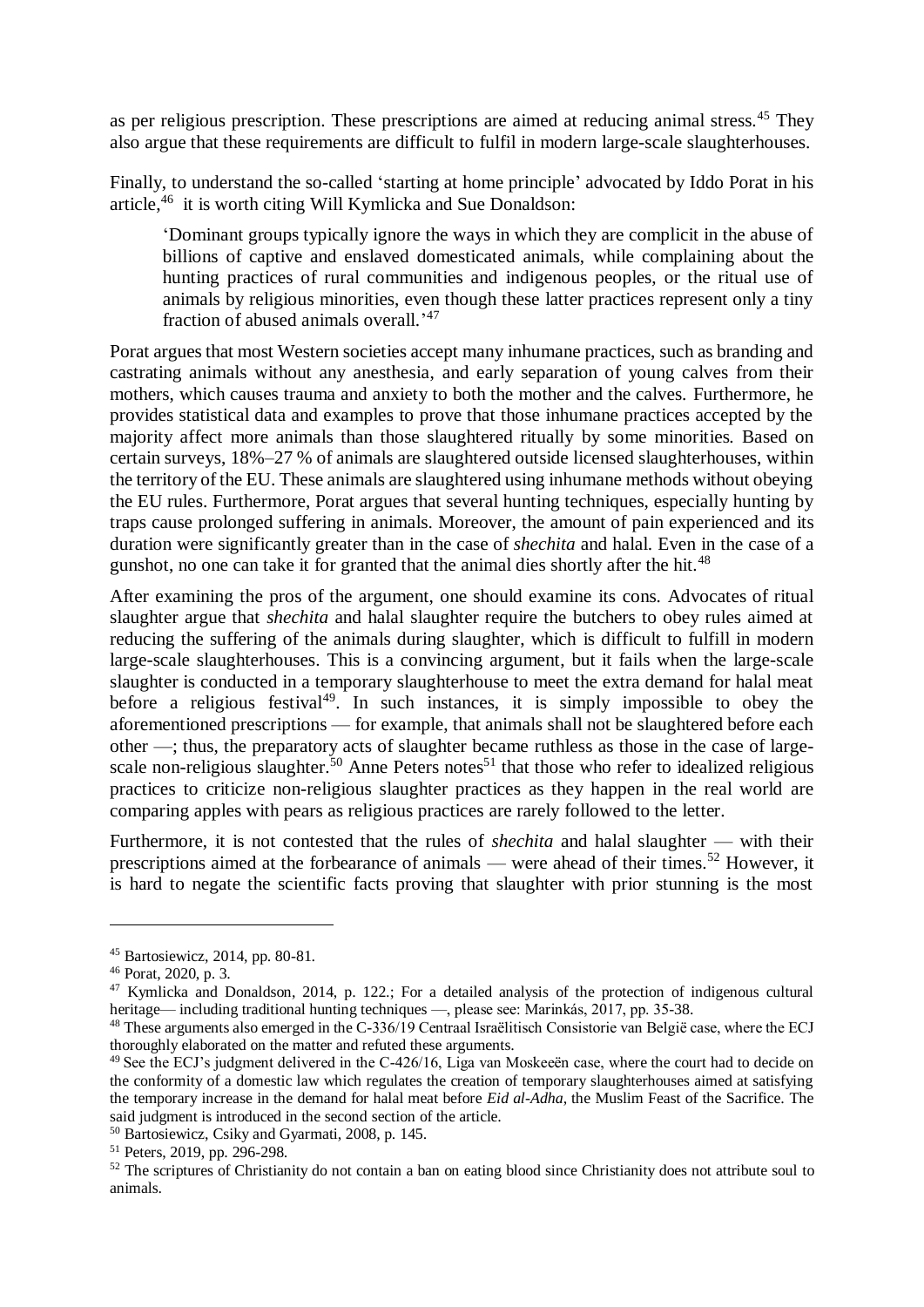as per religious prescription. These prescriptions are aimed at reducing animal stress.[45] They also argue that these requirements are difficult to fulfil in modern large-scale slaughterhouses.

Finally, to understand the so-called 'starting at home principle' advocated by Iddo Porat in his article,[46] it is worth citing Will Kymlicka and Sue Donaldson:

> 'Dominant groups typically ignore the ways in which they are complicit in the abuse of billions of captive and enslaved domesticated animals, while complaining about the hunting practices of rural communities and indigenous peoples, or the ritual use of animals by religious minorities, even though these latter practices represent only a tiny fraction of abused animals overall.'[47]

Porat argues that most Western societies accept many inhumane practices, such as branding and castrating animals without any anesthesia, and early separation of young calves from their mothers, which causes trauma and anxiety to both the mother and the calves. Furthermore, he provides statistical data and examples to prove that those inhumane practices accepted by the majority affect more animals than those slaughtered ritually by some minorities. Based on certain surveys, 18%–27 % of animals are slaughtered outside licensed slaughterhouses, within the territory of the EU. These animals are slaughtered using inhumane methods without obeying the EU rules. Furthermore, Porat argues that several hunting techniques, especially hunting by traps cause prolonged suffering in animals. Moreover, the amount of pain experienced and its duration were significantly greater than in the case of *shechita* and halal. Even in the case of a gunshot, no one can take it for granted that the animal dies shortly after the hit.[48]

After examining the pros of the argument, one should examine its cons. Advocates of ritual slaughter argue that *shechita* and halal slaughter require the butchers to obey rules aimed at reducing the suffering of the animals during slaughter, which is difficult to fulfill in modern large-scale slaughterhouses. This is a convincing argument, but it fails when the large-scale slaughter is conducted in a temporary slaughterhouse to meet the extra demand for halal meat before a religious festival[49]. In such instances, it is simply impossible to obey the aforementioned prescriptions — for example, that animals shall not be slaughtered before each other —; thus, the preparatory acts of slaughter became ruthless as those in the case of large-scale non-religious slaughter.[50] Anne Peters notes[51] that those who refer to idealized religious practices to criticize non-religious slaughter practices as they happen in the real world are comparing apples with pears as religious practices are rarely followed to the letter.

Furthermore, it is not contested that the rules of *shechita* and halal slaughter — with their prescriptions aimed at the forbearance of animals — were ahead of their times.[52] However, it is hard to negate the scientific facts proving that slaughter with prior stunning is the most

---

[45] Bartosiewicz, 2014, pp. 80-81.

[46] Porat, 2020, p. 3.

[47] Kymlicka and Donaldson, 2014, p. 122.; For a detailed analysis of the protection of indigenous cultural heritage— including traditional hunting techniques —, please see: Marinkás, 2017, pp. 35-38.

[48] These arguments also emerged in the C-336/19 Centraal Israëlitisch Consistorie van België case, where the ECJ thoroughly elaborated on the matter and refuted these arguments.

[49] See the ECJ's judgment delivered in the C-426/16, Liga van Moskeeën case, where the court had to decide on the conformity of a domestic law which regulates the creation of temporary slaughterhouses aimed at satisfying the temporary increase in the demand for halal meat before *Eid al-Adha*, the Muslim Feast of the Sacrifice. The said judgment is introduced in the second section of the article.

[50] Bartosiewicz, Csiky and Gyarmati, 2008, p. 145.

[51] Peters, 2019, pp. 296-298.

[52] The scriptures of Christianity do not contain a ban on eating blood since Christianity does not attribute soul to animals.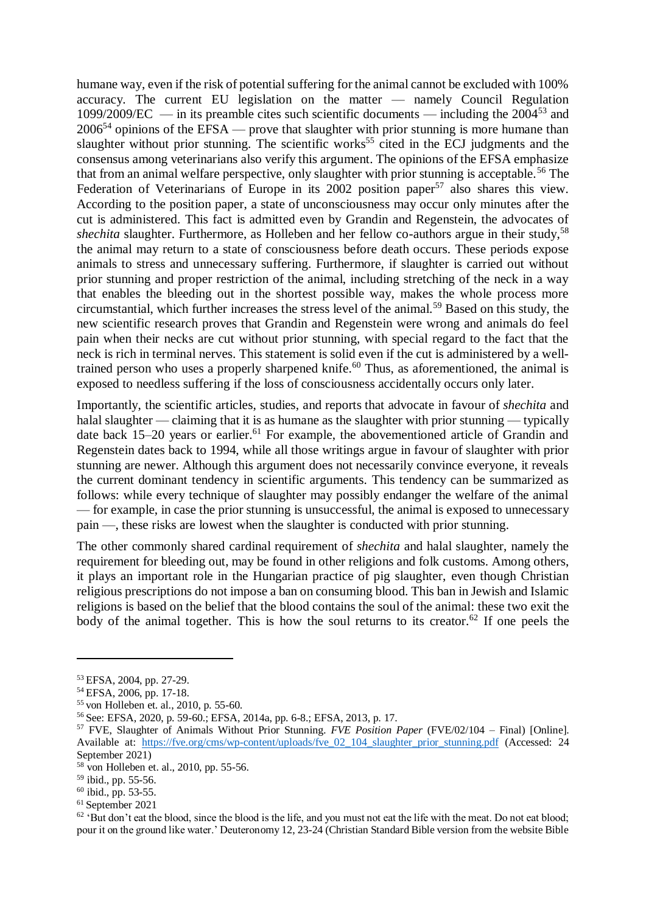humane way, even if the risk of potential suffering for the animal cannot be excluded with 100% accuracy. The current EU legislation on the matter — namely Council Regulation 1099/2009/EC — in its preamble cites such scientific documents — including the 2004[53] and 2006[54] opinions of the EFSA — prove that slaughter with prior stunning is more humane than slaughter without prior stunning. The scientific works[55] cited in the ECJ judgments and the consensus among veterinarians also verify this argument. The opinions of the EFSA emphasize that from an animal welfare perspective, only slaughter with prior stunning is acceptable.[56] The Federation of Veterinarians of Europe in its 2002 position paper[57] also shares this view. According to the position paper, a state of unconsciousness may occur only minutes after the cut is administered. This fact is admitted even by Grandin and Regenstein, the advocates of *shechita* slaughter. Furthermore, as Holleben and her fellow co-authors argue in their study,[58] the animal may return to a state of consciousness before death occurs. These periods expose animals to stress and unnecessary suffering. Furthermore, if slaughter is carried out without prior stunning and proper restriction of the animal, including stretching of the neck in a way that enables the bleeding out in the shortest possible way, makes the whole process more circumstantial, which further increases the stress level of the animal.[59] Based on this study, the new scientific research proves that Grandin and Regenstein were wrong and animals do feel pain when their necks are cut without prior stunning, with special regard to the fact that the neck is rich in terminal nerves. This statement is solid even if the cut is administered by a well-trained person who uses a properly sharpened knife.[60] Thus, as aforementioned, the animal is exposed to needless suffering if the loss of consciousness accidentally occurs only later.

Importantly, the scientific articles, studies, and reports that advocate in favour of *shechita* and halal slaughter — claiming that it is as humane as the slaughter with prior stunning — typically date back 15–20 years or earlier.[61] For example, the abovementioned article of Grandin and Regenstein dates back to 1994, while all those writings argue in favour of slaughter with prior stunning are newer. Although this argument does not necessarily convince everyone, it reveals the current dominant tendency in scientific arguments. This tendency can be summarized as follows: while every technique of slaughter may possibly endanger the welfare of the animal — for example, in case the prior stunning is unsuccessful, the animal is exposed to unnecessary pain —, these risks are lowest when the slaughter is conducted with prior stunning.

The other commonly shared cardinal requirement of *shechita* and halal slaughter, namely the requirement for bleeding out, may be found in other religions and folk customs. Among others, it plays an important role in the Hungarian practice of pig slaughter, even though Christian religious prescriptions do not impose a ban on consuming blood. This ban in Jewish and Islamic religions is based on the belief that the blood contains the soul of the animal: these two exit the body of the animal together. This is how the soul returns to its creator.[62] If one peels the

---

[53] EFSA, 2004, pp. 27-29.

[54] EFSA, 2006, pp. 17-18.

[55] von Holleben et. al., 2010, p. 55-60.

[56] See: EFSA, 2020, p. 59-60.; EFSA, 2014a, pp. 6-8.; EFSA, 2013, p. 17.

[57] FVE, Slaughter of Animals Without Prior Stunning. *FVE Position Paper* (FVE/02/104 – Final) [Online]. Available at: https://fve.org/cms/wp-content/uploads/fve_02_104_slaughter_prior_stunning.pdf (Accessed: 24 September 2021)

[58] von Holleben et. al., 2010, pp. 55-56.

[59] ibid., pp. 55-56.

[60] ibid., pp. 53-55.

[61] September 2021

[62] 'But don't eat the blood, since the blood is the life, and you must not eat the life with the meat. Do not eat blood; pour it on the ground like water.' Deuteronomy 12, 23-24 (Christian Standard Bible version from the website Bible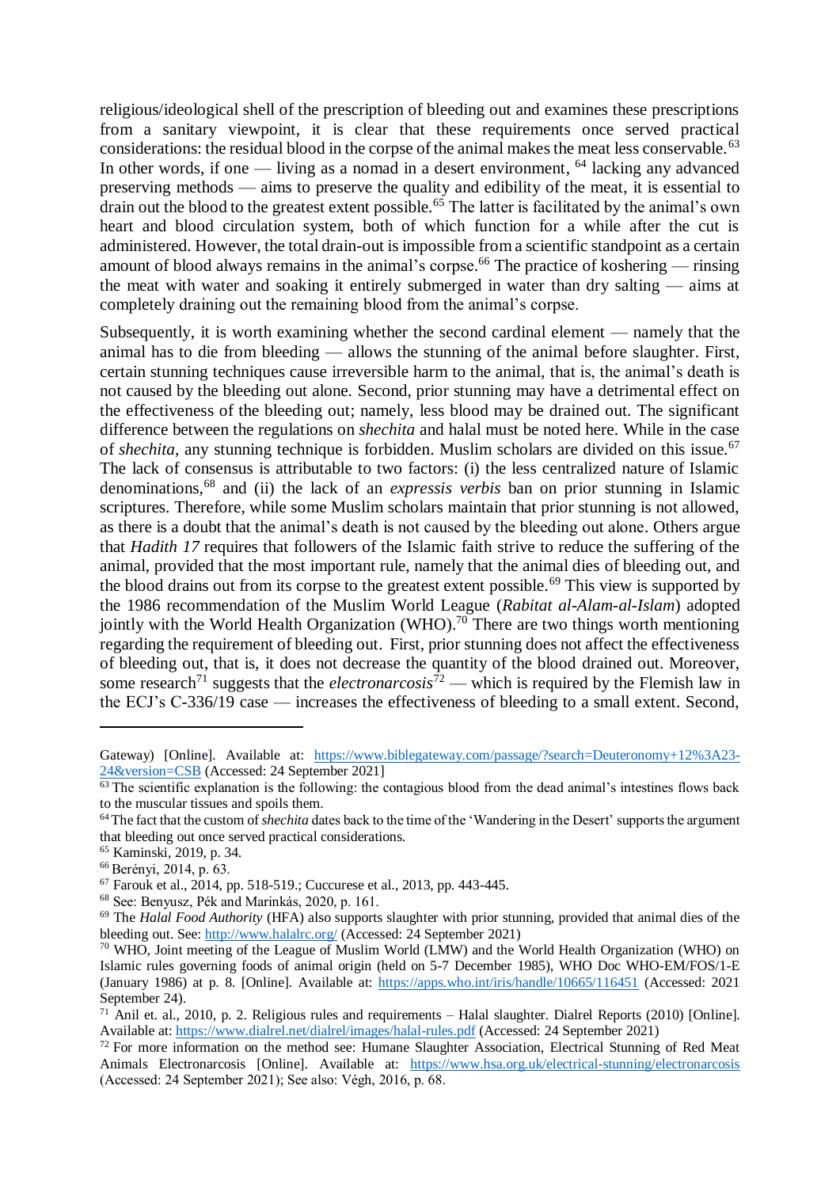religious/ideological shell of the prescription of bleeding out and examines these prescriptions from a sanitary viewpoint, it is clear that these requirements once served practical considerations: the residual blood in the corpse of the animal makes the meat less conservable.[63] In other words, if one — living as a nomad in a desert environment, [64] lacking any advanced preserving methods — aims to preserve the quality and edibility of the meat, it is essential to drain out the blood to the greatest extent possible.[65] The latter is facilitated by the animal's own heart and blood circulation system, both of which function for a while after the cut is administered. However, the total drain-out is impossible from a scientific standpoint as a certain amount of blood always remains in the animal's corpse.[66] The practice of koshering — rinsing the meat with water and soaking it entirely submerged in water than dry salting — aims at completely draining out the remaining blood from the animal's corpse.

Subsequently, it is worth examining whether the second cardinal element — namely that the animal has to die from bleeding — allows the stunning of the animal before slaughter. First, certain stunning techniques cause irreversible harm to the animal, that is, the animal's death is not caused by the bleeding out alone. Second, prior stunning may have a detrimental effect on the effectiveness of the bleeding out; namely, less blood may be drained out. The significant difference between the regulations on *shechita* and halal must be noted here. While in the case of *shechita*, any stunning technique is forbidden. Muslim scholars are divided on this issue.[67] The lack of consensus is attributable to two factors: (i) the less centralized nature of Islamic denominations,[68] and (ii) the lack of an *expressis verbis* ban on prior stunning in Islamic scriptures. Therefore, while some Muslim scholars maintain that prior stunning is not allowed, as there is a doubt that the animal's death is not caused by the bleeding out alone. Others argue that *Hadith 17* requires that followers of the Islamic faith strive to reduce the suffering of the animal, provided that the most important rule, namely that the animal dies of bleeding out, and the blood drains out from its corpse to the greatest extent possible.[69] This view is supported by the 1986 recommendation of the Muslim World League (*Rabitat al-Alam-al-Islam*) adopted jointly with the World Health Organization (WHO).[70] There are two things worth mentioning regarding the requirement of bleeding out. First, prior stunning does not affect the effectiveness of bleeding out, that is, it does not decrease the quantity of the blood drained out. Moreover, some research[71] suggests that the *electronarcosis*[72] — which is required by the Flemish law in the ECJ's C-336/19 case — increases the effectiveness of bleeding to a small extent. Second,

---

Gateway) [Online]. Available at: https://www.biblegateway.com/passage/?search=Deuteronomy+12%3A23-24&version=CSB (Accessed: 24 September 2021]

[63] The scientific explanation is the following: the contagious blood from the dead animal's intestines flows back to the muscular tissues and spoils them.

[64] The fact that the custom of *shechita* dates back to the time of the 'Wandering in the Desert' supports the argument that bleeding out once served practical considerations.

[65] Kaminski, 2019, p. 34.

[66] Berényi, 2014, p. 63.

[67] Farouk et al., 2014, pp. 518-519.; Cuccurese et al., 2013, pp. 443-445.

[68] See: Benyusz, Pék and Marinkás, 2020, p. 161.

[69] The *Halal Food Authority* (HFA) also supports slaughter with prior stunning, provided that animal dies of the bleeding out. See: http://www.halalrc.org/ (Accessed: 24 September 2021)

[70] WHO, Joint meeting of the League of Muslim World (LMW) and the World Health Organization (WHO) on Islamic rules governing foods of animal origin (held on 5-7 December 1985), WHO Doc WHO-EM/FOS/1-E (January 1986) at p. 8. [Online]. Available at: https://apps.who.int/iris/handle/10665/116451 (Accessed: 2021 September 24).

[71] Anil et. al., 2010, p. 2. Religious rules and requirements – Halal slaughter. Dialrel Reports (2010) [Online]. Available at: https://www.dialrel.net/dialrel/images/halal-rules.pdf (Accessed: 24 September 2021)

[72] For more information on the method see: Humane Slaughter Association, Electrical Stunning of Red Meat Animals Electronarcosis [Online]. Available at: https://www.hsa.org.uk/electrical-stunning/electronarcosis (Accessed: 24 September 2021); See also: Végh, 2016, p. 68.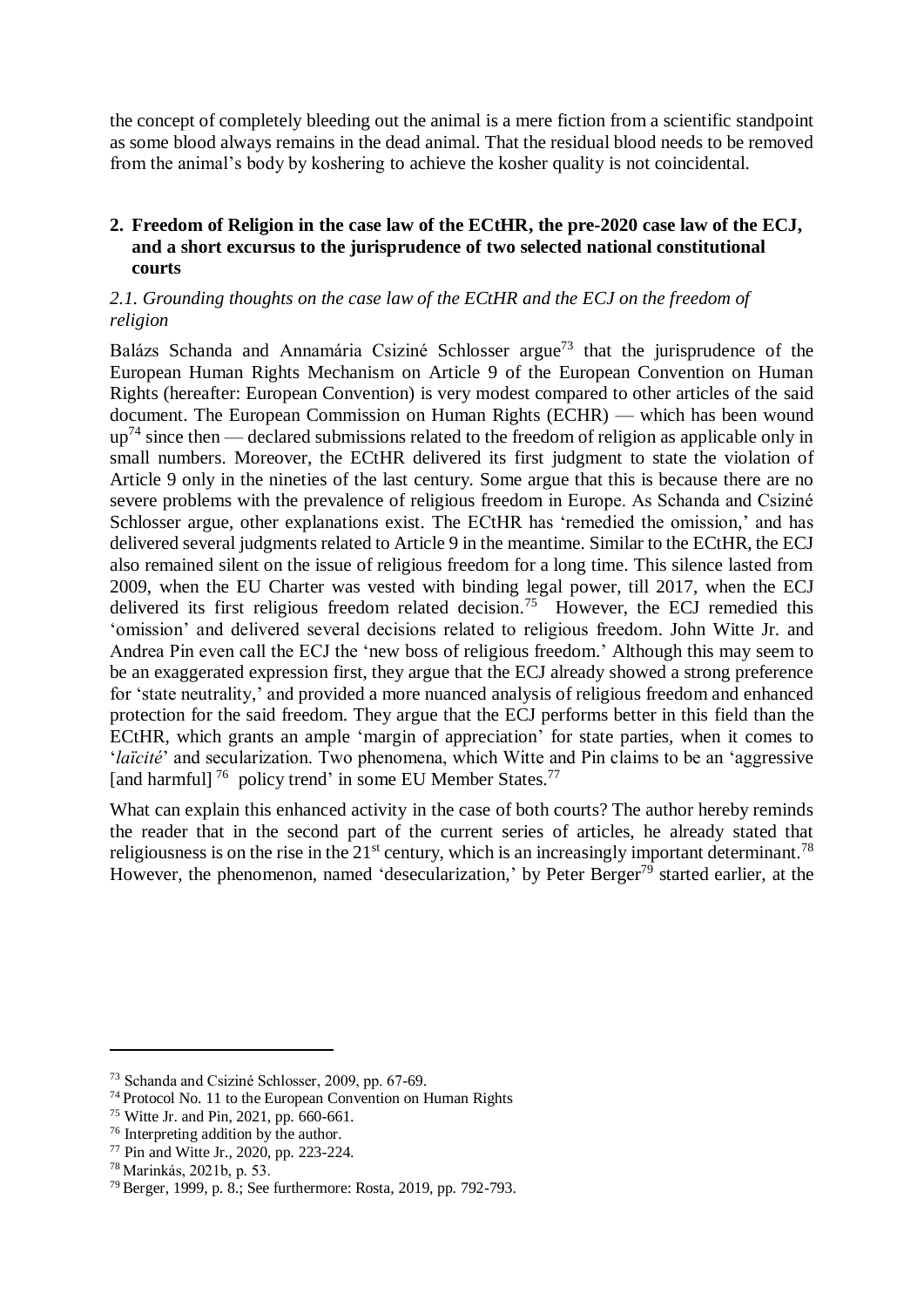the concept of completely bleeding out the animal is a mere fiction from a scientific standpoint as some blood always remains in the dead animal. That the residual blood needs to be removed from the animal's body by koshering to achieve the kosher quality is not coincidental.

## 2. Freedom of Religion in the case law of the ECtHR, the pre-2020 case law of the ECJ, and a short excursus to the jurisprudence of two selected national constitutional courts

### *2.1. Grounding thoughts on the case law of the ECtHR and the ECJ on the freedom of religion*

Balázs Schanda and Annamária Csiziné Schlosser argue[73] that the jurisprudence of the European Human Rights Mechanism on Article 9 of the European Convention on Human Rights (hereafter: European Convention) is very modest compared to other articles of the said document. The European Commission on Human Rights (ECHR) — which has been wound up[74] since then — declared submissions related to the freedom of religion as applicable only in small numbers. Moreover, the ECtHR delivered its first judgment to state the violation of Article 9 only in the nineties of the last century. Some argue that this is because there are no severe problems with the prevalence of religious freedom in Europe. As Schanda and Csiziné Schlosser argue, other explanations exist. The ECtHR has 'remedied the omission,' and has delivered several judgments related to Article 9 in the meantime. Similar to the ECtHR, the ECJ also remained silent on the issue of religious freedom for a long time. This silence lasted from 2009, when the EU Charter was vested with binding legal power, till 2017, when the ECJ delivered its first religious freedom related decision.[75] However, the ECJ remedied this 'omission' and delivered several decisions related to religious freedom. John Witte Jr. and Andrea Pin even call the ECJ the 'new boss of religious freedom.' Although this may seem to be an exaggerated expression first, they argue that the ECJ already showed a strong preference for 'state neutrality,' and provided a more nuanced analysis of religious freedom and enhanced protection for the said freedom. They argue that the ECJ performs better in this field than the ECtHR, which grants an ample 'margin of appreciation' for state parties, when it comes to '*laïcité*' and secularization. Two phenomena, which Witte and Pin claims to be an 'aggressive [and harmful] [76] policy trend' in some EU Member States.[77]

What can explain this enhanced activity in the case of both courts? The author hereby reminds the reader that in the second part of the current series of articles, he already stated that religiousness is on the rise in the 21st century, which is an increasingly important determinant.[78] However, the phenomenon, named 'desecularization,' by Peter Berger[79] started earlier, at the

---

[73] Schanda and Csiziné Schlosser, 2009, pp. 67-69.

[74] Protocol No. 11 to the European Convention on Human Rights

[75] Witte Jr. and Pin, 2021, pp. 660-661.

[76] Interpreting addition by the author.

[77] Pin and Witte Jr., 2020, pp. 223-224.

[78] Marinkás, 2021b, p. 53.

[79] Berger, 1999, p. 8.; See furthermore: Rosta, 2019, pp. 792-793.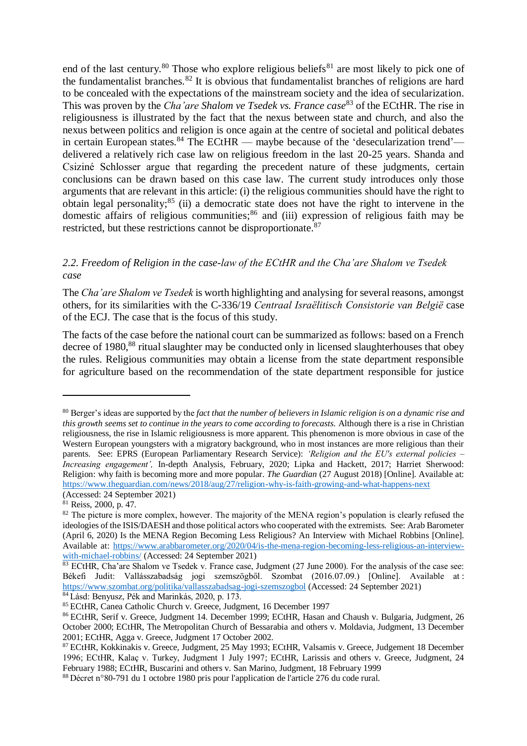end of the last century.[80] Those who explore religious beliefs[81] are most likely to pick one of the fundamentalist branches.[82] It is obvious that fundamentalist branches of religions are hard to be concealed with the expectations of the mainstream society and the idea of secularization. This was proven by the *Cha'are Shalom ve Tsedek vs. France case*[83] of the ECtHR. The rise in religiousness is illustrated by the fact that the nexus between state and church, and also the nexus between politics and religion is once again at the centre of societal and political debates in certain European states.[84] The ECtHR — maybe because of the 'desecularization trend'— delivered a relatively rich case law on religious freedom in the last 20-25 years. Shanda and Csiziné Schlosser argue that regarding the precedent nature of these judgments, certain conclusions can be drawn based on this case law. The current study introduces only those arguments that are relevant in this article: (i) the religious communities should have the right to obtain legal personality;[85] (ii) a democratic state does not have the right to intervene in the domestic affairs of religious communities;[86] and (iii) expression of religious faith may be restricted, but these restrictions cannot be disproportionate.[87]

### *2.2. Freedom of Religion in the case-law of the ECtHR and the Cha'are Shalom ve Tsedek case*

The *Cha'are Shalom ve Tsedek* is worth highlighting and analysing for several reasons, amongst others, for its similarities with the C-336/19 *Centraal Israëlitisch Consistorie van België* case of the ECJ. The case that is the focus of this study.

The facts of the case before the national court can be summarized as follows: based on a French decree of 1980,[88] ritual slaughter may be conducted only in licensed slaughterhouses that obey the rules. Religious communities may obtain a license from the state department responsible for agriculture based on the recommendation of the state department responsible for justice

---

[80] Berger's ideas are supported by the *fact that the number of believers in Islamic religion is on a dynamic rise and this growth seems set to continue in the years to come according to forecasts.* Although there is a rise in Christian religiousness, the rise in Islamic religiousness is more apparent. This phenomenon is more obvious in case of the Western European youngsters with a migratory background, who in most instances are more religious than their parents. See: EPRS (European Parliamentary Research Service): *'Religion and the EU's external policies – Increasing engagement',* In-depth Analysis, February, 2020; Lipka and Hackett, 2017; Harriet Sherwood: Religion: why faith is becoming more and more popular. *The Guardian* (27 August 2018) [Online]. Available at: https://www.theguardian.com/news/2018/aug/27/religion-why-is-faith-growing-and-what-happens-next (Accessed: 24 September 2021)

[81] Reiss, 2000, p. 47.

[82] The picture is more complex, however. The majority of the MENA region's population is clearly refused the ideologies of the ISIS/DAESH and those political actors who cooperated with the extremists. See: Arab Barometer (April 6, 2020) Is the MENA Region Becoming Less Religious? An Interview with Michael Robbins [Online]. Available at: https://www.arabbarometer.org/2020/04/is-the-mena-region-becoming-less-religious-an-interview-with-michael-robbins/ (Accessed: 24 September 2021)

[83] ECtHR, Cha'are Shalom ve Tsedek v. France case, Judgment (27 June 2000). For the analysis of the case see: Békefi Judit: Vallásszabadság jogi szemszögből. Szombat (2016.07.09.) [Online]. Available at : https://www.szombat.org/politika/vallasszabadsag-jogi-szemszogbol (Accessed: 24 September 2021)

[84] Lásd: Benyusz, Pék and Marinkás, 2020, p. 173.

[85] ECtHR, Canea Catholic Church v. Greece, Judgment, 16 December 1997

[86] ECtHR, Serif v. Greece, Judgment 14. December 1999; ECtHR, Hasan and Chaush v. Bulgaria, Judgment, 26 October 2000; ECtHR, The Metropolitan Church of Bessarabia and others v. Moldavia, Judgment, 13 December 2001; ECtHR, Agga v. Greece, Judgment 17 October 2002.

[87] ECtHR, Kokkinakis v. Greece, Judgment, 25 May 1993; ECtHR, Valsamis v. Greece, Judgement 18 December 1996; ECtHR, Kalaç v. Turkey, Judgment 1 July 1997; ECtHR, Larissis and others v. Greece, Judgment, 24 February 1988; ECtHR, Buscarini and others v. San Marino, Judgment, 18 February 1999

[88] Décret n°80-791 du 1 octobre 1980 pris pour l'application de l'article 276 du code rural.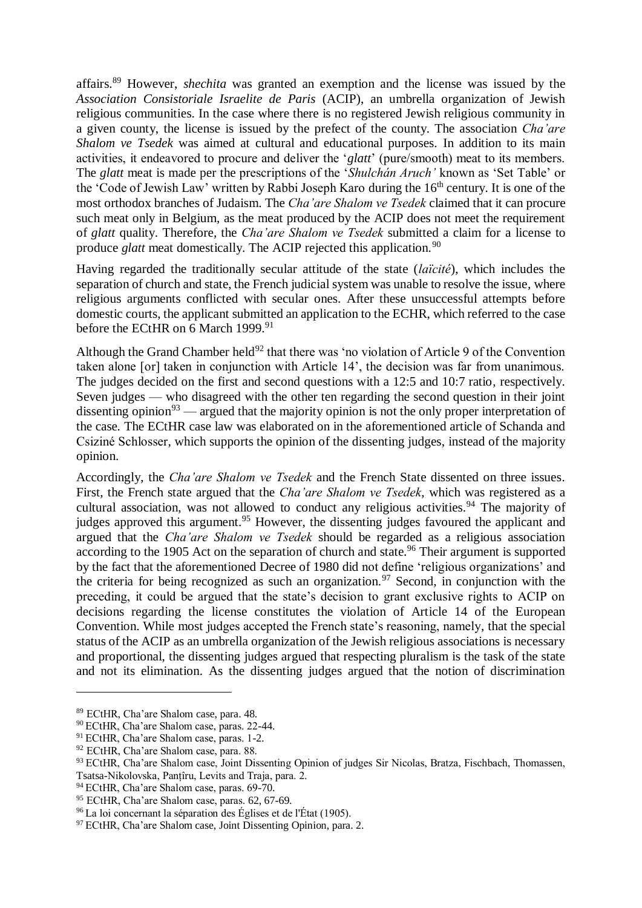affairs.[89] However, *shechita* was granted an exemption and the license was issued by the *Association Consistoriale Israelite de Paris* (ACIP), an umbrella organization of Jewish religious communities. In the case where there is no registered Jewish religious community in a given county, the license is issued by the prefect of the county. The association *Cha'are Shalom ve Tsedek* was aimed at cultural and educational purposes. In addition to its main activities, it endeavored to procure and deliver the '*glatt*' (pure/smooth) meat to its members. The *glatt* meat is made per the prescriptions of the '*Shulchán Aruch'* known as 'Set Table' or the 'Code of Jewish Law' written by Rabbi Joseph Karo during the 16th century. It is one of the most orthodox branches of Judaism. The *Cha'are Shalom ve Tsedek* claimed that it can procure such meat only in Belgium, as the meat produced by the ACIP does not meet the requirement of *glatt* quality. Therefore, the *Cha'are Shalom ve Tsedek* submitted a claim for a license to produce *glatt* meat domestically. The ACIP rejected this application.[90]

Having regarded the traditionally secular attitude of the state (*laïcité*), which includes the separation of church and state, the French judicial system was unable to resolve the issue, where religious arguments conflicted with secular ones. After these unsuccessful attempts before domestic courts, the applicant submitted an application to the ECHR, which referred to the case before the ECtHR on 6 March 1999.[91]

Although the Grand Chamber held[92] that there was 'no violation of Article 9 of the Convention taken alone [or] taken in conjunction with Article 14', the decision was far from unanimous. The judges decided on the first and second questions with a 12:5 and 10:7 ratio, respectively. Seven judges — who disagreed with the other ten regarding the second question in their joint dissenting opinion[93] — argued that the majority opinion is not the only proper interpretation of the case. The ECtHR case law was elaborated on in the aforementioned article of Schanda and Csiziné Schlosser, which supports the opinion of the dissenting judges, instead of the majority opinion.

Accordingly, the *Cha'are Shalom ve Tsedek* and the French State dissented on three issues. First, the French state argued that the *Cha'are Shalom ve Tsedek*, which was registered as a cultural association, was not allowed to conduct any religious activities.[94] The majority of judges approved this argument.[95] However, the dissenting judges favoured the applicant and argued that the *Cha'are Shalom ve Tsedek* should be regarded as a religious association according to the 1905 Act on the separation of church and state.[96] Their argument is supported by the fact that the aforementioned Decree of 1980 did not define 'religious organizations' and the criteria for being recognized as such an organization.[97] Second, in conjunction with the preceding, it could be argued that the state's decision to grant exclusive rights to ACIP on decisions regarding the license constitutes the violation of Article 14 of the European Convention. While most judges accepted the French state's reasoning, namely, that the special status of the ACIP as an umbrella organization of the Jewish religious associations is necessary and proportional, the dissenting judges argued that respecting pluralism is the task of the state and not its elimination. As the dissenting judges argued that the notion of discrimination

---

[89] ECtHR, Cha'are Shalom case, para. 48.

[90] ECtHR, Cha'are Shalom case, paras. 22-44.

[91] ECtHR, Cha'are Shalom case, paras. 1-2.

[92] ECtHR, Cha'are Shalom case, para. 88.

[93] ECtHR, Cha'are Shalom case, Joint Dissenting Opinion of judges Sir Nicolas, Bratza, Fischbach, Thomassen, Tsatsa-Nikolovska, Panţîru, Levits and Traja, para. 2.

[94] ECtHR, Cha'are Shalom case, paras. 69-70.

[95] ECtHR, Cha'are Shalom case, paras. 62, 67-69.

[96] La loi concernant la séparation des Églises et de l'État (1905).

[97] ECtHR, Cha'are Shalom case, Joint Dissenting Opinion, para. 2.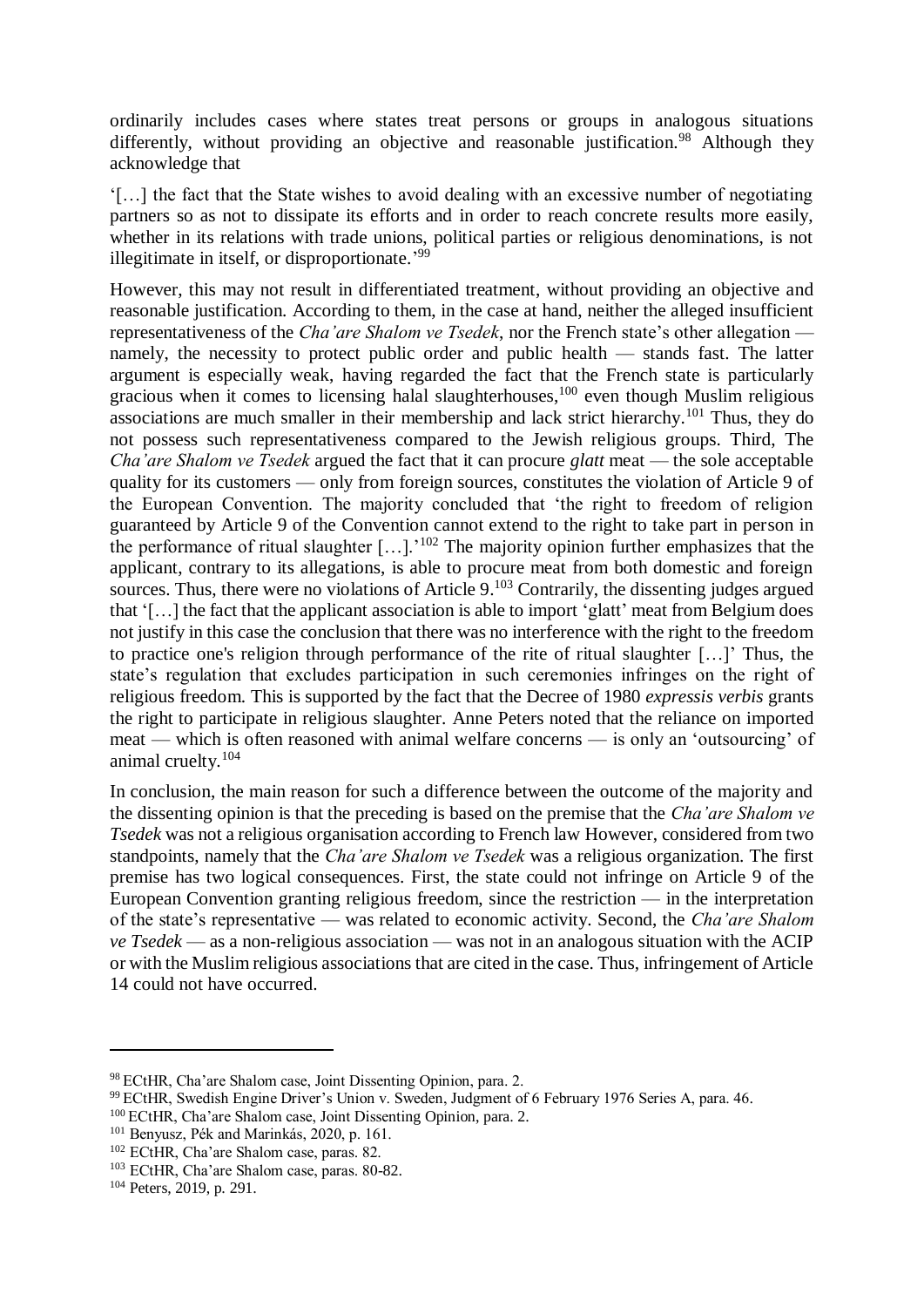ordinarily includes cases where states treat persons or groups in analogous situations differently, without providing an objective and reasonable justification.[98] Although they acknowledge that

'[…] the fact that the State wishes to avoid dealing with an excessive number of negotiating partners so as not to dissipate its efforts and in order to reach concrete results more easily, whether in its relations with trade unions, political parties or religious denominations, is not illegitimate in itself, or disproportionate.'[99]

However, this may not result in differentiated treatment, without providing an objective and reasonable justification. According to them, in the case at hand, neither the alleged insufficient representativeness of the *Cha'are Shalom ve Tsedek*, nor the French state's other allegation — namely, the necessity to protect public order and public health — stands fast. The latter argument is especially weak, having regarded the fact that the French state is particularly gracious when it comes to licensing halal slaughterhouses,[100] even though Muslim religious associations are much smaller in their membership and lack strict hierarchy.[101] Thus, they do not possess such representativeness compared to the Jewish religious groups. Third, The *Cha'are Shalom ve Tsedek* argued the fact that it can procure *glatt* meat — the sole acceptable quality for its customers — only from foreign sources, constitutes the violation of Article 9 of the European Convention. The majority concluded that 'the right to freedom of religion guaranteed by Article 9 of the Convention cannot extend to the right to take part in person in the performance of ritual slaughter […].'[102] The majority opinion further emphasizes that the applicant, contrary to its allegations, is able to procure meat from both domestic and foreign sources. Thus, there were no violations of Article 9.[103] Contrarily, the dissenting judges argued that '[…] the fact that the applicant association is able to import 'glatt' meat from Belgium does not justify in this case the conclusion that there was no interference with the right to the freedom to practice one's religion through performance of the rite of ritual slaughter […]' Thus, the state's regulation that excludes participation in such ceremonies infringes on the right of religious freedom. This is supported by the fact that the Decree of 1980 *expressis verbis* grants the right to participate in religious slaughter. Anne Peters noted that the reliance on imported meat — which is often reasoned with animal welfare concerns — is only an 'outsourcing' of animal cruelty.[104]

In conclusion, the main reason for such a difference between the outcome of the majority and the dissenting opinion is that the preceding is based on the premise that the *Cha'are Shalom ve Tsedek* was not a religious organisation according to French law However, considered from two standpoints, namely that the *Cha'are Shalom ve Tsedek* was a religious organization. The first premise has two logical consequences. First, the state could not infringe on Article 9 of the European Convention granting religious freedom, since the restriction — in the interpretation of the state's representative — was related to economic activity. Second, the *Cha'are Shalom ve Tsedek* — as a non-religious association — was not in an analogous situation with the ACIP or with the Muslim religious associations that are cited in the case. Thus, infringement of Article 14 could not have occurred.

---

[98] ECtHR, Cha'are Shalom case, Joint Dissenting Opinion, para. 2.

[99] ECtHR, Swedish Engine Driver's Union v. Sweden, Judgment of 6 February 1976 Series A, para. 46.

[100] ECtHR, Cha'are Shalom case, Joint Dissenting Opinion, para. 2.

[101] Benyusz, Pék and Marinkás, 2020, p. 161.

[102] ECtHR, Cha'are Shalom case, paras. 82.

[103] ECtHR, Cha'are Shalom case, paras. 80-82.

[104] Peters, 2019, p. 291.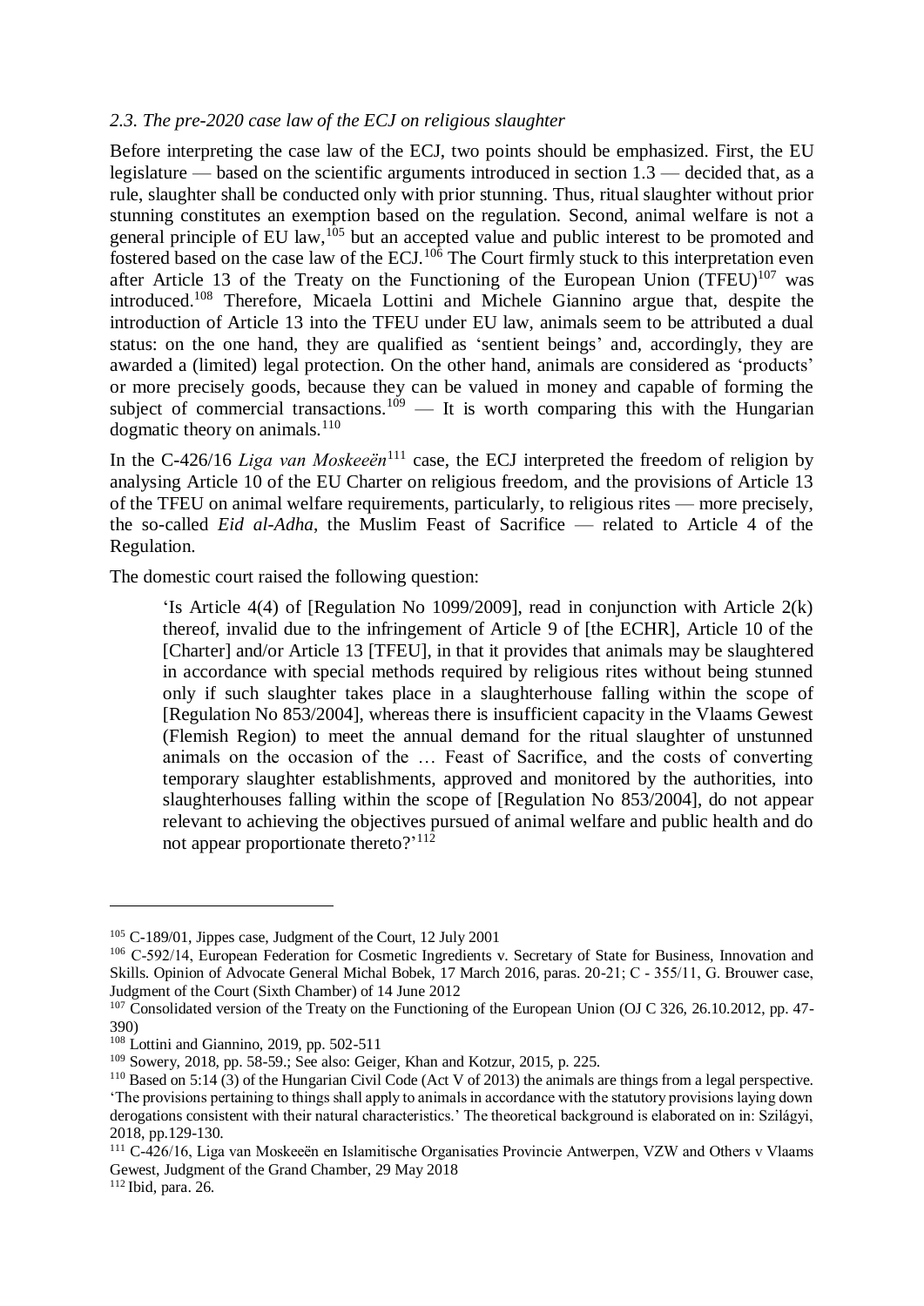### *2.3. The pre-2020 case law of the ECJ on religious slaughter*

Before interpreting the case law of the ECJ, two points should be emphasized. First, the EU legislature — based on the scientific arguments introduced in section 1.3 — decided that, as a rule, slaughter shall be conducted only with prior stunning. Thus, ritual slaughter without prior stunning constitutes an exemption based on the regulation. Second, animal welfare is not a general principle of EU law,[105] but an accepted value and public interest to be promoted and fostered based on the case law of the ECJ.[106] The Court firmly stuck to this interpretation even after Article 13 of the Treaty on the Functioning of the European Union (TFEU)[107] was introduced.[108] Therefore, Micaela Lottini and Michele Giannino argue that, despite the introduction of Article 13 into the TFEU under EU law, animals seem to be attributed a dual status: on the one hand, they are qualified as 'sentient beings' and, accordingly, they are awarded a (limited) legal protection. On the other hand, animals are considered as 'products' or more precisely goods, because they can be valued in money and capable of forming the subject of commercial transactions.[109] — It is worth comparing this with the Hungarian dogmatic theory on animals.[110]

In the C-426/16 *Liga van Moskeeën*[111] case, the ECJ interpreted the freedom of religion by analysing Article 10 of the EU Charter on religious freedom, and the provisions of Article 13 of the TFEU on animal welfare requirements, particularly, to religious rites — more precisely, the so-called *Eid al-Adha*, the Muslim Feast of Sacrifice — related to Article 4 of the Regulation.

The domestic court raised the following question:

> 'Is Article 4(4) of [Regulation No 1099/2009], read in conjunction with Article 2(k) thereof, invalid due to the infringement of Article 9 of [the ECHR], Article 10 of the [Charter] and/or Article 13 [TFEU], in that it provides that animals may be slaughtered in accordance with special methods required by religious rites without being stunned only if such slaughter takes place in a slaughterhouse falling within the scope of [Regulation No 853/2004], whereas there is insufficient capacity in the Vlaams Gewest (Flemish Region) to meet the annual demand for the ritual slaughter of unstunned animals on the occasion of the … Feast of Sacrifice, and the costs of converting temporary slaughter establishments, approved and monitored by the authorities, into slaughterhouses falling within the scope of [Regulation No 853/2004], do not appear relevant to achieving the objectives pursued of animal welfare and public health and do not appear proportionate thereto?'[112]

---

[105] C-189/01, Jippes case, Judgment of the Court, 12 July 2001

[106] C-592/14, European Federation for Cosmetic Ingredients v. Secretary of State for Business, Innovation and Skills. Opinion of Advocate General Michal Bobek, 17 March 2016, paras. 20-21; C - 355/11, G. Brouwer case, Judgment of the Court (Sixth Chamber) of 14 June 2012

[107] Consolidated version of the Treaty on the Functioning of the European Union (OJ C 326, 26.10.2012, pp. 47-390)

[108] Lottini and Giannino, 2019, pp. 502-511

[109] Sowery, 2018, pp. 58-59.; See also: Geiger, Khan and Kotzur, 2015, p. 225.

[110] Based on 5:14 (3) of the Hungarian Civil Code (Act V of 2013) the animals are things from a legal perspective. 'The provisions pertaining to things shall apply to animals in accordance with the statutory provisions laying down derogations consistent with their natural characteristics.' The theoretical background is elaborated on in: Szilágyi, 2018, pp.129-130.

[111] C-426/16, Liga van Moskeeën en Islamitische Organisaties Provincie Antwerpen, VZW and Others v Vlaams Gewest, Judgment of the Grand Chamber, 29 May 2018

[112] Ibid, para. 26.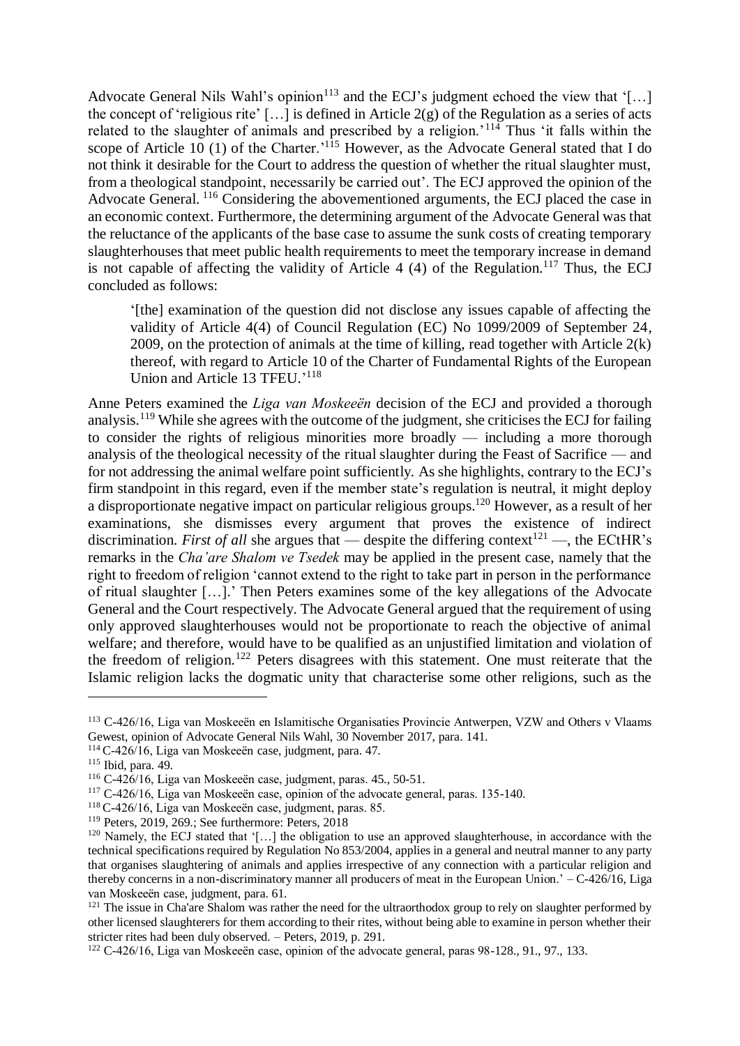Advocate General Nils Wahl's opinion[113] and the ECJ's judgment echoed the view that '[…] the concept of 'religious rite' […] is defined in Article 2(g) of the Regulation as a series of acts related to the slaughter of animals and prescribed by a religion.'[114] Thus 'it falls within the scope of Article 10 (1) of the Charter.'[115] However, as the Advocate General stated that I do not think it desirable for the Court to address the question of whether the ritual slaughter must, from a theological standpoint, necessarily be carried out'. The ECJ approved the opinion of the Advocate General. [116] Considering the abovementioned arguments, the ECJ placed the case in an economic context. Furthermore, the determining argument of the Advocate General was that the reluctance of the applicants of the base case to assume the sunk costs of creating temporary slaughterhouses that meet public health requirements to meet the temporary increase in demand is not capable of affecting the validity of Article 4 (4) of the Regulation.[117] Thus, the ECJ concluded as follows:

> '[the] examination of the question did not disclose any issues capable of affecting the validity of Article 4(4) of Council Regulation (EC) No 1099/2009 of September 24, 2009, on the protection of animals at the time of killing, read together with Article 2(k) thereof, with regard to Article 10 of the Charter of Fundamental Rights of the European Union and Article 13 TFEU.'[118]

Anne Peters examined the *Liga van Moskeeën* decision of the ECJ and provided a thorough analysis.[119] While she agrees with the outcome of the judgment, she criticises the ECJ for failing to consider the rights of religious minorities more broadly — including a more thorough analysis of the theological necessity of the ritual slaughter during the Feast of Sacrifice — and for not addressing the animal welfare point sufficiently. As she highlights, contrary to the ECJ's firm standpoint in this regard, even if the member state's regulation is neutral, it might deploy a disproportionate negative impact on particular religious groups.[120] However, as a result of her examinations, she dismisses every argument that proves the existence of indirect discrimination. *First of all* she argues that — despite the differing context[121] —, the ECtHR's remarks in the *Cha'are Shalom ve Tsedek* may be applied in the present case, namely that the right to freedom of religion 'cannot extend to the right to take part in person in the performance of ritual slaughter […].' Then Peters examines some of the key allegations of the Advocate General and the Court respectively. The Advocate General argued that the requirement of using only approved slaughterhouses would not be proportionate to reach the objective of animal welfare; and therefore, would have to be qualified as an unjustified limitation and violation of the freedom of religion.[122] Peters disagrees with this statement. One must reiterate that the Islamic religion lacks the dogmatic unity that characterise some other religions, such as the

---

[113] C-426/16, Liga van Moskeeën en Islamitische Organisaties Provincie Antwerpen, VZW and Others v Vlaams Gewest, opinion of Advocate General Nils Wahl, 30 November 2017, para. 141.

[114] C-426/16, Liga van Moskeeën case, judgment, para. 47.

[115] Ibid, para. 49.

[116] C-426/16, Liga van Moskeeën case, judgment, paras. 45., 50-51.

[117] C-426/16, Liga van Moskeeën case, opinion of the advocate general, paras. 135-140.

[118] C-426/16, Liga van Moskeeën case, judgment, paras. 85.

[119] Peters, 2019, 269.; See furthermore: Peters, 2018

[120] Namely, the ECJ stated that '[…] the obligation to use an approved slaughterhouse, in accordance with the technical specifications required by Regulation No 853/2004, applies in a general and neutral manner to any party that organises slaughtering of animals and applies irrespective of any connection with a particular religion and thereby concerns in a non-discriminatory manner all producers of meat in the European Union.' – C-426/16, Liga van Moskeeën case, judgment, para. 61.

[121] The issue in Cha'are Shalom was rather the need for the ultraorthodox group to rely on slaughter performed by other licensed slaughterers for them according to their rites, without being able to examine in person whether their stricter rites had been duly observed. – Peters, 2019, p. 291.

[122] C-426/16, Liga van Moskeeën case, opinion of the advocate general, paras 98-128., 91., 97., 133.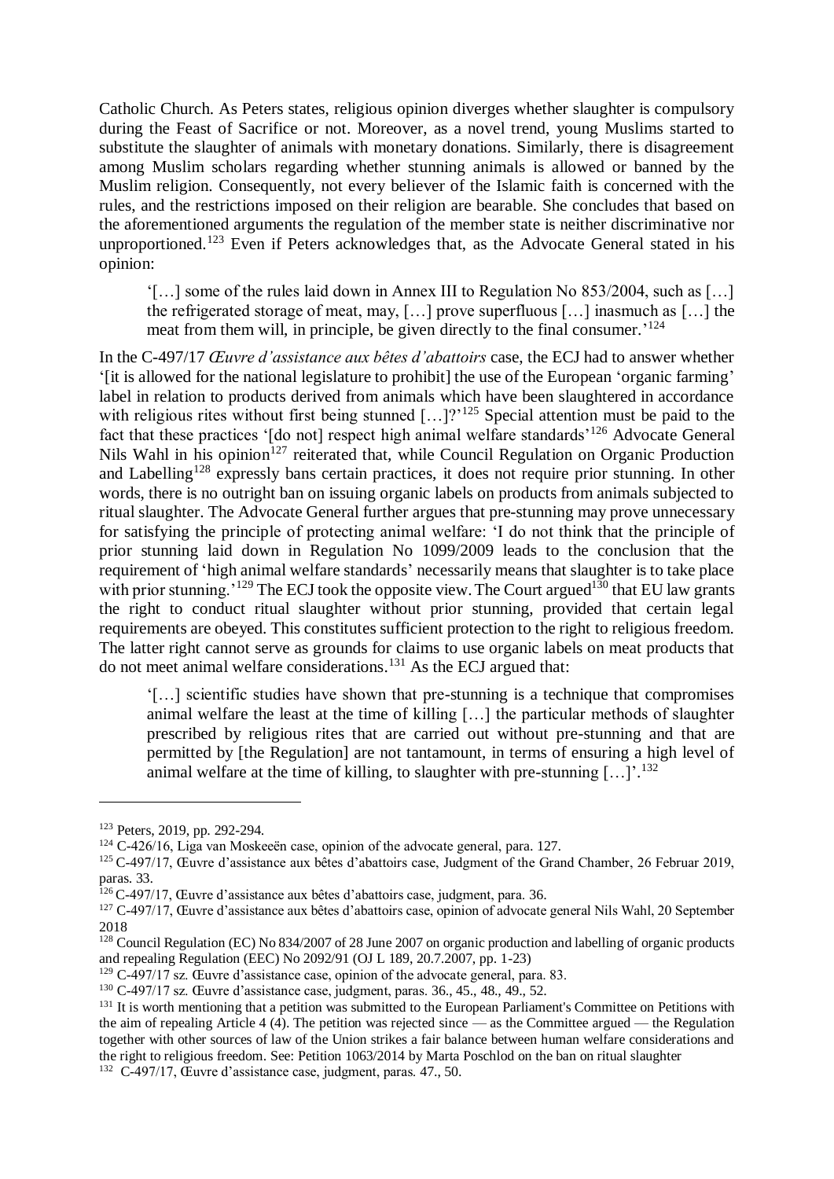Catholic Church. As Peters states, religious opinion diverges whether slaughter is compulsory during the Feast of Sacrifice or not. Moreover, as a novel trend, young Muslims started to substitute the slaughter of animals with monetary donations. Similarly, there is disagreement among Muslim scholars regarding whether stunning animals is allowed or banned by the Muslim religion. Consequently, not every believer of the Islamic faith is concerned with the rules, and the restrictions imposed on their religion are bearable. She concludes that based on the aforementioned arguments the regulation of the member state is neither discriminative nor unproportioned.[123] Even if Peters acknowledges that, as the Advocate General stated in his opinion:

> '[…] some of the rules laid down in Annex III to Regulation No 853/2004, such as […] the refrigerated storage of meat, may, […] prove superfluous […] inasmuch as […] the meat from them will, in principle, be given directly to the final consumer.'[124]

In the C-497/17 *Œuvre d'assistance aux bêtes d'abattoirs* case, the ECJ had to answer whether '[it is allowed for the national legislature to prohibit] the use of the European 'organic farming' label in relation to products derived from animals which have been slaughtered in accordance with religious rites without first being stunned […]?'[125] Special attention must be paid to the fact that these practices '[do not] respect high animal welfare standards'[126] Advocate General Nils Wahl in his opinion[127] reiterated that, while Council Regulation on Organic Production and Labelling[128] expressly bans certain practices, it does not require prior stunning. In other words, there is no outright ban on issuing organic labels on products from animals subjected to ritual slaughter. The Advocate General further argues that pre-stunning may prove unnecessary for satisfying the principle of protecting animal welfare: 'I do not think that the principle of prior stunning laid down in Regulation No 1099/2009 leads to the conclusion that the requirement of 'high animal welfare standards' necessarily means that slaughter is to take place with prior stunning.'[129] The ECJ took the opposite view. The Court argued[130] that EU law grants the right to conduct ritual slaughter without prior stunning, provided that certain legal requirements are obeyed. This constitutes sufficient protection to the right to religious freedom. The latter right cannot serve as grounds for claims to use organic labels on meat products that do not meet animal welfare considerations.[131] As the ECJ argued that:

> '[…] scientific studies have shown that pre-stunning is a technique that compromises animal welfare the least at the time of killing […] the particular methods of slaughter prescribed by religious rites that are carried out without pre-stunning and that are permitted by [the Regulation] are not tantamount, in terms of ensuring a high level of animal welfare at the time of killing, to slaughter with pre-stunning […]'.[132]

---

[123] Peters, 2019, pp. 292-294.

[124] C-426/16, Liga van Moskeeën case, opinion of the advocate general, para. 127.

[125] C-497/17, Œuvre d'assistance aux bêtes d'abattoirs case, Judgment of the Grand Chamber, 26 Februar 2019, paras. 33.

[126] C-497/17, Œuvre d'assistance aux bêtes d'abattoirs case, judgment, para. 36.

[127] C-497/17, Œuvre d'assistance aux bêtes d'abattoirs case, opinion of advocate general Nils Wahl, 20 September 2018

[128] Council Regulation (EC) No 834/2007 of 28 June 2007 on organic production and labelling of organic products and repealing Regulation (EEC) No 2092/91 (OJ L 189, 20.7.2007, pp. 1-23)

[129] C-497/17 sz. Œuvre d'assistance case, opinion of the advocate general, para. 83.

[130] C-497/17 sz. Œuvre d'assistance case, judgment, paras. 36., 45., 48., 49., 52.

[131] It is worth mentioning that a petition was submitted to the European Parliament's Committee on Petitions with the aim of repealing Article 4 (4). The petition was rejected since — as the Committee argued — the Regulation together with other sources of law of the Union strikes a fair balance between human welfare considerations and the right to religious freedom. See: Petition 1063/2014 by Marta Poschlod on the ban on ritual slaughter

[132] C-497/17, Œuvre d'assistance case, judgment, paras. 47., 50.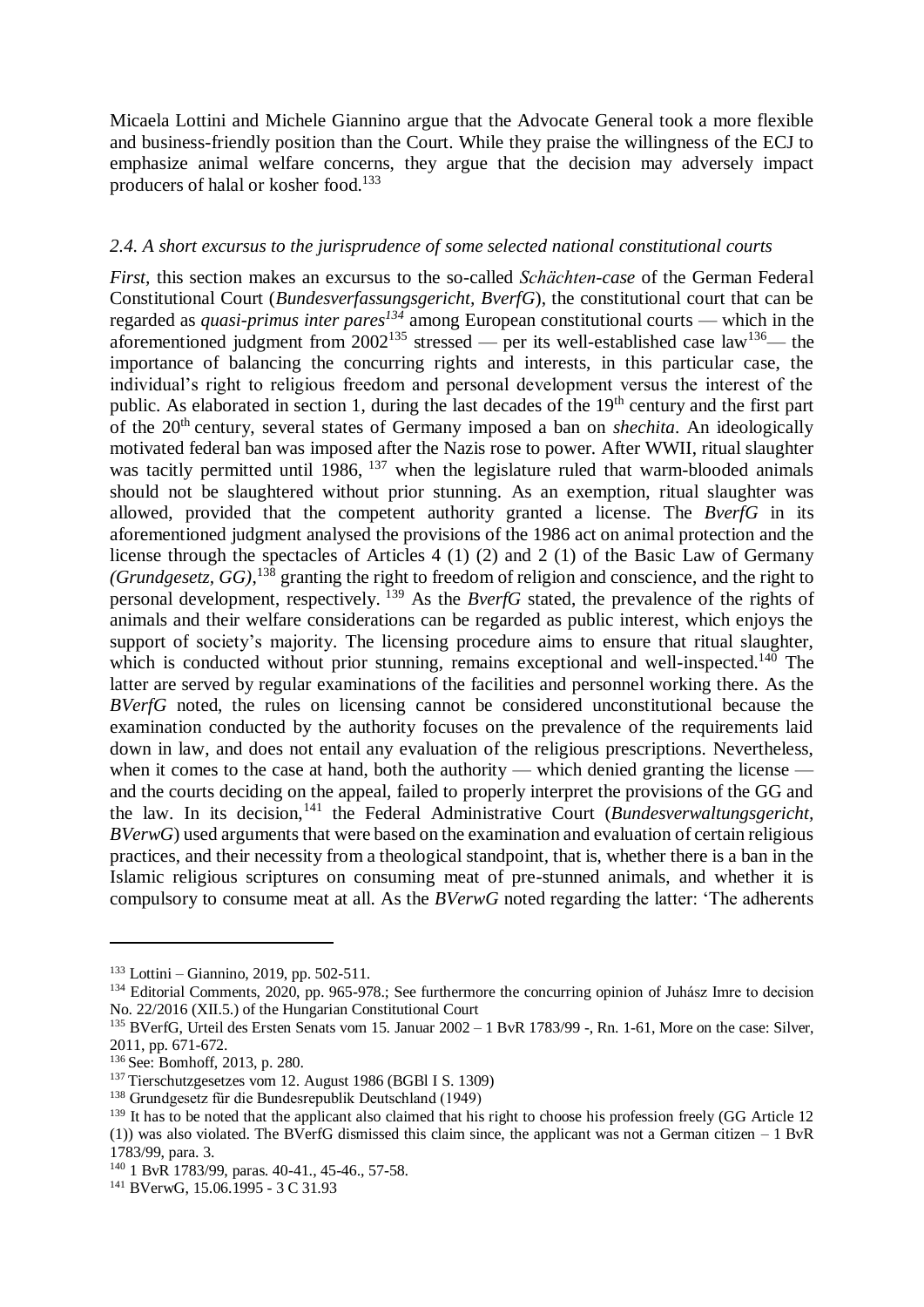Micaela Lottini and Michele Giannino argue that the Advocate General took a more flexible and business-friendly position than the Court. While they praise the willingness of the ECJ to emphasize animal welfare concerns, they argue that the decision may adversely impact producers of halal or kosher food.[133]

### *2.4. A short excursus to the jurisprudence of some selected national constitutional courts*

*First,* this section makes an excursus to the so-called *Schächten-case* of the German Federal Constitutional Court (*Bundesverfassungsgericht, BverfG*), the constitutional court that can be regarded as *quasi-primus inter pares*[134] among European constitutional courts — which in the aforementioned judgment from 2002[135] stressed — per its well-established case law[136]— the importance of balancing the concurring rights and interests, in this particular case, the individual's right to religious freedom and personal development versus the interest of the public. As elaborated in section 1, during the last decades of the 19th century and the first part of the 20th century, several states of Germany imposed a ban on *shechita*. An ideologically motivated federal ban was imposed after the Nazis rose to power. After WWII, ritual slaughter was tacitly permitted until 1986, [137] when the legislature ruled that warm-blooded animals should not be slaughtered without prior stunning. As an exemption, ritual slaughter was allowed, provided that the competent authority granted a license. The *BverfG* in its aforementioned judgment analysed the provisions of the 1986 act on animal protection and the license through the spectacles of Articles 4 (1) (2) and 2 (1) of the Basic Law of Germany *(Grundgesetz, GG)*,[138] granting the right to freedom of religion and conscience, and the right to personal development, respectively. [139] As the *BverfG* stated, the prevalence of the rights of animals and their welfare considerations can be regarded as public interest, which enjoys the support of society's majority. The licensing procedure aims to ensure that ritual slaughter, which is conducted without prior stunning, remains exceptional and well-inspected.[140] The latter are served by regular examinations of the facilities and personnel working there. As the *BVerfG* noted, the rules on licensing cannot be considered unconstitutional because the examination conducted by the authority focuses on the prevalence of the requirements laid down in law, and does not entail any evaluation of the religious prescriptions. Nevertheless, when it comes to the case at hand, both the authority — which denied granting the license — and the courts deciding on the appeal, failed to properly interpret the provisions of the GG and the law. In its decision,[141] the Federal Administrative Court (*Bundesverwaltungsgericht, BVerwG*) used arguments that were based on the examination and evaluation of certain religious practices, and their necessity from a theological standpoint, that is, whether there is a ban in the Islamic religious scriptures on consuming meat of pre-stunned animals, and whether it is compulsory to consume meat at all. As the *BVerwG* noted regarding the latter: 'The adherents

---

[133] Lottini – Giannino, 2019, pp. 502-511.

[134] Editorial Comments, 2020, pp. 965-978.; See furthermore the concurring opinion of Juhász Imre to decision No. 22/2016 (XII.5.) of the Hungarian Constitutional Court

[135] BVerfG, Urteil des Ersten Senats vom 15. Januar 2002 – 1 BvR 1783/99 -, Rn. 1-61, More on the case: Silver, 2011, pp. 671-672.

[136] See: Bomhoff, 2013, p. 280.

[137] Tierschutzgesetzes vom 12. August 1986 (BGBl I S. 1309)

[138] Grundgesetz für die Bundesrepublik Deutschland (1949)

[139] It has to be noted that the applicant also claimed that his right to choose his profession freely (GG Article 12 (1)) was also violated. The BVerfG dismissed this claim since, the applicant was not a German citizen – 1 BvR 1783/99, para. 3.

[140] 1 BvR 1783/99, paras. 40-41., 45-46., 57-58.

[141] BVerwG, 15.06.1995 - 3 C 31.93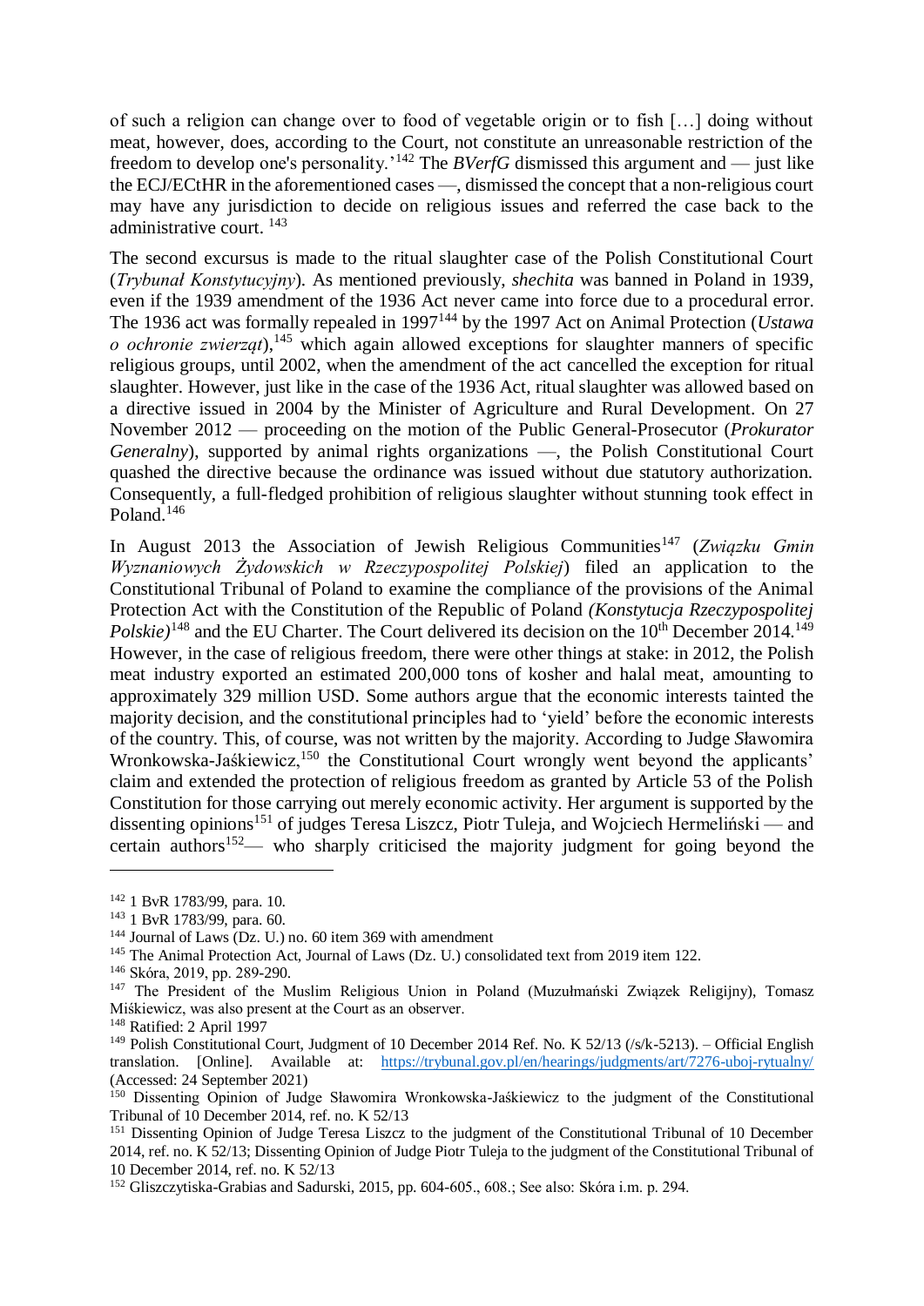of such a religion can change over to food of vegetable origin or to fish […] doing without meat, however, does, according to the Court, not constitute an unreasonable restriction of the freedom to develop one's personality.'[142] The *BVerfG* dismissed this argument and — just like the ECJ/ECtHR in the aforementioned cases —, dismissed the concept that a non-religious court may have any jurisdiction to decide on religious issues and referred the case back to the administrative court. [143]

The second excursus is made to the ritual slaughter case of the Polish Constitutional Court (*Trybunał Konstytucyjny*). As mentioned previously, *shechita* was banned in Poland in 1939, even if the 1939 amendment of the 1936 Act never came into force due to a procedural error. The 1936 act was formally repealed in 1997[144] by the 1997 Act on Animal Protection (*Ustawa o ochronie zwierząt*),[145] which again allowed exceptions for slaughter manners of specific religious groups, until 2002, when the amendment of the act cancelled the exception for ritual slaughter. However, just like in the case of the 1936 Act, ritual slaughter was allowed based on a directive issued in 2004 by the Minister of Agriculture and Rural Development. On 27 November 2012 — proceeding on the motion of the Public General-Prosecutor (*Prokurator Generalny*), supported by animal rights organizations —, the Polish Constitutional Court quashed the directive because the ordinance was issued without due statutory authorization. Consequently, a full-fledged prohibition of religious slaughter without stunning took effect in Poland.[146]

In August 2013 the Association of Jewish Religious Communities[147] (*Związku Gmin Wyznaniowych Żydowskich w Rzeczypospolitej Polskiej*) filed an application to the Constitutional Tribunal of Poland to examine the compliance of the provisions of the Animal Protection Act with the Constitution of the Republic of Poland *(Konstytucja Rzeczypospolitej Polskie)*[148] and the EU Charter. The Court delivered its decision on the 10th December 2014.[149] However, in the case of religious freedom, there were other things at stake: in 2012, the Polish meat industry exported an estimated 200,000 tons of kosher and halal meat, amounting to approximately 329 million USD. Some authors argue that the economic interests tainted the majority decision, and the constitutional principles had to 'yield' before the economic interests of the country. This, of course, was not written by the majority. According to Judge Sławomira Wronkowska-Jaśkiewicz,[150] the Constitutional Court wrongly went beyond the applicants' claim and extended the protection of religious freedom as granted by Article 53 of the Polish Constitution for those carrying out merely economic activity. Her argument is supported by the dissenting opinions[151] of judges Teresa Liszcz, Piotr Tuleja, and Wojciech Hermeliński — and certain authors[152]— who sharply criticised the majority judgment for going beyond the

---

[142] 1 BvR 1783/99, para. 10.

[143] 1 BvR 1783/99, para. 60.

[144] Journal of Laws (Dz. U.) no. 60 item 369 with amendment

[145] The Animal Protection Act, Journal of Laws (Dz. U.) consolidated text from 2019 item 122.

[146] Skóra, 2019, pp. 289-290.

[147] The President of the Muslim Religious Union in Poland (Muzułmański Związek Religijny), Tomasz Miśkiewicz, was also present at the Court as an observer.

[148] Ratified: 2 April 1997

[149] Polish Constitutional Court, Judgment of 10 December 2014 Ref. No. K 52/13 (/s/k-5213). – Official English translation. [Online]. Available at: https://trybunal.gov.pl/en/hearings/judgments/art/7276-uboj-rytualny/ (Accessed: 24 September 2021)

[150] Dissenting Opinion of Judge Sławomira Wronkowska-Jaśkiewicz to the judgment of the Constitutional Tribunal of 10 December 2014, ref. no. K 52/13

[151] Dissenting Opinion of Judge Teresa Liszcz to the judgment of the Constitutional Tribunal of 10 December 2014, ref. no. K 52/13; Dissenting Opinion of Judge Piotr Tuleja to the judgment of the Constitutional Tribunal of 10 December 2014, ref. no. K 52/13

[152] Gliszczytiska-Grabias and Sadurski, 2015, pp. 604-605., 608.; See also: Skóra i.m. p. 294.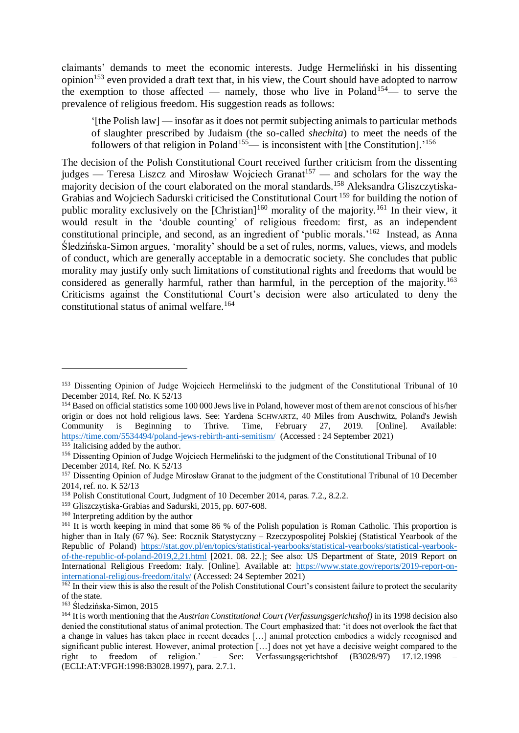claimants' demands to meet the economic interests. Judge Hermeliński in his dissenting opinion[153] even provided a draft text that, in his view, the Court should have adopted to narrow the exemption to those affected — namely, those who live in Poland[154]— to serve the prevalence of religious freedom. His suggestion reads as follows:

> '[the Polish law] — insofar as it does not permit subjecting animals to particular methods of slaughter prescribed by Judaism (the so-called *shechita*) to meet the needs of the followers of that religion in Poland[155]— is inconsistent with [the Constitution].'[156]

The decision of the Polish Constitutional Court received further criticism from the dissenting judges — Teresa Liszcz and Mirosław Wojciech Granat[157] — and scholars for the way the majority decision of the court elaborated on the moral standards.[158] Aleksandra Gliszczytiska-Grabias and Wojciech Sadurski criticised the Constitutional Court[159] for building the notion of public morality exclusively on the [Christian][160] morality of the majority.[161] In their view, it would result in the 'double counting' of religious freedom: first, as an independent constitutional principle, and second, as an ingredient of 'public morals.'[162] Instead, as Anna Śledzińska-Simon argues, 'morality' should be a set of rules, norms, values, views, and models of conduct, which are generally acceptable in a democratic society. She concludes that public morality may justify only such limitations of constitutional rights and freedoms that would be considered as generally harmful, rather than harmful, in the perception of the majority.[163] Criticisms against the Constitutional Court's decision were also articulated to deny the constitutional status of animal welfare.[164]

---

[153] Dissenting Opinion of Judge Wojciech Hermeliński to the judgment of the Constitutional Tribunal of 10 December 2014, Ref. No. K 52/13

[154] Based on official statistics some 100 000 Jews live in Poland, however most of them are not conscious of his/her origin or does not hold religious laws. See: Yardena SCHWARTZ, 40 Miles from Auschwitz, Poland's Jewish Community is Beginning to Thrive. Time, February 27, 2019. [Online]. Available: https://time.com/5534494/poland-jews-rebirth-anti-semitism/ (Accessed : 24 September 2021)

[155] Italicising added by the author.

[156] Dissenting Opinion of Judge Wojciech Hermeliński to the judgment of the Constitutional Tribunal of 10 December 2014, Ref. No. K 52/13

[157] Dissenting Opinion of Judge Mirosław Granat to the judgment of the Constitutional Tribunal of 10 December 2014, ref. no. K 52/13

[158] Polish Constitutional Court, Judgment of 10 December 2014, paras. 7.2., 8.2.2.

[159] Gliszczytiska-Grabias and Sadurski, 2015, pp. 607-608.

[160] Interpreting addition by the author

[161] It is worth keeping in mind that some 86 % of the Polish population is Roman Catholic. This proportion is higher than in Italy (67 %). See: Rocznik Statystyczny – Rzeczypospolitej Polskiej (Statistical Yearbook of the Republic of Poland) https://stat.gov.pl/en/topics/statistical-yearbooks/statistical-yearbooks/statistical-yearbook-of-the-republic-of-poland-2019,2,21.html [2021. 08. 22.]; See also: US Department of State, 2019 Report on International Religious Freedom: Italy. [Online]. Available at: https://www.state.gov/reports/2019-report-on-international-religious-freedom/italy/ (Accessed: 24 September 2021)

[162] In their view this is also the result of the Polish Constitutional Court's consistent failure to protect the secularity of the state.

[163] Śledzińska-Simon, 2015

[164] It is worth mentioning that the *Austrian Constitutional Court (Verfassungsgerichtshof)* in its 1998 decision also denied the constitutional status of animal protection. The Court emphasized that: 'it does not overlook the fact that a change in values has taken place in recent decades […] animal protection embodies a widely recognised and significant public interest. However, animal protection […] does not yet have a decisive weight compared to the right to freedom of religion.' – See: Verfassungsgerichtshof (B3028/97) 17.12.1998 – (ECLI:AT:VFGH:1998:B3028.1997), para. 2.7.1.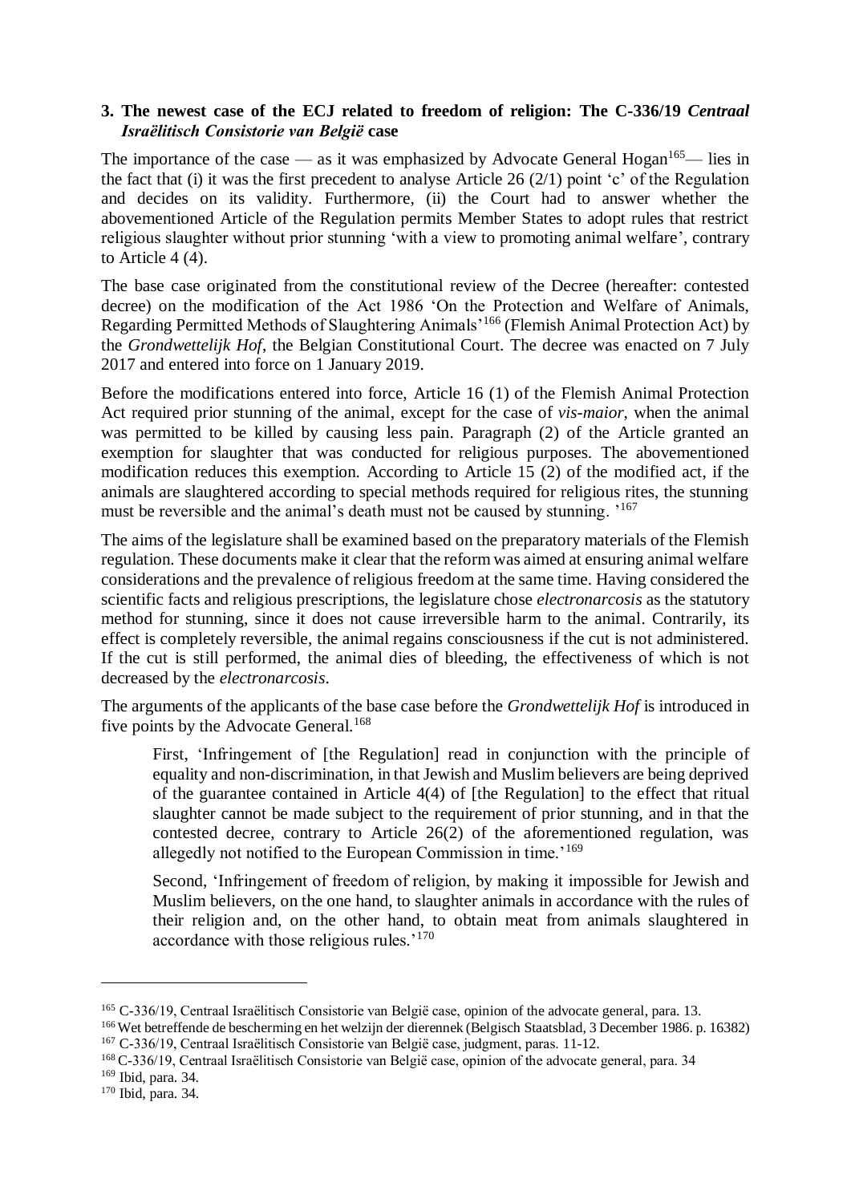### 3. The newest case of the ECJ related to freedom of religion: The C-336/19 *Centraal Israëlitisch Consistorie van België* case

The importance of the case — as it was emphasized by Advocate General Hogan[165]— lies in the fact that (i) it was the first precedent to analyse Article 26 (2/1) point 'c' of the Regulation and decides on its validity. Furthermore, (ii) the Court had to answer whether the abovementioned Article of the Regulation permits Member States to adopt rules that restrict religious slaughter without prior stunning 'with a view to promoting animal welfare', contrary to Article 4 (4).

The base case originated from the constitutional review of the Decree (hereafter: contested decree) on the modification of the Act 1986 'On the Protection and Welfare of Animals, Regarding Permitted Methods of Slaughtering Animals'[166] (Flemish Animal Protection Act) by the *Grondwettelijk Hof*, the Belgian Constitutional Court. The decree was enacted on 7 July 2017 and entered into force on 1 January 2019.

Before the modifications entered into force, Article 16 (1) of the Flemish Animal Protection Act required prior stunning of the animal, except for the case of *vis-maior*, when the animal was permitted to be killed by causing less pain. Paragraph (2) of the Article granted an exemption for slaughter that was conducted for religious purposes. The abovementioned modification reduces this exemption. According to Article 15 (2) of the modified act, if the animals are slaughtered according to special methods required for religious rites, the stunning must be reversible and the animal's death must not be caused by stunning. '[167]

The aims of the legislature shall be examined based on the preparatory materials of the Flemish regulation. These documents make it clear that the reform was aimed at ensuring animal welfare considerations and the prevalence of religious freedom at the same time. Having considered the scientific facts and religious prescriptions, the legislature chose *electronarcosis* as the statutory method for stunning, since it does not cause irreversible harm to the animal. Contrarily, its effect is completely reversible, the animal regains consciousness if the cut is not administered. If the cut is still performed, the animal dies of bleeding, the effectiveness of which is not decreased by the *electronarcosis*.

The arguments of the applicants of the base case before the *Grondwettelijk Hof* is introduced in five points by the Advocate General.[168]

> First, 'Infringement of [the Regulation] read in conjunction with the principle of equality and non-discrimination, in that Jewish and Muslim believers are being deprived of the guarantee contained in Article 4(4) of [the Regulation] to the effect that ritual slaughter cannot be made subject to the requirement of prior stunning, and in that the contested decree, contrary to Article 26(2) of the aforementioned regulation, was allegedly not notified to the European Commission in time.'[169]
>
> Second, 'Infringement of freedom of religion, by making it impossible for Jewish and Muslim believers, on the one hand, to slaughter animals in accordance with the rules of their religion and, on the other hand, to obtain meat from animals slaughtered in accordance with those religious rules.'[170]

---

[165] C-336/19, Centraal Israëlitisch Consistorie van België case, opinion of the advocate general, para. 13.

[166] Wet betreffende de bescherming en het welzijn der dierennek (Belgisch Staatsblad, 3 December 1986. p. 16382)

[167] C-336/19, Centraal Israëlitisch Consistorie van België case, judgment, paras. 11-12.

[168] C-336/19, Centraal Israëlitisch Consistorie van België case, opinion of the advocate general, para. 34

[169] Ibid, para. 34.

[170] Ibid, para. 34.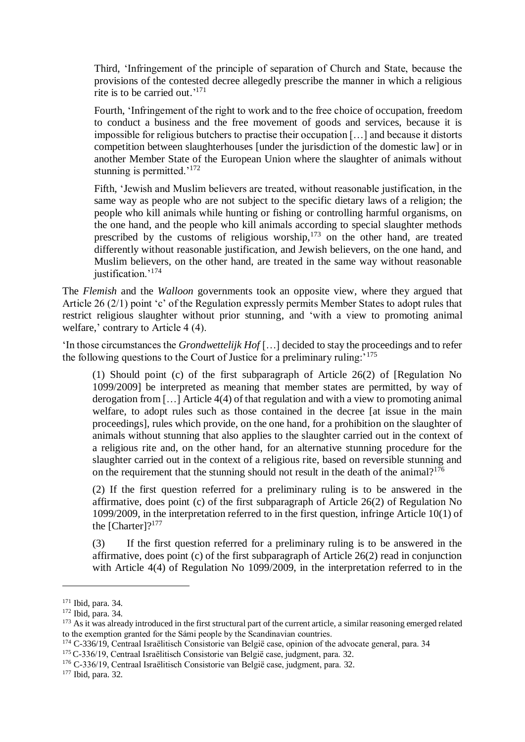> Third, 'Infringement of the principle of separation of Church and State, because the provisions of the contested decree allegedly prescribe the manner in which a religious rite is to be carried out.'[171]
>
> Fourth, 'Infringement of the right to work and to the free choice of occupation, freedom to conduct a business and the free movement of goods and services, because it is impossible for religious butchers to practise their occupation […] and because it distorts competition between slaughterhouses [under the jurisdiction of the domestic law] or in another Member State of the European Union where the slaughter of animals without stunning is permitted.'[172]
>
> Fifth, 'Jewish and Muslim believers are treated, without reasonable justification, in the same way as people who are not subject to the specific dietary laws of a religion; the people who kill animals while hunting or fishing or controlling harmful organisms, on the one hand, and the people who kill animals according to special slaughter methods prescribed by the customs of religious worship,[173] on the other hand, are treated differently without reasonable justification, and Jewish believers, on the one hand, and Muslim believers, on the other hand, are treated in the same way without reasonable justification.'[174]

The *Flemish* and the *Walloon* governments took an opposite view, where they argued that Article 26 (2/1) point 'c' of the Regulation expressly permits Member States to adopt rules that restrict religious slaughter without prior stunning, and 'with a view to promoting animal welfare,' contrary to Article 4 (4).

'In those circumstances the *Grondwettelijk Hof* […] decided to stay the proceedings and to refer the following questions to the Court of Justice for a preliminary ruling:'[175]

> (1) Should point (c) of the first subparagraph of Article 26(2) of [Regulation No 1099/2009] be interpreted as meaning that member states are permitted, by way of derogation from […] Article 4(4) of that regulation and with a view to promoting animal welfare, to adopt rules such as those contained in the decree [at issue in the main proceedings], rules which provide, on the one hand, for a prohibition on the slaughter of animals without stunning that also applies to the slaughter carried out in the context of a religious rite and, on the other hand, for an alternative stunning procedure for the slaughter carried out in the context of a religious rite, based on reversible stunning and on the requirement that the stunning should not result in the death of the animal?[176]
>
> (2) If the first question referred for a preliminary ruling is to be answered in the affirmative, does point (c) of the first subparagraph of Article 26(2) of Regulation No 1099/2009, in the interpretation referred to in the first question, infringe Article 10(1) of the [Charter]?[177]
>
> (3) If the first question referred for a preliminary ruling is to be answered in the affirmative, does point (c) of the first subparagraph of Article 26(2) read in conjunction with Article 4(4) of Regulation No 1099/2009, in the interpretation referred to in the

---

[171] Ibid, para. 34.

[172] Ibid, para. 34.

[173] As it was already introduced in the first structural part of the current article, a similar reasoning emerged related to the exemption granted for the Sámi people by the Scandinavian countries.

[174] C-336/19, Centraal Israëlitisch Consistorie van België case, opinion of the advocate general, para. 34

[175] C-336/19, Centraal Israëlitisch Consistorie van België case, judgment, para. 32.

[176] C-336/19, Centraal Israëlitisch Consistorie van België case, judgment, para. 32.

[177] Ibid, para. 32.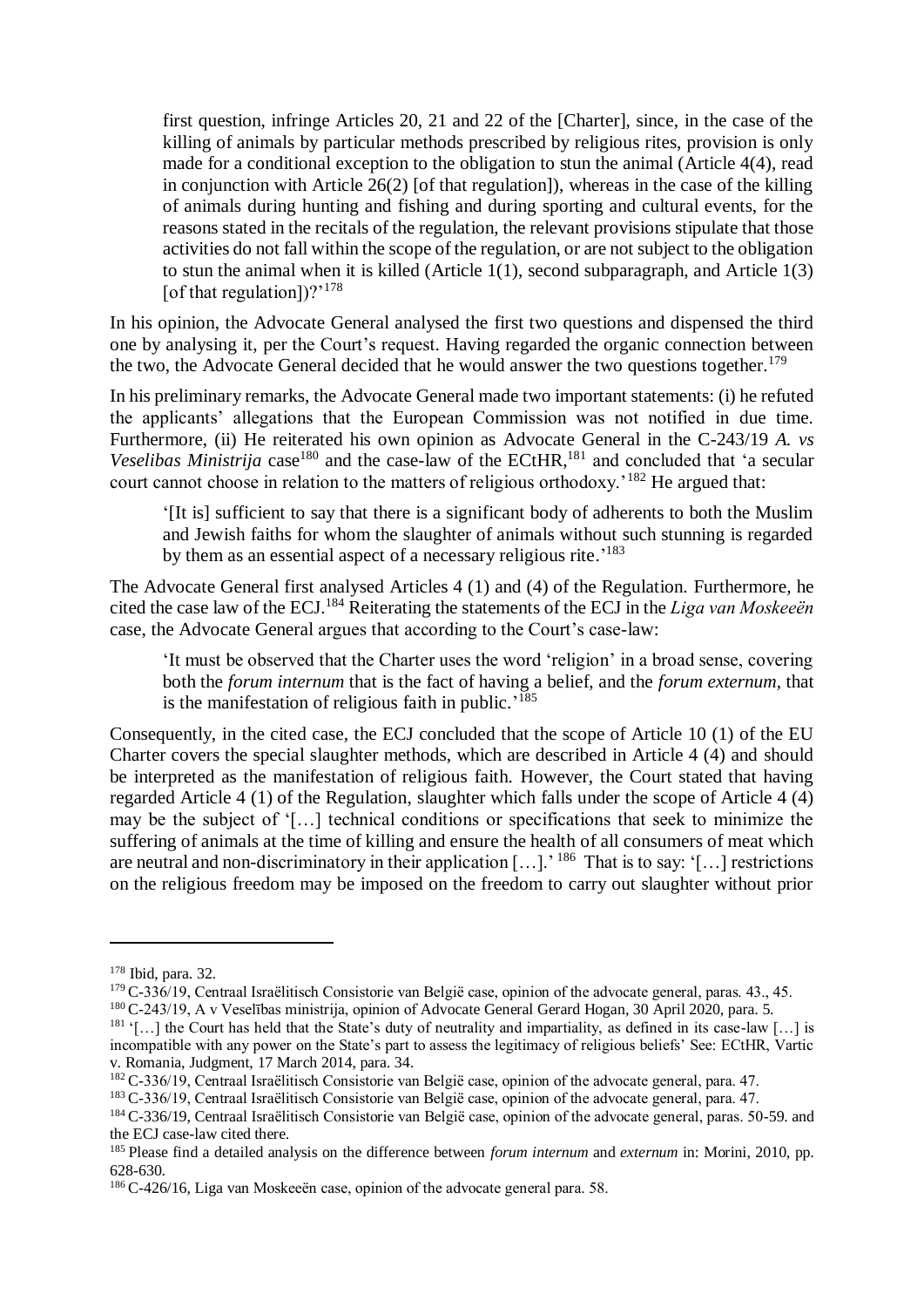> first question, infringe Articles 20, 21 and 22 of the [Charter], since, in the case of the killing of animals by particular methods prescribed by religious rites, provision is only made for a conditional exception to the obligation to stun the animal (Article 4(4), read in conjunction with Article 26(2) [of that regulation]), whereas in the case of the killing of animals during hunting and fishing and during sporting and cultural events, for the reasons stated in the recitals of the regulation, the relevant provisions stipulate that those activities do not fall within the scope of the regulation, or are not subject to the obligation to stun the animal when it is killed (Article 1(1), second subparagraph, and Article 1(3) [of that regulation])?'[178]

In his opinion, the Advocate General analysed the first two questions and dispensed the third one by analysing it, per the Court's request. Having regarded the organic connection between the two, the Advocate General decided that he would answer the two questions together.[179]

In his preliminary remarks, the Advocate General made two important statements: (i) he refuted the applicants' allegations that the European Commission was not notified in due time. Furthermore, (ii) He reiterated his own opinion as Advocate General in the C-243/19 *A. vs Veselibas Ministrija* case[180] and the case-law of the ECtHR,[181] and concluded that 'a secular court cannot choose in relation to the matters of religious orthodoxy.'[182] He argued that:

> '[It is] sufficient to say that there is a significant body of adherents to both the Muslim and Jewish faiths for whom the slaughter of animals without such stunning is regarded by them as an essential aspect of a necessary religious rite.'[183]

The Advocate General first analysed Articles 4 (1) and (4) of the Regulation. Furthermore, he cited the case law of the ECJ.[184] Reiterating the statements of the ECJ in the *Liga van Moskeeën* case, the Advocate General argues that according to the Court's case-law:

> 'It must be observed that the Charter uses the word 'religion' in a broad sense, covering both the *forum internum* that is the fact of having a belief, and the *forum externum*, that is the manifestation of religious faith in public.'[185]

Consequently, in the cited case, the ECJ concluded that the scope of Article 10 (1) of the EU Charter covers the special slaughter methods, which are described in Article 4 (4) and should be interpreted as the manifestation of religious faith. However, the Court stated that having regarded Article 4 (1) of the Regulation, slaughter which falls under the scope of Article 4 (4) may be the subject of '[…] technical conditions or specifications that seek to minimize the suffering of animals at the time of killing and ensure the health of all consumers of meat which are neutral and non-discriminatory in their application […].'[186] That is to say: '[…] restrictions on the religious freedom may be imposed on the freedom to carry out slaughter without prior

---

[178] Ibid, para. 32.

[179] C-336/19, Centraal Israëlitisch Consistorie van België case, opinion of the advocate general, paras. 43., 45.

[180] C-243/19, A v Veselības ministrija, opinion of Advocate General Gerard Hogan, 30 April 2020, para. 5.

[181] '[…] the Court has held that the State's duty of neutrality and impartiality, as defined in its case-law […] is incompatible with any power on the State's part to assess the legitimacy of religious beliefs' See: ECtHR, Vartic v. Romania, Judgment, 17 March 2014, para. 34.

[182] C-336/19, Centraal Israëlitisch Consistorie van België case, opinion of the advocate general, para. 47.

[183] C-336/19, Centraal Israëlitisch Consistorie van België case, opinion of the advocate general, para. 47.

[184] C-336/19, Centraal Israëlitisch Consistorie van België case, opinion of the advocate general, paras. 50-59. and the ECJ case-law cited there.

[185] Please find a detailed analysis on the difference between *forum internum* and *externum* in: Morini, 2010, pp. 628-630.

[186] C-426/16, Liga van Moskeeën case, opinion of the advocate general para. 58.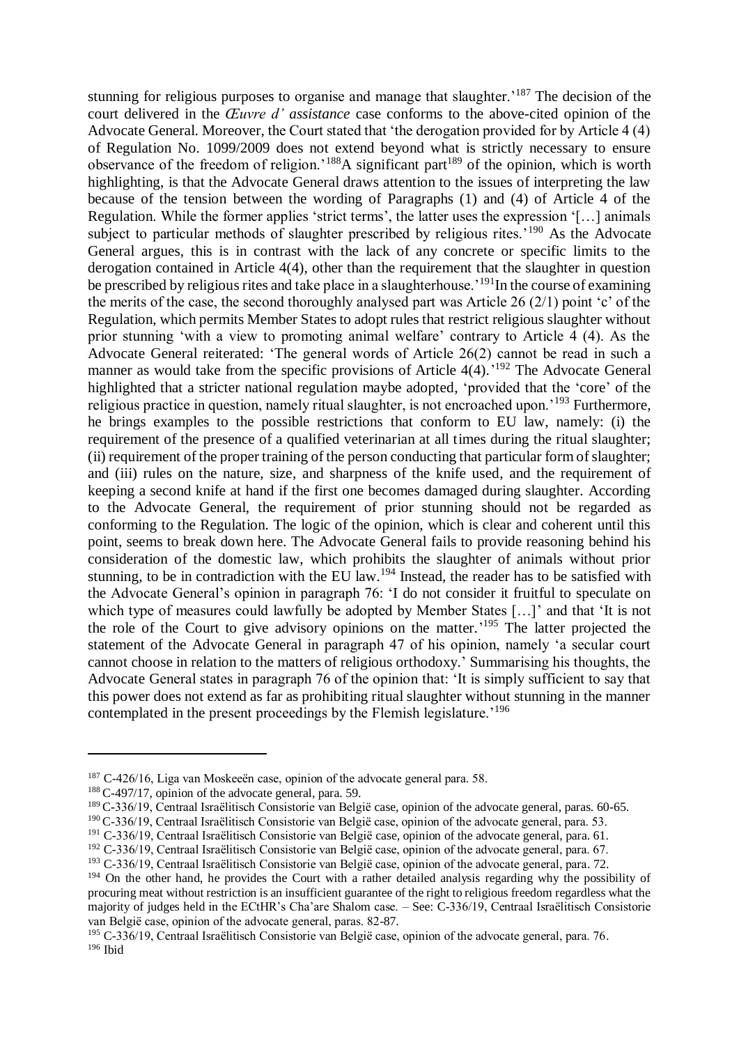stunning for religious purposes to organise and manage that slaughter.'[187] The decision of the court delivered in the *Œuvre d' assistance* case conforms to the above-cited opinion of the Advocate General. Moreover, the Court stated that 'the derogation provided for by Article 4 (4) of Regulation No. 1099/2009 does not extend beyond what is strictly necessary to ensure observance of the freedom of religion.'[188]A significant part[189] of the opinion, which is worth highlighting, is that the Advocate General draws attention to the issues of interpreting the law because of the tension between the wording of Paragraphs (1) and (4) of Article 4 of the Regulation. While the former applies 'strict terms', the latter uses the expression '[…] animals subject to particular methods of slaughter prescribed by religious rites.'[190] As the Advocate General argues, this is in contrast with the lack of any concrete or specific limits to the derogation contained in Article 4(4), other than the requirement that the slaughter in question be prescribed by religious rites and take place in a slaughterhouse.'[191]In the course of examining the merits of the case, the second thoroughly analysed part was Article 26 (2/1) point 'c' of the Regulation, which permits Member States to adopt rules that restrict religious slaughter without prior stunning 'with a view to promoting animal welfare' contrary to Article 4 (4). As the Advocate General reiterated: 'The general words of Article 26(2) cannot be read in such a manner as would take from the specific provisions of Article 4(4).'[192] The Advocate General highlighted that a stricter national regulation maybe adopted, 'provided that the 'core' of the religious practice in question, namely ritual slaughter, is not encroached upon.'[193] Furthermore, he brings examples to the possible restrictions that conform to EU law, namely: (i) the requirement of the presence of a qualified veterinarian at all times during the ritual slaughter; (ii) requirement of the proper training of the person conducting that particular form of slaughter; and (iii) rules on the nature, size, and sharpness of the knife used, and the requirement of keeping a second knife at hand if the first one becomes damaged during slaughter. According to the Advocate General, the requirement of prior stunning should not be regarded as conforming to the Regulation. The logic of the opinion, which is clear and coherent until this point, seems to break down here. The Advocate General fails to provide reasoning behind his consideration of the domestic law, which prohibits the slaughter of animals without prior stunning, to be in contradiction with the EU law.[194] Instead, the reader has to be satisfied with the Advocate General's opinion in paragraph 76: 'I do not consider it fruitful to speculate on which type of measures could lawfully be adopted by Member States […]' and that 'It is not the role of the Court to give advisory opinions on the matter.'[195] The latter projected the statement of the Advocate General in paragraph 47 of his opinion, namely 'a secular court cannot choose in relation to the matters of religious orthodoxy.' Summarising his thoughts, the Advocate General states in paragraph 76 of the opinion that: 'It is simply sufficient to say that this power does not extend as far as prohibiting ritual slaughter without stunning in the manner contemplated in the present proceedings by the Flemish legislature.'[196]

---

[187] C-426/16, Liga van Moskeeën case, opinion of the advocate general para. 58.

[188] C-497/17, opinion of the advocate general, para. 59.

[189] C-336/19, Centraal Israëlitisch Consistorie van België case, opinion of the advocate general, paras. 60-65.

[190] C-336/19, Centraal Israëlitisch Consistorie van België case, opinion of the advocate general, para. 53.

[191] C-336/19, Centraal Israëlitisch Consistorie van België case, opinion of the advocate general, para. 61.

[192] C-336/19, Centraal Israëlitisch Consistorie van België case, opinion of the advocate general, para. 67.

[193] C-336/19, Centraal Israëlitisch Consistorie van België case, opinion of the advocate general, para. 72.

[194] On the other hand, he provides the Court with a rather detailed analysis regarding why the possibility of procuring meat without restriction is an insufficient guarantee of the right to religious freedom regardless what the majority of judges held in the ECtHR's Cha'are Shalom case. – See: C-336/19, Centraal Israëlitisch Consistorie van België case, opinion of the advocate general, paras. 82-87.

[195] C-336/19, Centraal Israëlitisch Consistorie van België case, opinion of the advocate general, para. 76.

[196] Ibid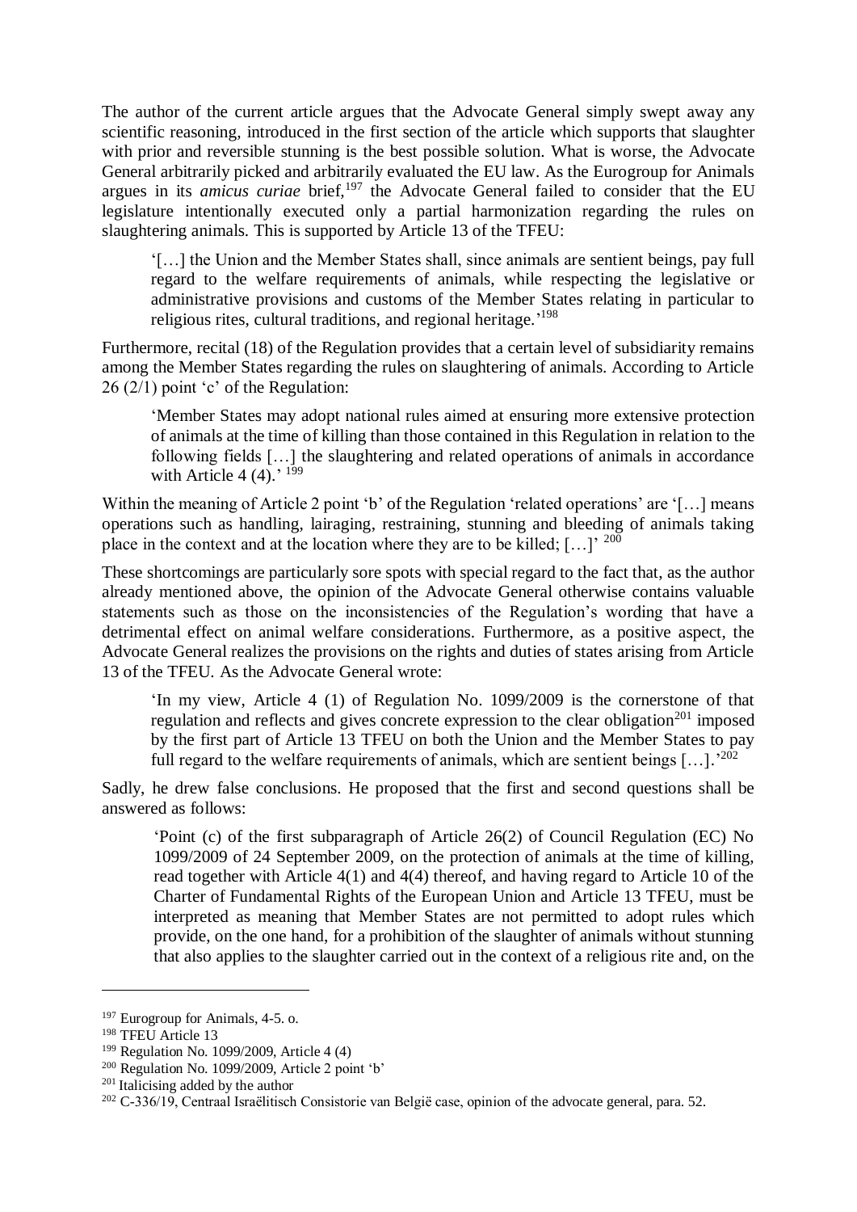The author of the current article argues that the Advocate General simply swept away any scientific reasoning, introduced in the first section of the article which supports that slaughter with prior and reversible stunning is the best possible solution. What is worse, the Advocate General arbitrarily picked and arbitrarily evaluated the EU law. As the Eurogroup for Animals argues in its *amicus curiae* brief,[197] the Advocate General failed to consider that the EU legislature intentionally executed only a partial harmonization regarding the rules on slaughtering animals. This is supported by Article 13 of the TFEU:

> '[…] the Union and the Member States shall, since animals are sentient beings, pay full regard to the welfare requirements of animals, while respecting the legislative or administrative provisions and customs of the Member States relating in particular to religious rites, cultural traditions, and regional heritage.'[198]

Furthermore, recital (18) of the Regulation provides that a certain level of subsidiarity remains among the Member States regarding the rules on slaughtering of animals. According to Article 26 (2/1) point 'c' of the Regulation:

> 'Member States may adopt national rules aimed at ensuring more extensive protection of animals at the time of killing than those contained in this Regulation in relation to the following fields […] the slaughtering and related operations of animals in accordance with Article 4 (4).' [199]

Within the meaning of Article 2 point 'b' of the Regulation 'related operations' are '[…] means operations such as handling, lairaging, restraining, stunning and bleeding of animals taking place in the context and at the location where they are to be killed; […]' [200]

These shortcomings are particularly sore spots with special regard to the fact that, as the author already mentioned above, the opinion of the Advocate General otherwise contains valuable statements such as those on the inconsistencies of the Regulation's wording that have a detrimental effect on animal welfare considerations. Furthermore, as a positive aspect, the Advocate General realizes the provisions on the rights and duties of states arising from Article 13 of the TFEU. As the Advocate General wrote:

> 'In my view, Article 4 (1) of Regulation No. 1099/2009 is the cornerstone of that regulation and reflects and gives concrete expression to the clear obligation[201] imposed by the first part of Article 13 TFEU on both the Union and the Member States to pay full regard to the welfare requirements of animals, which are sentient beings […].'[202]

Sadly, he drew false conclusions. He proposed that the first and second questions shall be answered as follows:

> 'Point (c) of the first subparagraph of Article 26(2) of Council Regulation (EC) No 1099/2009 of 24 September 2009, on the protection of animals at the time of killing, read together with Article 4(1) and 4(4) thereof, and having regard to Article 10 of the Charter of Fundamental Rights of the European Union and Article 13 TFEU, must be interpreted as meaning that Member States are not permitted to adopt rules which provide, on the one hand, for a prohibition of the slaughter of animals without stunning that also applies to the slaughter carried out in the context of a religious rite and, on the

---

[197] Eurogroup for Animals, 4-5. o.

[198] TFEU Article 13

[199] Regulation No. 1099/2009, Article 4 (4)

[200] Regulation No. 1099/2009, Article 2 point 'b'

[201] Italicising added by the author

[202] C-336/19, Centraal Israëlitisch Consistorie van België case, opinion of the advocate general, para. 52.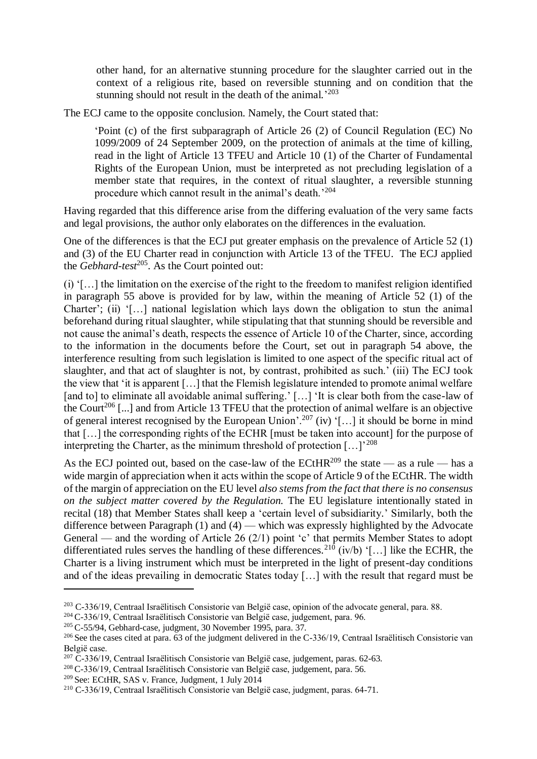other hand, for an alternative stunning procedure for the slaughter carried out in the context of a religious rite, based on reversible stunning and on condition that the stunning should not result in the death of the animal.'[203]

The ECJ came to the opposite conclusion. Namely, the Court stated that:

> 'Point (c) of the first subparagraph of Article 26 (2) of Council Regulation (EC) No 1099/2009 of 24 September 2009, on the protection of animals at the time of killing, read in the light of Article 13 TFEU and Article 10 (1) of the Charter of Fundamental Rights of the European Union, must be interpreted as not precluding legislation of a member state that requires, in the context of ritual slaughter, a reversible stunning procedure which cannot result in the animal's death.'[204]

Having regarded that this difference arise from the differing evaluation of the very same facts and legal provisions, the author only elaborates on the differences in the evaluation.

One of the differences is that the ECJ put greater emphasis on the prevalence of Article 52 (1) and (3) of the EU Charter read in conjunction with Article 13 of the TFEU. The ECJ applied the *Gebhard-test*[205]. As the Court pointed out:

(i) '[…] the limitation on the exercise of the right to the freedom to manifest religion identified in paragraph 55 above is provided for by law, within the meaning of Article 52 (1) of the Charter'; (ii) '[…] national legislation which lays down the obligation to stun the animal beforehand during ritual slaughter, while stipulating that that stunning should be reversible and not cause the animal's death, respects the essence of Article 10 of the Charter, since, according to the information in the documents before the Court, set out in paragraph 54 above, the interference resulting from such legislation is limited to one aspect of the specific ritual act of slaughter, and that act of slaughter is not, by contrast, prohibited as such.' (iii) The ECJ took the view that 'it is apparent […] that the Flemish legislature intended to promote animal welfare [and to] to eliminate all avoidable animal suffering.' […] 'It is clear both from the case-law of the Court[206] [...] and from Article 13 TFEU that the protection of animal welfare is an objective of general interest recognised by the European Union'.[207] (iv) '[…] it should be borne in mind that […] the corresponding rights of the ECHR [must be taken into account] for the purpose of interpreting the Charter, as the minimum threshold of protection […]'[208]

As the ECJ pointed out, based on the case-law of the ECtHR[209] the state — as a rule — has a wide margin of appreciation when it acts within the scope of Article 9 of the ECtHR. The width of the margin of appreciation on the EU level *also stems from the fact that there is no consensus on the subject matter covered by the Regulation.* The EU legislature intentionally stated in recital (18) that Member States shall keep a 'certain level of subsidiarity.' Similarly, both the difference between Paragraph (1) and (4) — which was expressly highlighted by the Advocate General — and the wording of Article 26 (2/1) point 'c' that permits Member States to adopt differentiated rules serves the handling of these differences.[210] (iv/b) '[…] like the ECHR, the Charter is a living instrument which must be interpreted in the light of present-day conditions and of the ideas prevailing in democratic States today […] with the result that regard must be

---

[203] C-336/19, Centraal Israëlitisch Consistorie van België case, opinion of the advocate general, para. 88.

[204] C-336/19, Centraal Israëlitisch Consistorie van België case, judgement, para. 96.

[205] C-55/94, Gebhard-case, judgment, 30 November 1995, para. 37.

[206] See the cases cited at para. 63 of the judgment delivered in the C-336/19, Centraal Israëlitisch Consistorie van België case.

[207] C-336/19, Centraal Israëlitisch Consistorie van België case, judgement, paras. 62-63.

[208] C-336/19, Centraal Israëlitisch Consistorie van België case, judgement, para. 56.

[209] See: ECtHR, SAS v. France, Judgment, 1 July 2014

[210] C-336/19, Centraal Israëlitisch Consistorie van België case, judgment, paras. 64-71.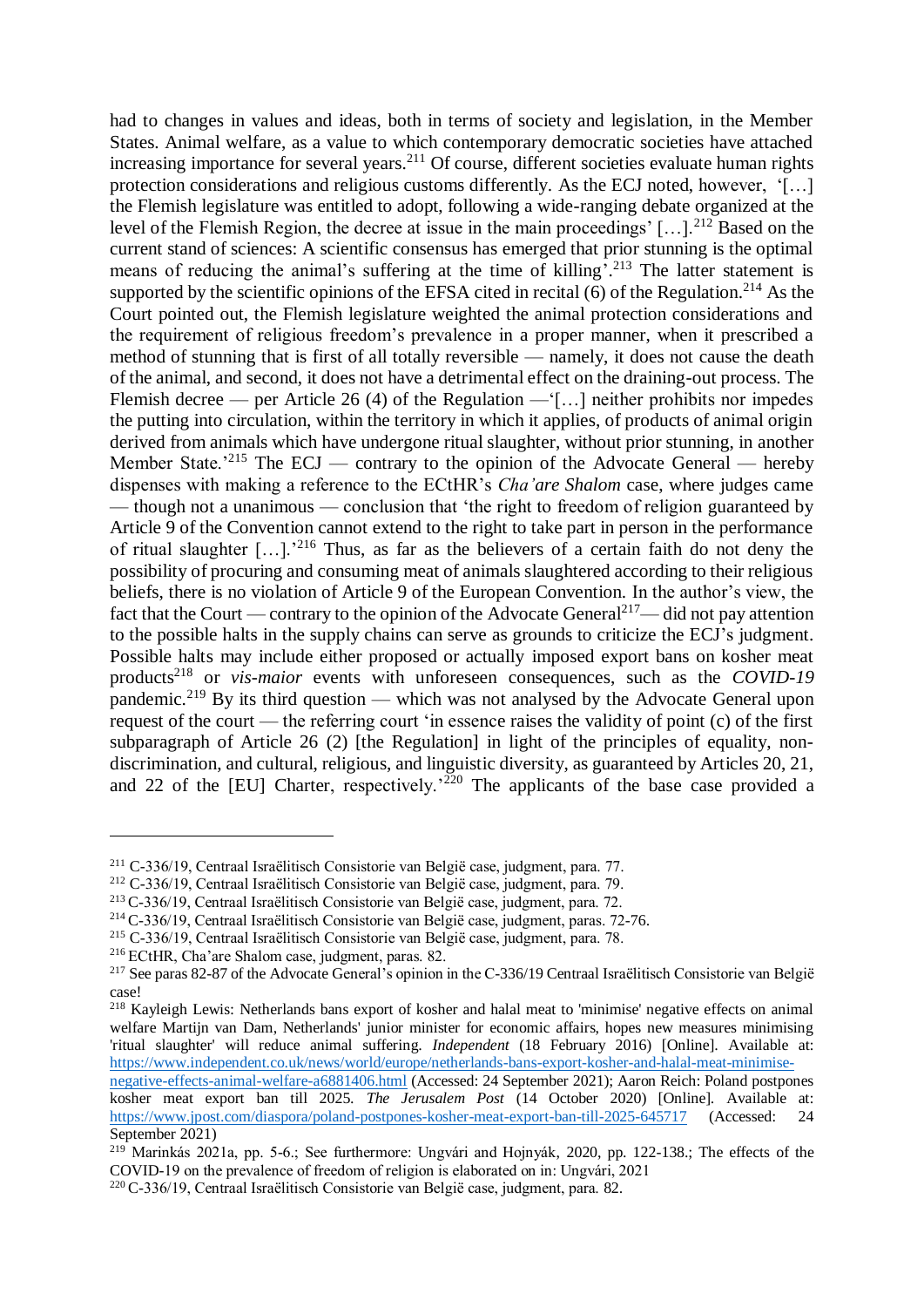had to changes in values and ideas, both in terms of society and legislation, in the Member States. Animal welfare, as a value to which contemporary democratic societies have attached increasing importance for several years.[211] Of course, different societies evaluate human rights protection considerations and religious customs differently. As the ECJ noted, however, '[…] the Flemish legislature was entitled to adopt, following a wide-ranging debate organized at the level of the Flemish Region, the decree at issue in the main proceedings' […].[212] Based on the current stand of sciences: A scientific consensus has emerged that prior stunning is the optimal means of reducing the animal's suffering at the time of killing'.[213] The latter statement is supported by the scientific opinions of the EFSA cited in recital (6) of the Regulation.[214] As the Court pointed out, the Flemish legislature weighted the animal protection considerations and the requirement of religious freedom's prevalence in a proper manner, when it prescribed a method of stunning that is first of all totally reversible — namely, it does not cause the death of the animal, and second, it does not have a detrimental effect on the draining-out process. The Flemish decree — per Article 26 (4) of the Regulation —'[…] neither prohibits nor impedes the putting into circulation, within the territory in which it applies, of products of animal origin derived from animals which have undergone ritual slaughter, without prior stunning, in another Member State.'[215] The ECJ — contrary to the opinion of the Advocate General — hereby dispenses with making a reference to the ECtHR's *Cha'are Shalom* case, where judges came — though not a unanimous — conclusion that 'the right to freedom of religion guaranteed by Article 9 of the Convention cannot extend to the right to take part in person in the performance of ritual slaughter […].'[216] Thus, as far as the believers of a certain faith do not deny the possibility of procuring and consuming meat of animals slaughtered according to their religious beliefs, there is no violation of Article 9 of the European Convention. In the author's view, the fact that the Court — contrary to the opinion of the Advocate General[217]— did not pay attention to the possible halts in the supply chains can serve as grounds to criticize the ECJ's judgment. Possible halts may include either proposed or actually imposed export bans on kosher meat products[218] or *vis-maior* events with unforeseen consequences, such as the *COVID-19* pandemic.[219] By its third question — which was not analysed by the Advocate General upon request of the court — the referring court 'in essence raises the validity of point (c) of the first subparagraph of Article 26 (2) [the Regulation] in light of the principles of equality, non-discrimination, and cultural, religious, and linguistic diversity, as guaranteed by Articles 20, 21, and 22 of the [EU] Charter, respectively.'[220] The applicants of the base case provided a

---

[211] C-336/19, Centraal Israëlitisch Consistorie van België case, judgment, para. 77.

[212] C-336/19, Centraal Israëlitisch Consistorie van België case, judgment, para. 79.

[213] C-336/19, Centraal Israëlitisch Consistorie van België case, judgment, para. 72.

[214] C-336/19, Centraal Israëlitisch Consistorie van België case, judgment, paras. 72-76.

[215] C-336/19, Centraal Israëlitisch Consistorie van België case, judgment, para. 78.

[216] ECtHR, Cha'are Shalom case, judgment, paras. 82.

[217] See paras 82-87 of the Advocate General's opinion in the C-336/19 Centraal Israëlitisch Consistorie van België case!

[218] Kayleigh Lewis: Netherlands bans export of kosher and halal meat to 'minimise' negative effects on animal welfare Martijn van Dam, Netherlands' junior minister for economic affairs, hopes new measures minimising 'ritual slaughter' will reduce animal suffering. *Independent* (18 February 2016) [Online]. Available at: https://www.independent.co.uk/news/world/europe/netherlands-bans-export-kosher-and-halal-meat-minimise-negative-effects-animal-welfare-a6881406.html (Accessed: 24 September 2021); Aaron Reich: Poland postpones kosher meat export ban till 2025. *The Jerusalem Post* (14 October 2020) [Online]. Available at: https://www.jpost.com/diaspora/poland-postpones-kosher-meat-export-ban-till-2025-645717 (Accessed: 24 September 2021)

[219] Marinkás 2021a, pp. 5-6.; See furthermore: Ungvári and Hojnyák, 2020, pp. 122-138.; The effects of the COVID-19 on the prevalence of freedom of religion is elaborated on in: Ungvári, 2021

[220] C-336/19, Centraal Israëlitisch Consistorie van België case, judgment, para. 82.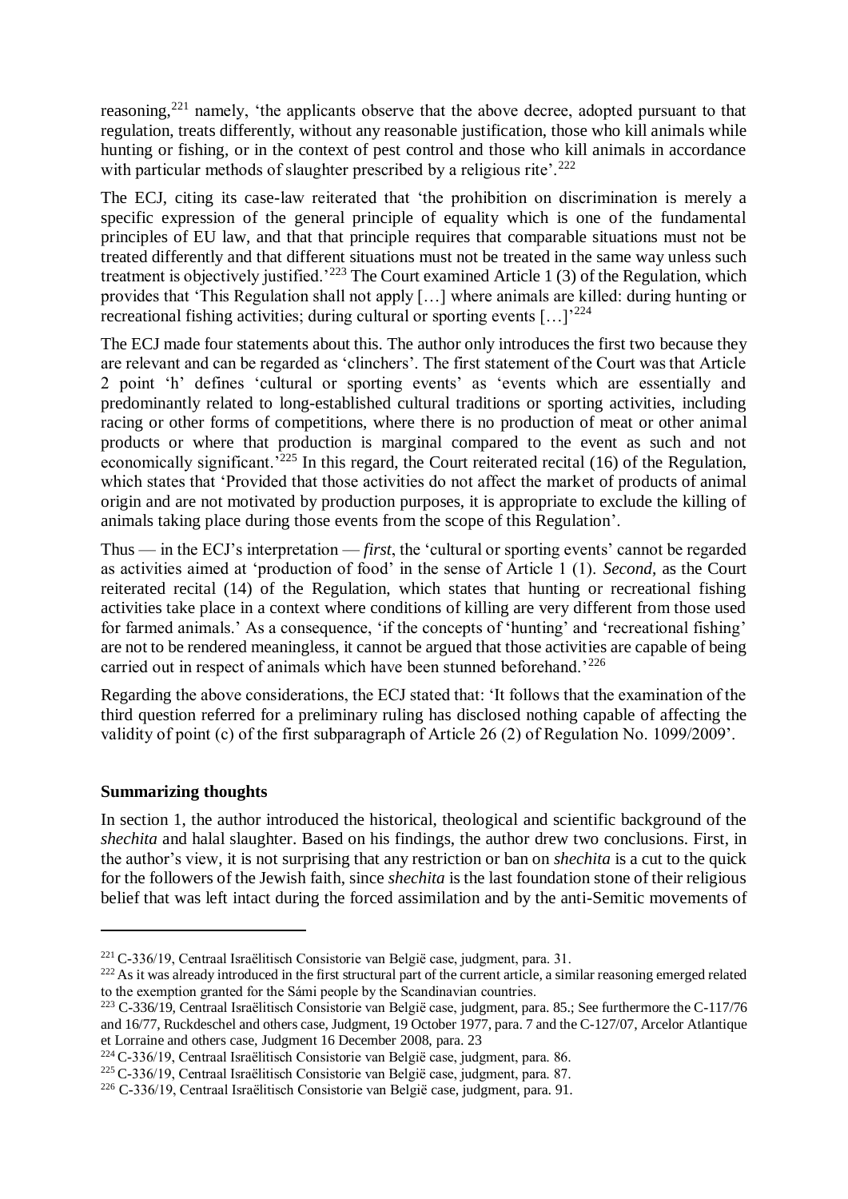reasoning,[221] namely, 'the applicants observe that the above decree, adopted pursuant to that regulation, treats differently, without any reasonable justification, those who kill animals while hunting or fishing, or in the context of pest control and those who kill animals in accordance with particular methods of slaughter prescribed by a religious rite'.[222]

The ECJ, citing its case-law reiterated that 'the prohibition on discrimination is merely a specific expression of the general principle of equality which is one of the fundamental principles of EU law, and that that principle requires that comparable situations must not be treated differently and that different situations must not be treated in the same way unless such treatment is objectively justified.'[223] The Court examined Article 1 (3) of the Regulation, which provides that 'This Regulation shall not apply […] where animals are killed: during hunting or recreational fishing activities; during cultural or sporting events […]'[224]

The ECJ made four statements about this. The author only introduces the first two because they are relevant and can be regarded as 'clinchers'. The first statement of the Court was that Article 2 point 'h' defines 'cultural or sporting events' as 'events which are essentially and predominantly related to long-established cultural traditions or sporting activities, including racing or other forms of competitions, where there is no production of meat or other animal products or where that production is marginal compared to the event as such and not economically significant.'[225] In this regard, the Court reiterated recital (16) of the Regulation, which states that 'Provided that those activities do not affect the market of products of animal origin and are not motivated by production purposes, it is appropriate to exclude the killing of animals taking place during those events from the scope of this Regulation'.

Thus — in the ECJ's interpretation — *first*, the 'cultural or sporting events' cannot be regarded as activities aimed at 'production of food' in the sense of Article 1 (1). *Second*, as the Court reiterated recital (14) of the Regulation, which states that hunting or recreational fishing activities take place in a context where conditions of killing are very different from those used for farmed animals.' As a consequence, 'if the concepts of 'hunting' and 'recreational fishing' are not to be rendered meaningless, it cannot be argued that those activities are capable of being carried out in respect of animals which have been stunned beforehand.'[226]

Regarding the above considerations, the ECJ stated that: 'It follows that the examination of the third question referred for a preliminary ruling has disclosed nothing capable of affecting the validity of point (c) of the first subparagraph of Article 26 (2) of Regulation No. 1099/2009'.

**Summarizing thoughts**

In section 1, the author introduced the historical, theological and scientific background of the *shechita* and halal slaughter. Based on his findings, the author drew two conclusions. First, in the author's view, it is not surprising that any restriction or ban on *shechita* is a cut to the quick for the followers of the Jewish faith, since *shechita* is the last foundation stone of their religious belief that was left intact during the forced assimilation and by the anti-Semitic movements of

---

[221] C-336/19, Centraal Israëlitisch Consistorie van België case, judgment, para. 31.

[222] As it was already introduced in the first structural part of the current article, a similar reasoning emerged related to the exemption granted for the Sámi people by the Scandinavian countries.

[223] C-336/19, Centraal Israëlitisch Consistorie van België case, judgment, para. 85.; See furthermore the C-117/76 and 16/77, Ruckdeschel and others case, Judgment, 19 October 1977, para. 7 and the C-127/07, Arcelor Atlantique et Lorraine and others case, Judgment 16 December 2008, para. 23

[224] C-336/19, Centraal Israëlitisch Consistorie van België case, judgment, para. 86.

[225] C-336/19, Centraal Israëlitisch Consistorie van België case, judgment, para. 87.

[226] C-336/19, Centraal Israëlitisch Consistorie van België case, judgment, para. 91.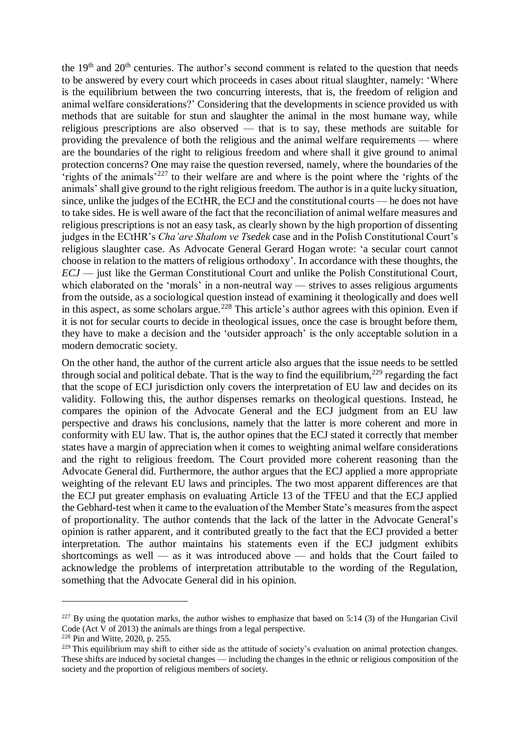the 19th and 20th centuries. The author's second comment is related to the question that needs to be answered by every court which proceeds in cases about ritual slaughter, namely: 'Where is the equilibrium between the two concurring interests, that is, the freedom of religion and animal welfare considerations?' Considering that the developments in science provided us with methods that are suitable for stun and slaughter the animal in the most humane way, while religious prescriptions are also observed — that is to say, these methods are suitable for providing the prevalence of both the religious and the animal welfare requirements — where are the boundaries of the right to religious freedom and where shall it give ground to animal protection concerns? One may raise the question reversed, namely, where the boundaries of the 'rights of the animals'[227] to their welfare are and where is the point where the 'rights of the animals' shall give ground to the right religious freedom. The author is in a quite lucky situation, since, unlike the judges of the ECtHR, the ECJ and the constitutional courts — he does not have to take sides. He is well aware of the fact that the reconciliation of animal welfare measures and religious prescriptions is not an easy task, as clearly shown by the high proportion of dissenting judges in the ECtHR's *Cha'are Shalom ve Tsedek* case and in the Polish Constitutional Court's religious slaughter case. As Advocate General Gerard Hogan wrote: 'a secular court cannot choose in relation to the matters of religious orthodoxy'. In accordance with these thoughts, the *ECJ* — just like the German Constitutional Court and unlike the Polish Constitutional Court, which elaborated on the 'morals' in a non-neutral way — strives to asses religious arguments from the outside, as a sociological question instead of examining it theologically and does well in this aspect, as some scholars argue.[228] This article's author agrees with this opinion. Even if it is not for secular courts to decide in theological issues, once the case is brought before them, they have to make a decision and the 'outsider approach' is the only acceptable solution in a modern democratic society.

On the other hand, the author of the current article also argues that the issue needs to be settled through social and political debate. That is the way to find the equilibrium,[229] regarding the fact that the scope of ECJ jurisdiction only covers the interpretation of EU law and decides on its validity. Following this, the author dispenses remarks on theological questions. Instead, he compares the opinion of the Advocate General and the ECJ judgment from an EU law perspective and draws his conclusions, namely that the latter is more coherent and more in conformity with EU law. That is, the author opines that the ECJ stated it correctly that member states have a margin of appreciation when it comes to weighting animal welfare considerations and the right to religious freedom. The Court provided more coherent reasoning than the Advocate General did. Furthermore, the author argues that the ECJ applied a more appropriate weighting of the relevant EU laws and principles. The two most apparent differences are that the ECJ put greater emphasis on evaluating Article 13 of the TFEU and that the ECJ applied the Gebhard-test when it came to the evaluation of the Member State's measures from the aspect of proportionality. The author contends that the lack of the latter in the Advocate General's opinion is rather apparent, and it contributed greatly to the fact that the ECJ provided a better interpretation. The author maintains his statements even if the ECJ judgment exhibits shortcomings as well — as it was introduced above — and holds that the Court failed to acknowledge the problems of interpretation attributable to the wording of the Regulation, something that the Advocate General did in his opinion.

---

[227] By using the quotation marks, the author wishes to emphasize that based on 5:14 (3) of the Hungarian Civil Code (Act V of 2013) the animals are things from a legal perspective.

[228] Pin and Witte, 2020, p. 255.

[229] This equilibrium may shift to either side as the attitude of society's evaluation on animal protection changes. These shifts are induced by societal changes — including the changes in the ethnic or religious composition of the society and the proportion of religious members of society.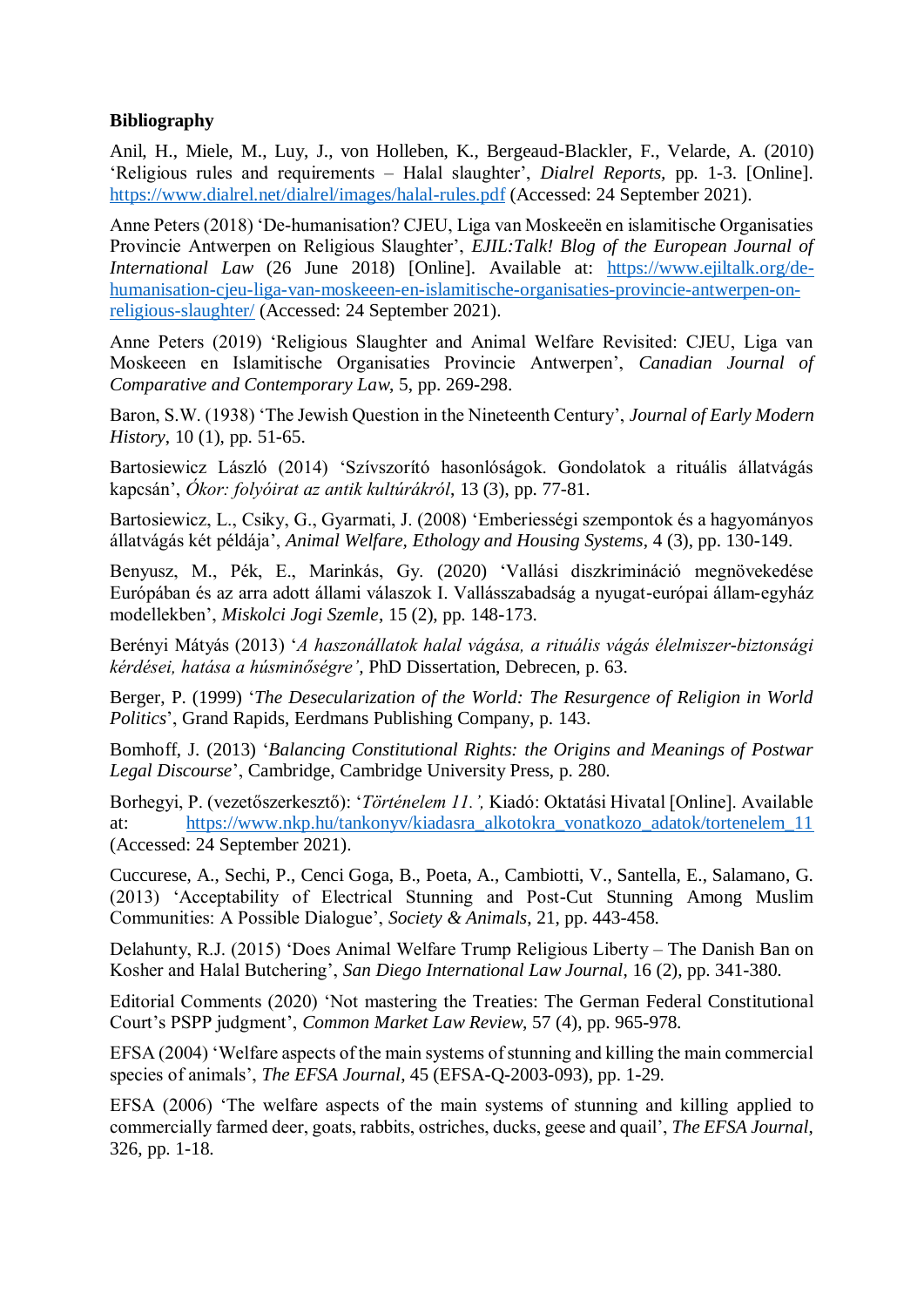**Bibliography**

Anil, H., Miele, M., Luy, J., von Holleben, K., Bergeaud-Blackler, F., Velarde, A. (2010) 'Religious rules and requirements – Halal slaughter', *Dialrel Reports*, pp. 1-3. [Online]. https://www.dialrel.net/dialrel/images/halal-rules.pdf (Accessed: 24 September 2021).

Anne Peters (2018) 'De-humanisation? CJEU, Liga van Moskeeën en islamitische Organisaties Provincie Antwerpen on Religious Slaughter', *EJIL:Talk! Blog of the European Journal of International Law* (26 June 2018) [Online]. Available at: https://www.ejiltalk.org/de-humanisation-cjeu-liga-van-moskeeen-en-islamitische-organisaties-provincie-antwerpen-on-religious-slaughter/ (Accessed: 24 September 2021).

Anne Peters (2019) 'Religious Slaughter and Animal Welfare Revisited: CJEU, Liga van Moskeeen en Islamitische Organisaties Provincie Antwerpen', *Canadian Journal of Comparative and Contemporary Law*, 5, pp. 269-298.

Baron, S.W. (1938) 'The Jewish Question in the Nineteenth Century', *Journal of Early Modern History*, 10 (1), pp. 51-65.

Bartosiewicz László (2014) 'Szívszorító hasonlóságok. Gondolatok a rituális állatvágás kapcsán', *Ókor: folyóirat az antik kultúrákról*, 13 (3), pp. 77-81.

Bartosiewicz, L., Csiky, G., Gyarmati, J. (2008) 'Emberiességi szempontok és a hagyományos állatvágás két példája', *Animal Welfare, Ethology and Housing Systems*, 4 (3), pp. 130-149.

Benyusz, M., Pék, E., Marinkás, Gy. (2020) 'Vallási diszkrimináció megnövekedése Európában és az arra adott állami válaszok I. Vallásszabadság a nyugat-európai állam-egyház modellekben', *Miskolci Jogi Szemle*, 15 (2), pp. 148-173.

Berényi Mátyás (2013) '*A haszonállatok halal vágása, a rituális vágás élelmiszer-biztonsági kérdései, hatása a húsminőségre'*, PhD Dissertation, Debrecen, p. 63.

Berger, P. (1999) '*The Desecularization of the World: The Resurgence of Religion in World Politics*', Grand Rapids, Eerdmans Publishing Company, p. 143.

Bomhoff, J. (2013) '*Balancing Constitutional Rights: the Origins and Meanings of Postwar Legal Discourse*', Cambridge, Cambridge University Press, p. 280.

Borhegyi, P. (vezetőszerkesztő): '*Történelem 11.',* Kiadó: Oktatási Hivatal [Online]. Available at: https://www.nkp.hu/tankonyv/kiadasra_alkotokra_vonatkozo_adatok/tortenelem_11 (Accessed: 24 September 2021).

Cuccurese, A., Sechi, P., Cenci Goga, B., Poeta, A., Cambiotti, V., Santella, E., Salamano, G. (2013) 'Acceptability of Electrical Stunning and Post-Cut Stunning Among Muslim Communities: A Possible Dialogue', *Society & Animals*, 21, pp. 443-458.

Delahunty, R.J. (2015) 'Does Animal Welfare Trump Religious Liberty – The Danish Ban on Kosher and Halal Butchering', *San Diego International Law Journal*, 16 (2), pp. 341-380.

Editorial Comments (2020) 'Not mastering the Treaties: The German Federal Constitutional Court's PSPP judgment', *Common Market Law Review*, 57 (4), pp. 965-978.

EFSA (2004) 'Welfare aspects of the main systems of stunning and killing the main commercial species of animals', *The EFSA Journal*, 45 (EFSA-Q-2003-093), pp. 1-29.

EFSA (2006) 'The welfare aspects of the main systems of stunning and killing applied to commercially farmed deer, goats, rabbits, ostriches, ducks, geese and quail', *The EFSA Journal*, 326, pp. 1-18.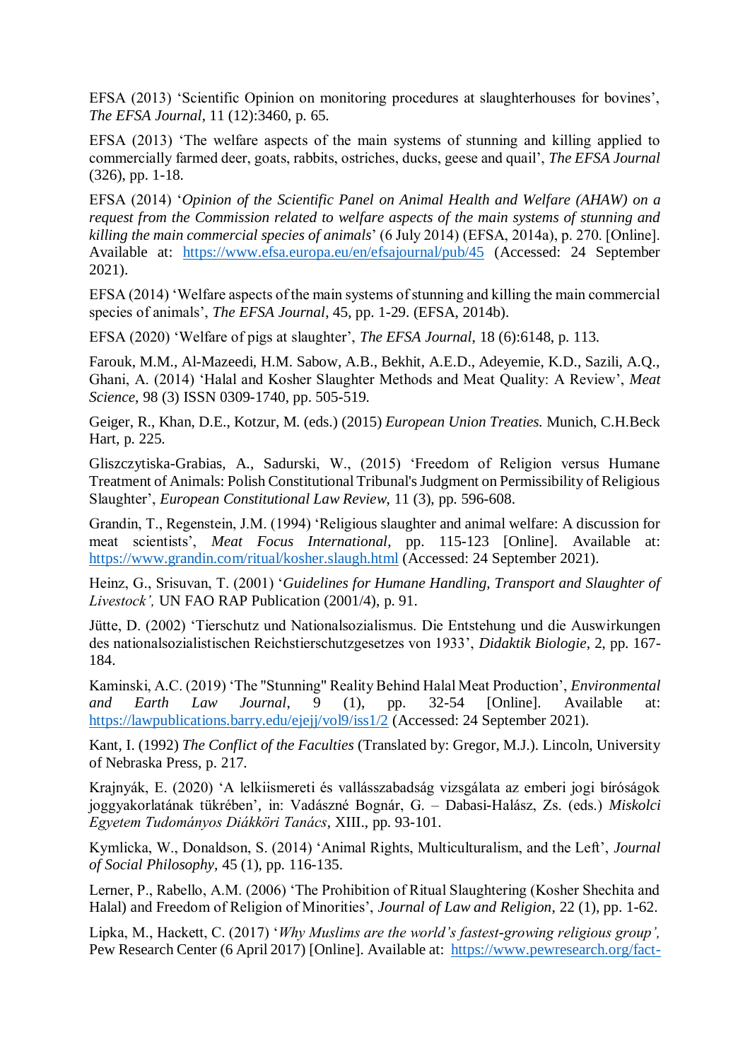EFSA (2013) 'Scientific Opinion on monitoring procedures at slaughterhouses for bovines', *The EFSA Journal*, 11 (12):3460, p. 65.

EFSA (2013) 'The welfare aspects of the main systems of stunning and killing applied to commercially farmed deer, goats, rabbits, ostriches, ducks, geese and quail', *The EFSA Journal* (326), pp. 1-18.

EFSA (2014) '*Opinion of the Scientific Panel on Animal Health and Welfare (AHAW) on a request from the Commission related to welfare aspects of the main systems of stunning and killing the main commercial species of animals*' (6 July 2014) (EFSA, 2014a), p. 270. [Online]. Available at: https://www.efsa.europa.eu/en/efsajournal/pub/45 (Accessed: 24 September 2021).

EFSA (2014) 'Welfare aspects of the main systems of stunning and killing the main commercial species of animals', *The EFSA Journal*, 45, pp. 1-29. (EFSA, 2014b).

EFSA (2020) 'Welfare of pigs at slaughter', *The EFSA Journal*, 18 (6):6148, p. 113.

Farouk, M.M., Al-Mazeedi, H.M. Sabow, A.B., Bekhit, A.E.D., Adeyemie, K.D., Sazili, A.Q., Ghani, A. (2014) 'Halal and Kosher Slaughter Methods and Meat Quality: A Review', *Meat Science*, 98 (3) ISSN 0309-1740, pp. 505-519.

Geiger, R., Khan, D.E., Kotzur, M. (eds.) (2015) *European Union Treaties.* Munich, C.H.Beck Hart, p. 225.

Gliszczytiska-Grabias, A., Sadurski, W., (2015) 'Freedom of Religion versus Humane Treatment of Animals: Polish Constitutional Tribunal's Judgment on Permissibility of Religious Slaughter', *European Constitutional Law Review*, 11 (3), pp. 596-608.

Grandin, T., Regenstein, J.M. (1994) 'Religious slaughter and animal welfare: A discussion for meat scientists', *Meat Focus International*, pp. 115-123 [Online]. Available at: https://www.grandin.com/ritual/kosher.slaugh.html (Accessed: 24 September 2021).

Heinz, G., Srisuvan, T. (2001) '*Guidelines for Humane Handling, Transport and Slaughter of Livestock',* UN FAO RAP Publication (2001/4), p. 91.

Jütte, D. (2002) 'Tierschutz und Nationalsozialismus. Die Entstehung und die Auswirkungen des nationalsozialistischen Reichstierschutzgesetzes von 1933', *Didaktik Biologie*, 2, pp. 167-184.

Kaminski, A.C. (2019) 'The "Stunning" Reality Behind Halal Meat Production', *Environmental and Earth Law Journal*, 9 (1), pp. 32-54 [Online]. Available at: https://lawpublications.barry.edu/ejejj/vol9/iss1/2 (Accessed: 24 September 2021).

Kant, I. (1992) *The Conflict of the Faculties* (Translated by: Gregor, M.J.). Lincoln, University of Nebraska Press, p. 217.

Krajnyák, E. (2020) 'A lelkiismereti és vallásszabadság vizsgálata az emberi jogi bíróságok joggyakorlatának tükrében', in: Vadászné Bognár, G. – Dabasi-Halász, Zs. (eds.) *Miskolci Egyetem Tudományos Diákköri Tanács*, XIII., pp. 93-101.

Kymlicka, W., Donaldson, S. (2014) 'Animal Rights, Multiculturalism, and the Left', *Journal of Social Philosophy*, 45 (1), pp. 116-135.

Lerner, P., Rabello, A.M. (2006) 'The Prohibition of Ritual Slaughtering (Kosher Shechita and Halal) and Freedom of Religion of Minorities', *Journal of Law and Religion*, 22 (1), pp. 1-62.

Lipka, M., Hackett, C. (2017) '*Why Muslims are the world's fastest-growing religious group',* Pew Research Center (6 April 2017) [Online]. Available at: https://www.pewresearch.org/fact-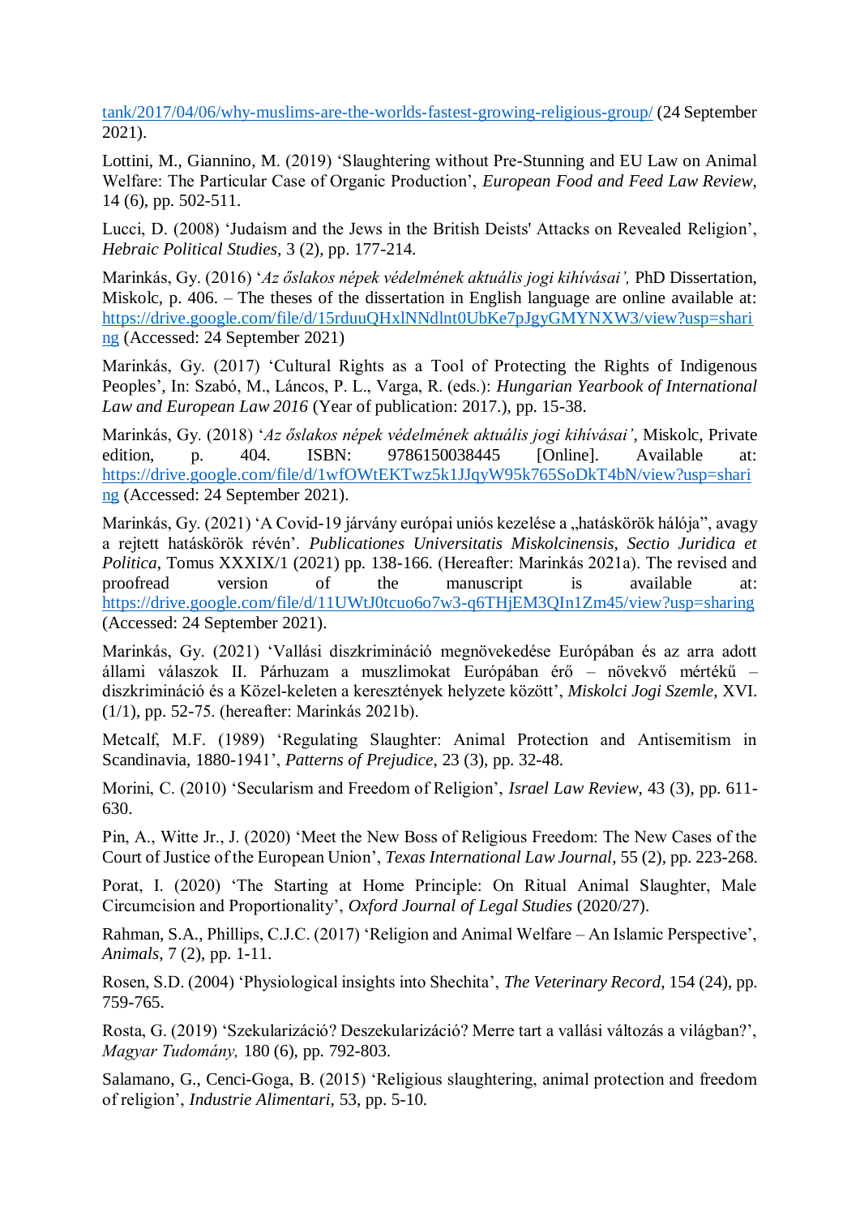tank/2017/04/06/why-muslims-are-the-worlds-fastest-growing-religious-group/ (24 September 2021).

Lottini, M., Giannino, M. (2019) 'Slaughtering without Pre-Stunning and EU Law on Animal Welfare: The Particular Case of Organic Production', *European Food and Feed Law Review*, 14 (6), pp. 502-511.

Lucci, D. (2008) 'Judaism and the Jews in the British Deists' Attacks on Revealed Religion', *Hebraic Political Studies,* 3 (2), pp. 177-214.

Marinkás, Gy. (2016) '*Az őslakos népek védelmének aktuális jogi kihívásai',* PhD Dissertation, Miskolc, p. 406. – The theses of the dissertation in English language are online available at: https://drive.google.com/file/d/15rduuQHxlNNdlnt0UbKe7pJgyGMYNXW3/view?usp=sharing (Accessed: 24 September 2021)

Marinkás, Gy. (2017) 'Cultural Rights as a Tool of Protecting the Rights of Indigenous Peoples', In: Szabó, M., Láncos, P. L., Varga, R. (eds.): *Hungarian Yearbook of International Law and European Law 2016* (Year of publication: 2017.), pp. 15-38.

Marinkás, Gy. (2018) '*Az őslakos népek védelmének aktuális jogi kihívásai',* Miskolc, Private edition, p. 404. ISBN: 9786150038445 [Online]. Available at: https://drive.google.com/file/d/1wfOWtEKTwz5k1JJqyW95k765SoDkT4bN/view?usp=sharing (Accessed: 24 September 2021).

Marinkás, Gy. (2021) 'A Covid-19 járvány európai uniós kezelése a „hatáskörök hálója", avagy a rejtett hatáskörök révén'. *Publicationes Universitatis Miskolcinensis, Sectio Juridica et Politica*, Tomus XXXIX/1 (2021) pp. 138-166. (Hereafter: Marinkás 2021a). The revised and proofread version of the manuscript is available at: https://drive.google.com/file/d/11UWtJ0tcuo6o7w3-q6THjEM3QIn1Zm45/view?usp=sharing (Accessed: 24 September 2021).

Marinkás, Gy. (2021) 'Vallási diszkrimináció megnövekedése Európában és az arra adott állami válaszok II. Párhuzam a muszlimokat Európában érő – növekvő mértékű – diszkrimináció és a Közel-keleten a keresztények helyzete között', *Miskolci Jogi Szemle*, XVI. (1/1), pp. 52-75. (hereafter: Marinkás 2021b).

Metcalf, M.F. (1989) 'Regulating Slaughter: Animal Protection and Antisemitism in Scandinavia, 1880-1941', *Patterns of Prejudice*, 23 (3), pp. 32-48.

Morini, C. (2010) 'Secularism and Freedom of Religion', *Israel Law Review*, 43 (3), pp. 611-630.

Pin, A., Witte Jr., J. (2020) 'Meet the New Boss of Religious Freedom: The New Cases of the Court of Justice of the European Union', *Texas International Law Journal*, 55 (2), pp. 223-268.

Porat, I. (2020) 'The Starting at Home Principle: On Ritual Animal Slaughter, Male Circumcision and Proportionality', *Oxford Journal of Legal Studies* (2020/27).

Rahman, S.A., Phillips, C.J.C. (2017) 'Religion and Animal Welfare – An Islamic Perspective', *Animals*, 7 (2), pp. 1-11.

Rosen, S.D. (2004) 'Physiological insights into Shechita', *The Veterinary Record*, 154 (24), pp. 759-765.

Rosta, G. (2019) 'Szekularizáció? Deszekularizáció? Merre tart a vallási változás a világban?', *Magyar Tudomány,* 180 (6), pp. 792-803.

Salamano, G., Cenci-Goga, B. (2015) 'Religious slaughtering, animal protection and freedom of religion', *Industrie Alimentari*, 53, pp. 5-10.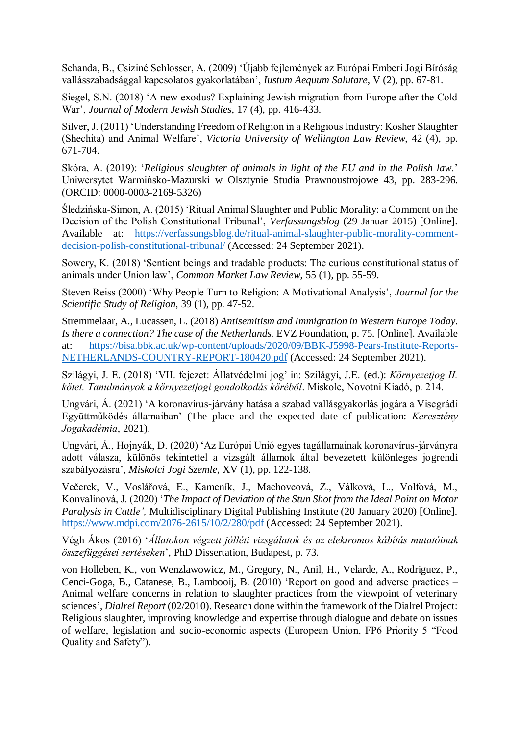Schanda, B., Csiziné Schlosser, A. (2009) 'Újabb fejlemények az Európai Emberi Jogi Bíróság vallásszabadsággal kapcsolatos gyakorlatában', *Iustum Aequum Salutare*, V (2), pp. 67-81.

Siegel, S.N. (2018) 'A new exodus? Explaining Jewish migration from Europe after the Cold War', *Journal of Modern Jewish Studies*, 17 (4), pp. 416-433.

Silver, J. (2011) 'Understanding Freedom of Religion in a Religious Industry: Kosher Slaughter (Shechita) and Animal Welfare', *Victoria University of Wellington Law Review,* 42 (4), pp. 671-704.

Skóra, A. (2019): '*Religious slaughter of animals in light of the EU and in the Polish law*.' Uniwersytet Warmińsko-Mazurski w Olsztynie Studia Prawnoustrojowe 43, pp. 283-296. (ORCID: 0000-0003-2169-5326)

Śledzińska-Simon, A. (2015) 'Ritual Animal Slaughter and Public Morality: a Comment on the Decision of the Polish Constitutional Tribunal', *Verfassungsblog* (29 Januar 2015) [Online]. Available at: https://verfassungsblog.de/ritual-animal-slaughter-public-morality-comment-decision-polish-constitutional-tribunal/ (Accessed: 24 September 2021).

Sowery, K. (2018) 'Sentient beings and tradable products: The curious constitutional status of animals under Union law', *Common Market Law Review*, 55 (1), pp. 55-59.

Steven Reiss (2000) 'Why People Turn to Religion: A Motivational Analysis', *Journal for the Scientific Study of Religion*, 39 (1), pp. 47-52.

Stremmelaar, A., Lucassen, L. (2018) *Antisemitism and Immigration in Western Europe Today. Is there a connection? The case of the Netherlands.* EVZ Foundation, p. 75. [Online]. Available at: https://bisa.bbk.ac.uk/wp-content/uploads/2020/09/BBK-J5998-Pears-Institute-Reports-NETHERLANDS-COUNTRY-REPORT-180420.pdf (Accessed: 24 September 2021).

Szilágyi, J. E. (2018) 'VII. fejezet: Állatvédelmi jog' in: Szilágyi, J.E. (ed.): *Környezetjog II. kötet. Tanulmányok a környezetjogi gondolkodás köréből*. Miskolc, Novotni Kiadó, p. 214.

Ungvári, Á. (2021) 'A koronavírus-járvány hatása a szabad vallásgyakorlás jogára a Visegrádi Együttműködés államaiban' (The place and the expected date of publication: *Keresztény Jogakadémia*, 2021).

Ungvári, Á., Hojnyák, D. (2020) 'Az Európai Unió egyes tagállamainak koronavírus-járványra adott válasza, különös tekintettel a vizsgált államok által bevezetett különleges jogrendi szabályozásra', *Miskolci Jogi Szemle*, XV (1), pp. 122-138.

Večerek, V., Voslářová, E., Kameník, J., Machovcová, Z., Válková, L., Volfová, M., Konvalinová, J. (2020) '*The Impact of Deviation of the Stun Shot from the Ideal Point on Motor Paralysis in Cattle',* Multidisciplinary Digital Publishing Institute (20 January 2020) [Online]. https://www.mdpi.com/2076-2615/10/2/280/pdf (Accessed: 24 September 2021).

Végh Ákos (2016) '*Állatokon végzett jólléti vizsgálatok és az elektromos kábítás mutatóinak összefüggései sertéseken*', PhD Dissertation, Budapest, p. 73.

von Holleben, K., von Wenzlawowicz, M., Gregory, N., Anil, H., Velarde, A., Rodriguez, P., Cenci-Goga, B., Catanese, B., Lambooij, B. (2010) 'Report on good and adverse practices – Animal welfare concerns in relation to slaughter practices from the viewpoint of veterinary sciences', *Dialrel Report* (02/2010). Research done within the framework of the Dialrel Project: Religious slaughter, improving knowledge and expertise through dialogue and debate on issues of welfare, legislation and socio-economic aspects (European Union, FP6 Priority 5 "Food Quality and Safety").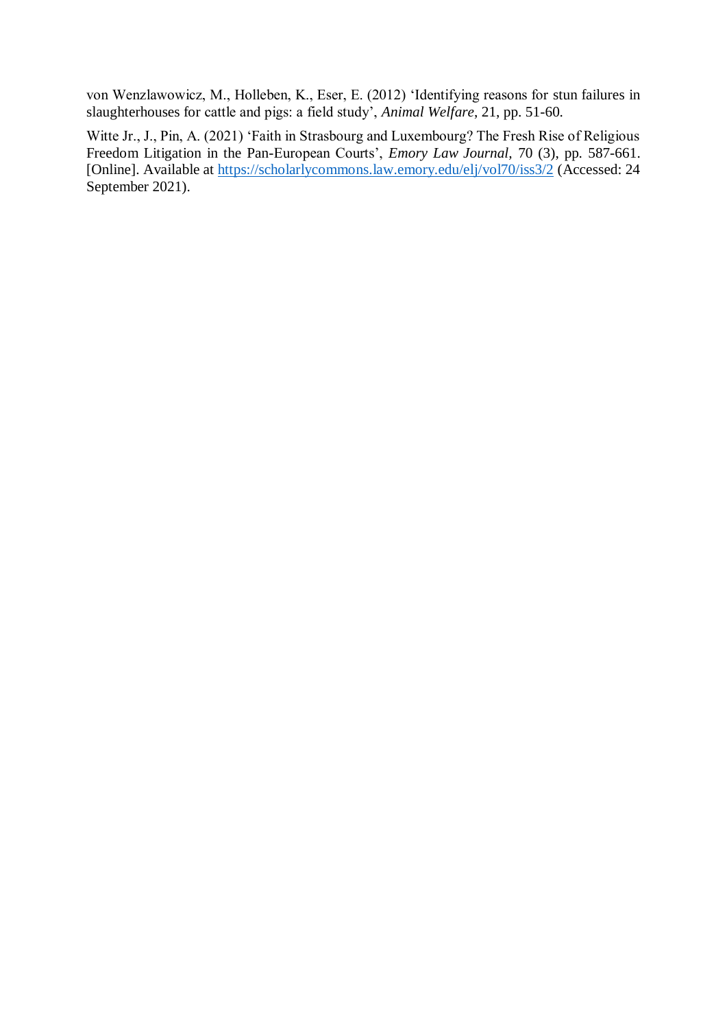von Wenzlawowicz, M., Holleben, K., Eser, E. (2012) 'Identifying reasons for stun failures in slaughterhouses for cattle and pigs: a field study', *Animal Welfare*, 21, pp. 51-60.

Witte Jr., J., Pin, A. (2021) 'Faith in Strasbourg and Luxembourg? The Fresh Rise of Religious Freedom Litigation in the Pan-European Courts', *Emory Law Journal,* 70 (3), pp. 587-661. [Online]. Available at https://scholarlycommons.law.emory.edu/elj/vol70/iss3/2 (Accessed: 24 September 2021).